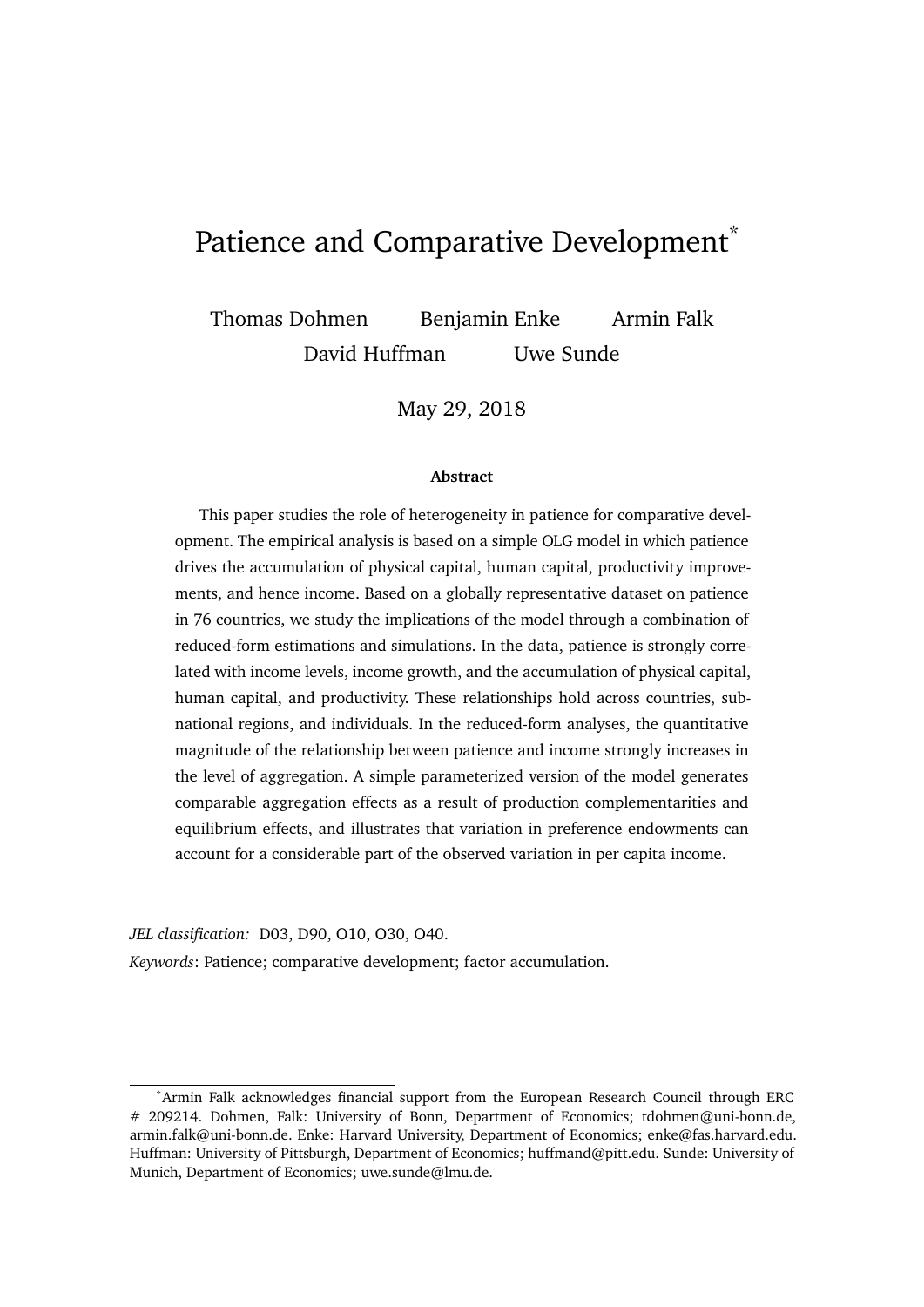# Patience and Comparative Development[*]

Thomas Dohmen Benjamin Enke Armin Falk
David Huffman Uwe Sunde

May 29, 2018

**Abstract**

This paper studies the role of heterogeneity in patience for comparative development. The empirical analysis is based on a simple OLG model in which patience drives the accumulation of physical capital, human capital, productivity improvements, and hence income. Based on a globally representative dataset on patience in 76 countries, we study the implications of the model through a combination of reduced-form estimations and simulations. In the data, patience is strongly correlated with income levels, income growth, and the accumulation of physical capital, human capital, and productivity. These relationships hold across countries, subnational regions, and individuals. In the reduced-form analyses, the quantitative magnitude of the relationship between patience and income strongly increases in the level of aggregation. A simple parameterized version of the model generates comparable aggregation effects as a result of production complementarities and equilibrium effects, and illustrates that variation in preference endowments can account for a considerable part of the observed variation in per capita income.

*JEL classification:* D03, D90, O10, O30, O40.

*Keywords*: Patience; comparative development; factor accumulation.

---

[*] Armin Falk acknowledges financial support from the European Research Council through ERC # 209214. Dohmen, Falk: University of Bonn, Department of Economics; tdohmen@uni-bonn.de, armin.falk@uni-bonn.de. Enke: Harvard University, Department of Economics; enke@fas.harvard.edu. Huffman: University of Pittsburgh, Department of Economics; huffmand@pitt.edu. Sunde: University of Munich, Department of Economics; uwe.sunde@lmu.de.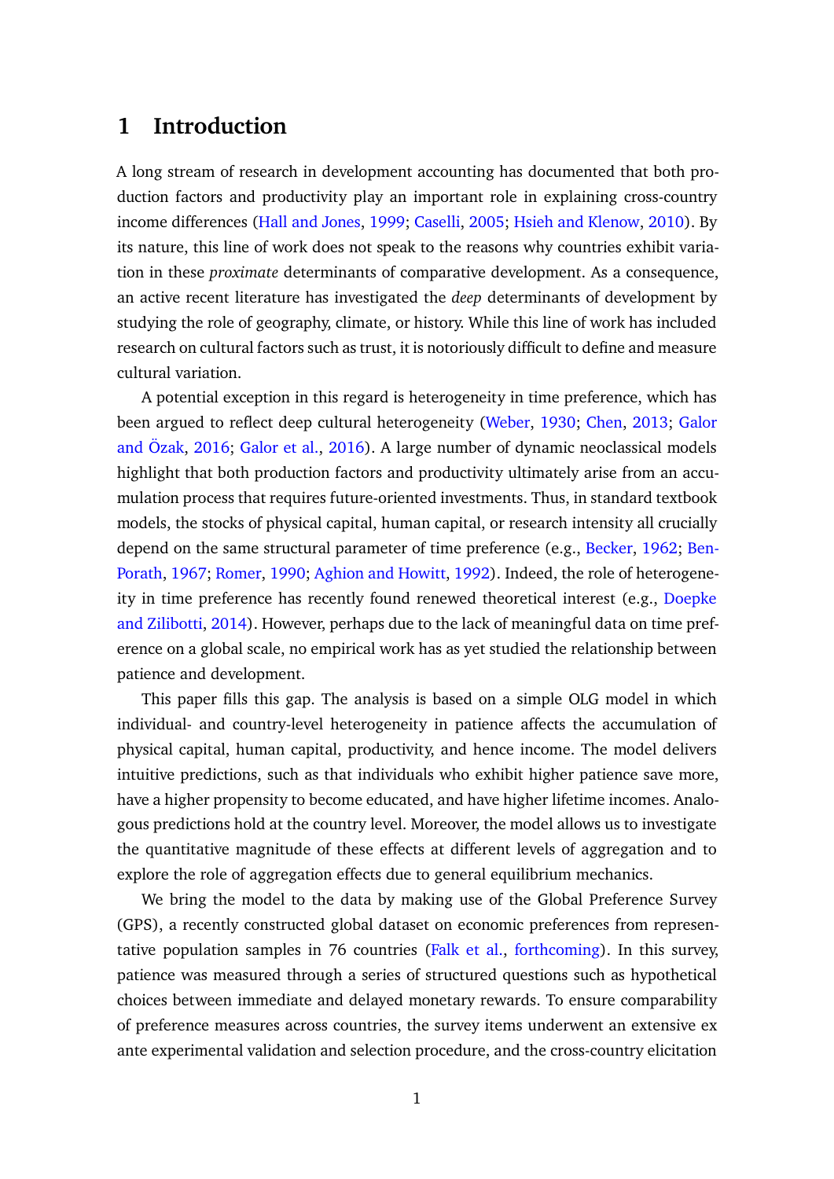# 1 Introduction

A long stream of research in development accounting has documented that both production factors and productivity play an important role in explaining cross-country income differences (Hall and Jones, 1999; Caselli, 2005; Hsieh and Klenow, 2010). By its nature, this line of work does not speak to the reasons why countries exhibit variation in these *proximate* determinants of comparative development. As a consequence, an active recent literature has investigated the *deep* determinants of development by studying the role of geography, climate, or history. While this line of work has included research on cultural factors such as trust, it is notoriously difficult to define and measure cultural variation.

A potential exception in this regard is heterogeneity in time preference, which has been argued to reflect deep cultural heterogeneity (Weber, 1930; Chen, 2013; Galor and Özak, 2016; Galor et al., 2016). A large number of dynamic neoclassical models highlight that both production factors and productivity ultimately arise from an accumulation process that requires future-oriented investments. Thus, in standard textbook models, the stocks of physical capital, human capital, or research intensity all crucially depend on the same structural parameter of time preference (e.g., Becker, 1962; Ben-Porath, 1967; Romer, 1990; Aghion and Howitt, 1992). Indeed, the role of heterogeneity in time preference has recently found renewed theoretical interest (e.g., Doepke and Zilibotti, 2014). However, perhaps due to the lack of meaningful data on time preference on a global scale, no empirical work has as yet studied the relationship between patience and development.

This paper fills this gap. The analysis is based on a simple OLG model in which individual- and country-level heterogeneity in patience affects the accumulation of physical capital, human capital, productivity, and hence income. The model delivers intuitive predictions, such as that individuals who exhibit higher patience save more, have a higher propensity to become educated, and have higher lifetime incomes. Analogous predictions hold at the country level. Moreover, the model allows us to investigate the quantitative magnitude of these effects at different levels of aggregation and to explore the role of aggregation effects due to general equilibrium mechanics.

We bring the model to the data by making use of the Global Preference Survey (GPS), a recently constructed global dataset on economic preferences from representative population samples in 76 countries (Falk et al., forthcoming). In this survey, patience was measured through a series of structured questions such as hypothetical choices between immediate and delayed monetary rewards. To ensure comparability of preference measures across countries, the survey items underwent an extensive ex ante experimental validation and selection procedure, and the cross-country elicitation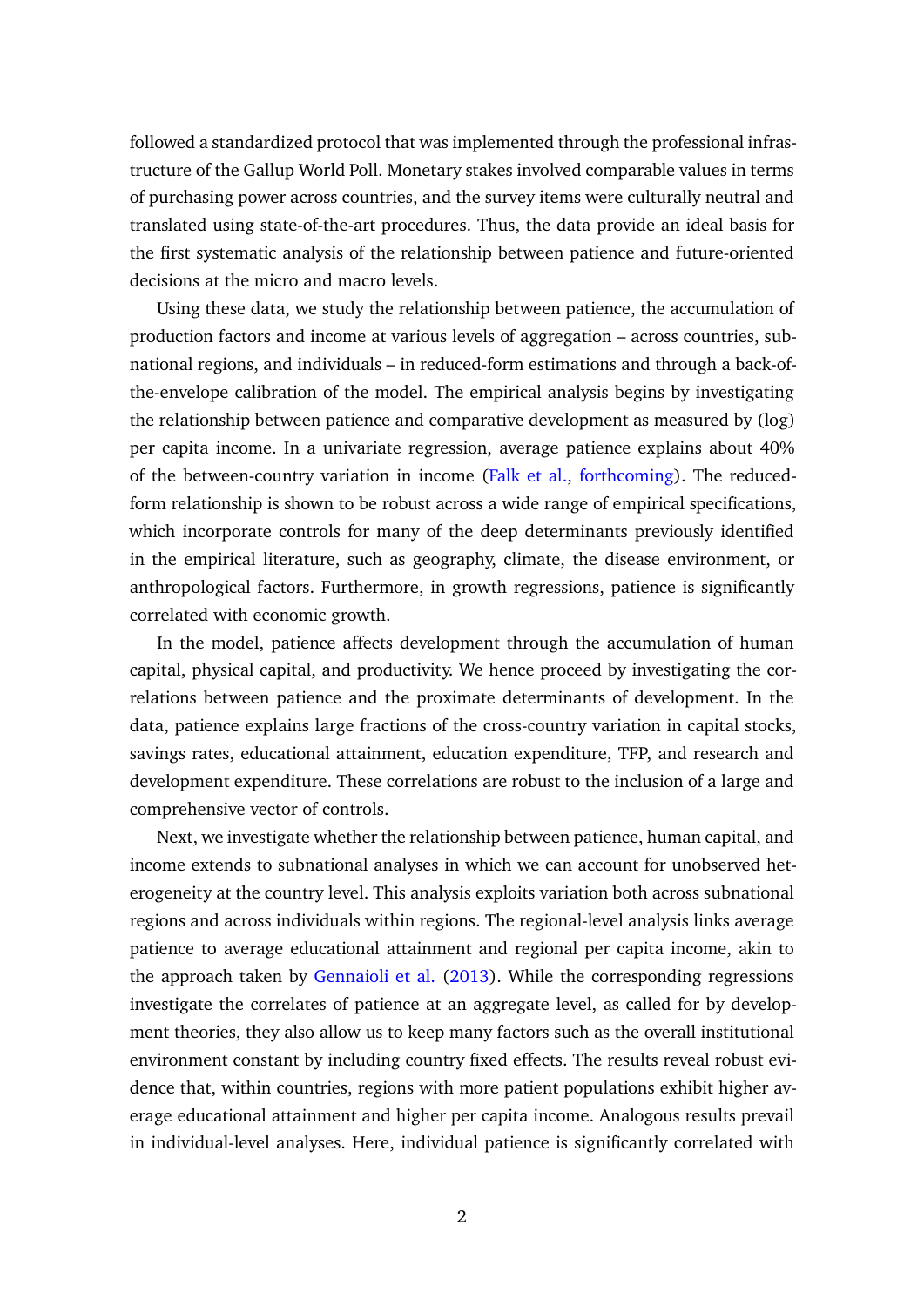followed a standardized protocol that was implemented through the professional infrastructure of the Gallup World Poll. Monetary stakes involved comparable values in terms of purchasing power across countries, and the survey items were culturally neutral and translated using state-of-the-art procedures. Thus, the data provide an ideal basis for the first systematic analysis of the relationship between patience and future-oriented decisions at the micro and macro levels.

Using these data, we study the relationship between patience, the accumulation of production factors and income at various levels of aggregation – across countries, subnational regions, and individuals – in reduced-form estimations and through a back-of-the-envelope calibration of the model. The empirical analysis begins by investigating the relationship between patience and comparative development as measured by (log) per capita income. In a univariate regression, average patience explains about 40% of the between-country variation in income (Falk et al., forthcoming). The reduced-form relationship is shown to be robust across a wide range of empirical specifications, which incorporate controls for many of the deep determinants previously identified in the empirical literature, such as geography, climate, the disease environment, or anthropological factors. Furthermore, in growth regressions, patience is significantly correlated with economic growth.

In the model, patience affects development through the accumulation of human capital, physical capital, and productivity. We hence proceed by investigating the correlations between patience and the proximate determinants of development. In the data, patience explains large fractions of the cross-country variation in capital stocks, savings rates, educational attainment, education expenditure, TFP, and research and development expenditure. These correlations are robust to the inclusion of a large and comprehensive vector of controls.

Next, we investigate whether the relationship between patience, human capital, and income extends to subnational analyses in which we can account for unobserved heterogeneity at the country level. This analysis exploits variation both across subnational regions and across individuals within regions. The regional-level analysis links average patience to average educational attainment and regional per capita income, akin to the approach taken by Gennaioli et al. (2013). While the corresponding regressions investigate the correlates of patience at an aggregate level, as called for by development theories, they also allow us to keep many factors such as the overall institutional environment constant by including country fixed effects. The results reveal robust evidence that, within countries, regions with more patient populations exhibit higher average educational attainment and higher per capita income. Analogous results prevail in individual-level analyses. Here, individual patience is significantly correlated with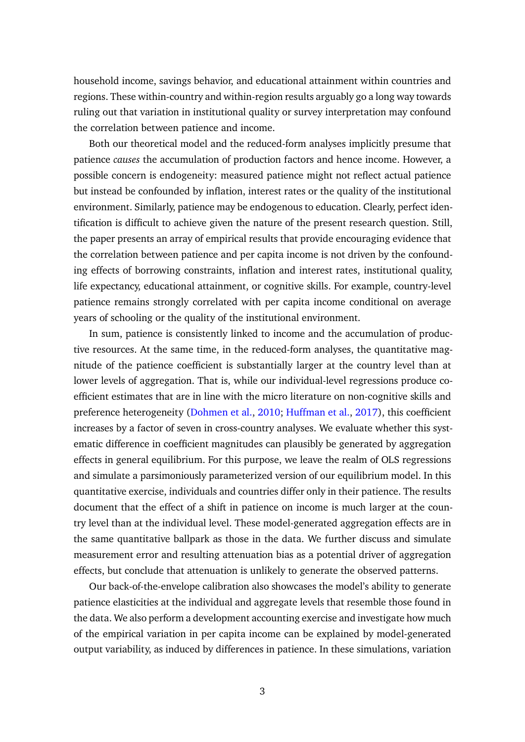household income, savings behavior, and educational attainment within countries and regions. These within-country and within-region results arguably go a long way towards ruling out that variation in institutional quality or survey interpretation may confound the correlation between patience and income.

Both our theoretical model and the reduced-form analyses implicitly presume that patience *causes* the accumulation of production factors and hence income. However, a possible concern is endogeneity: measured patience might not reflect actual patience but instead be confounded by inflation, interest rates or the quality of the institutional environment. Similarly, patience may be endogenous to education. Clearly, perfect identification is difficult to achieve given the nature of the present research question. Still, the paper presents an array of empirical results that provide encouraging evidence that the correlation between patience and per capita income is not driven by the confounding effects of borrowing constraints, inflation and interest rates, institutional quality, life expectancy, educational attainment, or cognitive skills. For example, country-level patience remains strongly correlated with per capita income conditional on average years of schooling or the quality of the institutional environment.

In sum, patience is consistently linked to income and the accumulation of productive resources. At the same time, in the reduced-form analyses, the quantitative magnitude of the patience coefficient is substantially larger at the country level than at lower levels of aggregation. That is, while our individual-level regressions produce coefficient estimates that are in line with the micro literature on non-cognitive skills and preference heterogeneity (Dohmen et al., 2010; Huffman et al., 2017), this coefficient increases by a factor of seven in cross-country analyses. We evaluate whether this systematic difference in coefficient magnitudes can plausibly be generated by aggregation effects in general equilibrium. For this purpose, we leave the realm of OLS regressions and simulate a parsimoniously parameterized version of our equilibrium model. In this quantitative exercise, individuals and countries differ only in their patience. The results document that the effect of a shift in patience on income is much larger at the country level than at the individual level. These model-generated aggregation effects are in the same quantitative ballpark as those in the data. We further discuss and simulate measurement error and resulting attenuation bias as a potential driver of aggregation effects, but conclude that attenuation is unlikely to generate the observed patterns.

Our back-of-the-envelope calibration also showcases the model's ability to generate patience elasticities at the individual and aggregate levels that resemble those found in the data. We also perform a development accounting exercise and investigate how much of the empirical variation in per capita income can be explained by model-generated output variability, as induced by differences in patience. In these simulations, variation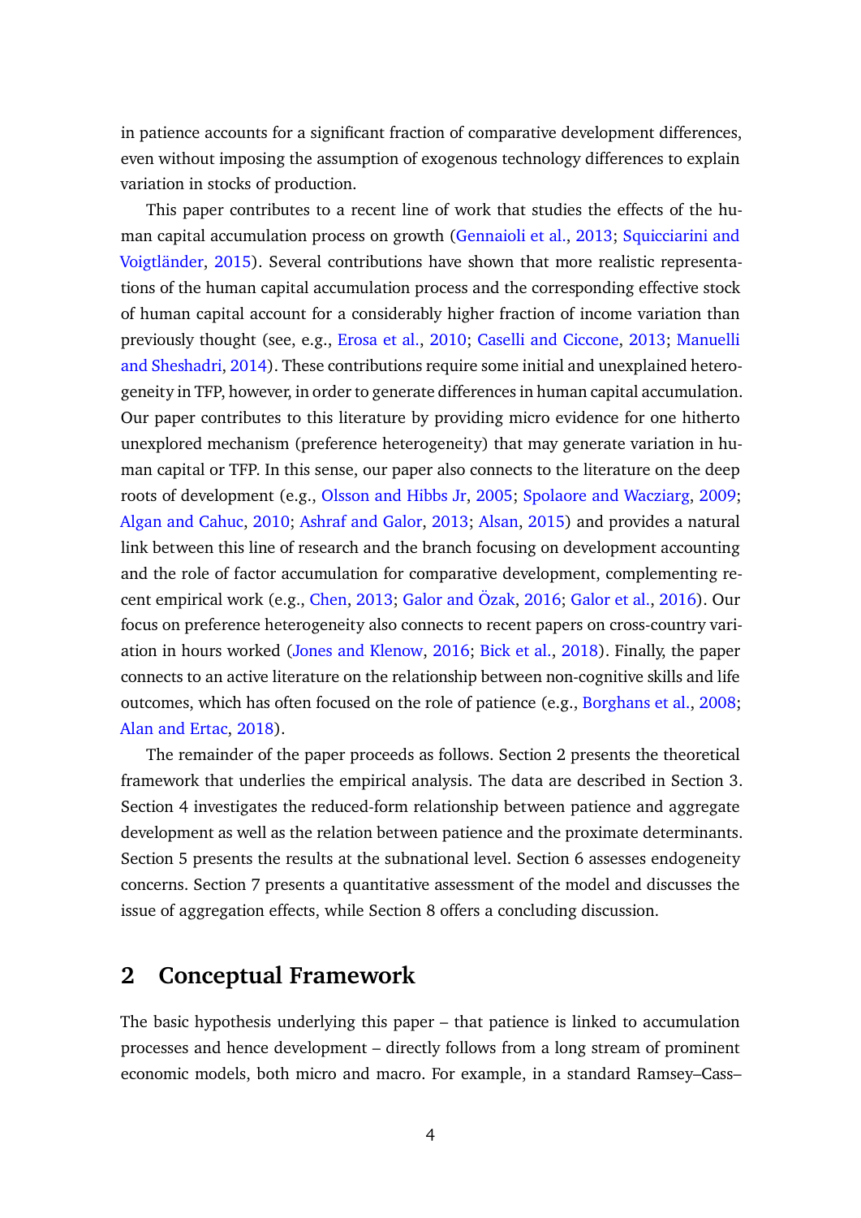in patience accounts for a significant fraction of comparative development differences, even without imposing the assumption of exogenous technology differences to explain variation in stocks of production.

This paper contributes to a recent line of work that studies the effects of the human capital accumulation process on growth (Gennaioli et al., 2013; Squicciarini and Voigtländer, 2015). Several contributions have shown that more realistic representations of the human capital accumulation process and the corresponding effective stock of human capital account for a considerably higher fraction of income variation than previously thought (see, e.g., Erosa et al., 2010; Caselli and Ciccone, 2013; Manuelli and Sheshadri, 2014). These contributions require some initial and unexplained heterogeneity in TFP, however, in order to generate differences in human capital accumulation. Our paper contributes to this literature by providing micro evidence for one hitherto unexplored mechanism (preference heterogeneity) that may generate variation in human capital or TFP. In this sense, our paper also connects to the literature on the deep roots of development (e.g., Olsson and Hibbs Jr, 2005; Spolaore and Wacziarg, 2009; Algan and Cahuc, 2010; Ashraf and Galor, 2013; Alsan, 2015) and provides a natural link between this line of research and the branch focusing on development accounting and the role of factor accumulation for comparative development, complementing recent empirical work (e.g., Chen, 2013; Galor and Özak, 2016; Galor et al., 2016). Our focus on preference heterogeneity also connects to recent papers on cross-country variation in hours worked (Jones and Klenow, 2016; Bick et al., 2018). Finally, the paper connects to an active literature on the relationship between non-cognitive skills and life outcomes, which has often focused on the role of patience (e.g., Borghans et al., 2008; Alan and Ertac, 2018).

The remainder of the paper proceeds as follows. Section 2 presents the theoretical framework that underlies the empirical analysis. The data are described in Section 3. Section 4 investigates the reduced-form relationship between patience and aggregate development as well as the relation between patience and the proximate determinants. Section 5 presents the results at the subnational level. Section 6 assesses endogeneity concerns. Section 7 presents a quantitative assessment of the model and discusses the issue of aggregation effects, while Section 8 offers a concluding discussion.

## 2 Conceptual Framework

The basic hypothesis underlying this paper – that patience is linked to accumulation processes and hence development – directly follows from a long stream of prominent economic models, both micro and macro. For example, in a standard Ramsey–Cass–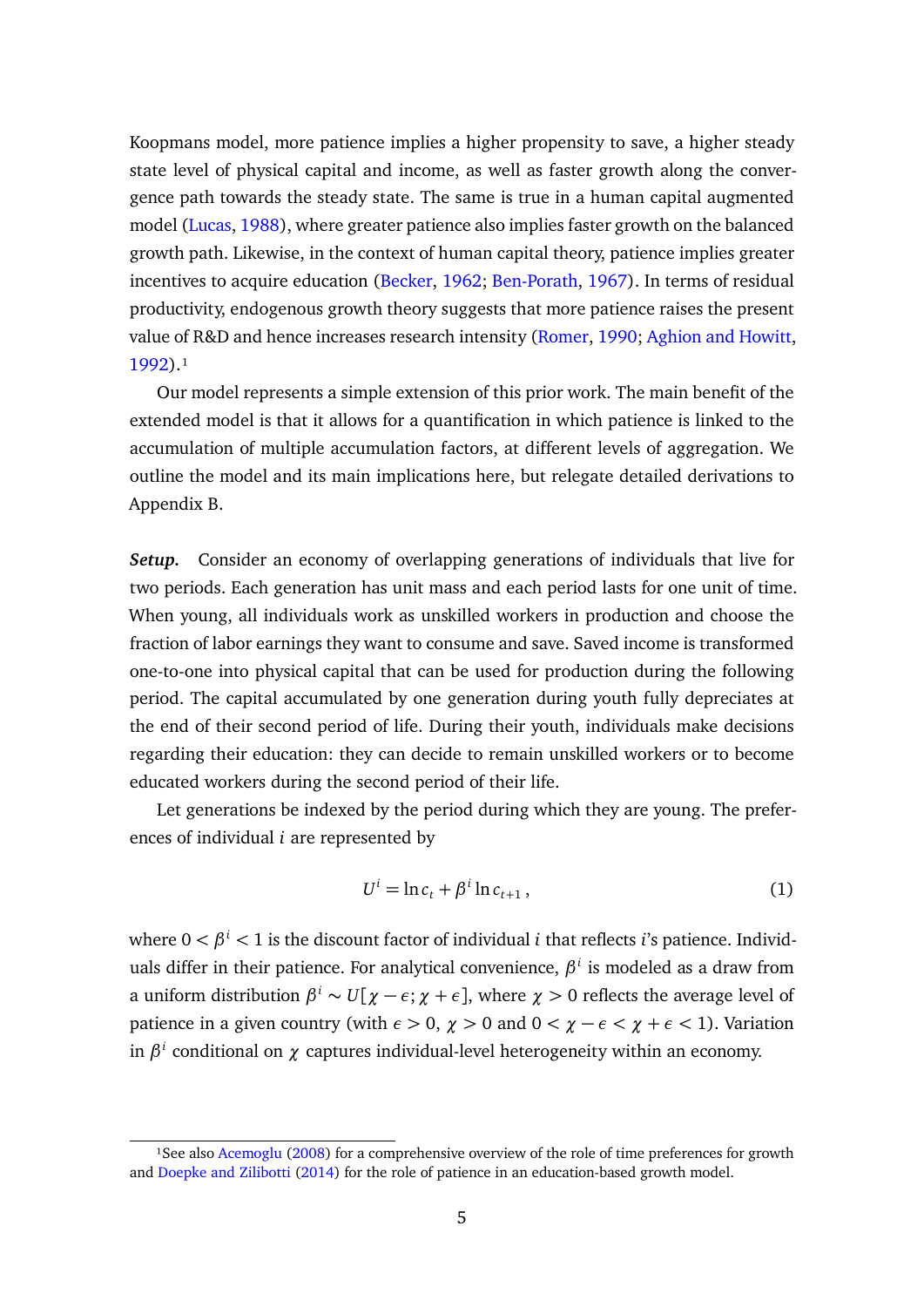Koopmans model, more patience implies a higher propensity to save, a higher steady state level of physical capital and income, as well as faster growth along the convergence path towards the steady state. The same is true in a human capital augmented model (Lucas, 1988), where greater patience also implies faster growth on the balanced growth path. Likewise, in the context of human capital theory, patience implies greater incentives to acquire education (Becker, 1962; Ben-Porath, 1967). In terms of residual productivity, endogenous growth theory suggests that more patience raises the present value of R&D and hence increases research intensity (Romer, 1990; Aghion and Howitt, 1992).[1]

Our model represents a simple extension of this prior work. The main benefit of the extended model is that it allows for a quantification in which patience is linked to the accumulation of multiple accumulation factors, at different levels of aggregation. We outline the model and its main implications here, but relegate detailed derivations to Appendix B.

***Setup.*** Consider an economy of overlapping generations of individuals that live for two periods. Each generation has unit mass and each period lasts for one unit of time. When young, all individuals work as unskilled workers in production and choose the fraction of labor earnings they want to consume and save. Saved income is transformed one-to-one into physical capital that can be used for production during the following period. The capital accumulated by one generation during youth fully depreciates at the end of their second period of life. During their youth, individuals make decisions regarding their education: they can decide to remain unskilled workers or to become educated workers during the second period of their life.

Let generations be indexed by the period during which they are young. The preferences of individual $i$ are represented by

$$U^i = \ln c_t + \beta^i \ln c_{t+1}\,, \tag{1}$$

where $0 < \beta^i < 1$ is the discount factor of individual $i$ that reflects $i$'s patience. Individuals differ in their patience. For analytical convenience, $\beta^i$ is modeled as a draw from a uniform distribution $\beta^i \sim U[\chi - \epsilon; \chi + \epsilon]$, where $\chi > 0$ reflects the average level of patience in a given country (with $\epsilon > 0$, $\chi > 0$ and $0 < \chi - \epsilon < \chi + \epsilon < 1$). Variation in $\beta^i$ conditional on $\chi$ captures individual-level heterogeneity within an economy.

[1] See also Acemoglu (2008) for a comprehensive overview of the role of time preferences for growth and Doepke and Zilibotti (2014) for the role of patience in an education-based growth model.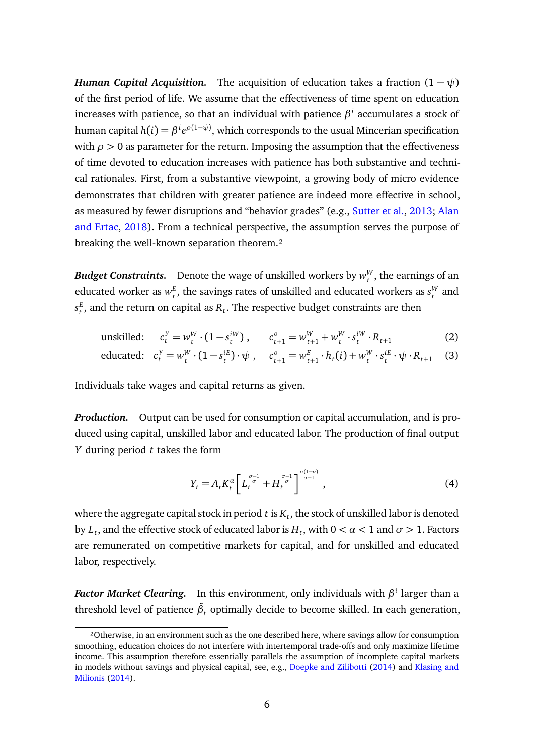***Human Capital Acquisition.*** The acquisition of education takes a fraction $(1-\psi)$ of the first period of life. We assume that the effectiveness of time spent on education increases with patience, so that an individual with patience $\beta^i$ accumulates a stock of human capital $h(i) = \beta^i e^{\rho(1-\psi)}$, which corresponds to the usual Mincerian specification with $\rho > 0$ as parameter for the return. Imposing the assumption that the effectiveness of time devoted to education increases with patience has both substantive and technical rationales. First, from a substantive viewpoint, a growing body of micro evidence demonstrates that children with greater patience are indeed more effective in school, as measured by fewer disruptions and "behavior grades" (e.g., Sutter et al., 2013; Alan and Ertac, 2018). From a technical perspective, the assumption serves the purpose of breaking the well-known separation theorem.[2]

***Budget Constraints.*** Denote the wage of unskilled workers by $w_t^W$, the earnings of an educated worker as $w_t^E$, the savings rates of unskilled and educated workers as $s_t^W$ and $s_t^E$, and the return on capital as $R_t$. The respective budget constraints are then

$$\text{unskilled:} \quad c_t^y = w_t^W \cdot (1 - s_t^{iW}) , \qquad c_{t+1}^o = w_{t+1}^W + w_t^W \cdot s_t^{iW} \cdot R_{t+1} \tag{2}$$

$$\text{educated:} \quad c_t^y = w_t^W \cdot (1 - s_t^{iE}) \cdot \psi , \quad c_{t+1}^o = w_{t+1}^E \cdot h_t(i) + w_t^W \cdot s_t^{iE} \cdot \psi \cdot R_{t+1} \tag{3}$$

Individuals take wages and capital returns as given.

***Production.*** Output can be used for consumption or capital accumulation, and is produced using capital, unskilled labor and educated labor. The production of final output $Y$ during period $t$ takes the form

$$Y_t = A_t K_t^{\alpha} \left[ L_t^{\frac{\sigma-1}{\sigma}} + H_t^{\frac{\sigma-1}{\sigma}} \right]^{\frac{\sigma(1-\alpha)}{\sigma-1}} , \tag{4}$$

where the aggregate capital stock in period $t$ is $K_t$, the stock of unskilled labor is denoted by $L_t$, and the effective stock of educated labor is $H_t$, with $0 < \alpha < 1$ and $\sigma > 1$. Factors are remunerated on competitive markets for capital, and for unskilled and educated labor, respectively.

***Factor Market Clearing.*** In this environment, only individuals with $\beta^i$ larger than a threshold level of patience $\tilde{\beta}_t$ optimally decide to become skilled. In each generation,

[2] Otherwise, in an environment such as the one described here, where savings allow for consumption smoothing, education choices do not interfere with intertemporal trade-offs and only maximize lifetime income. This assumption therefore essentially parallels the assumption of incomplete capital markets in models without savings and physical capital, see, e.g., Doepke and Zilibotti (2014) and Klasing and Milionis (2014).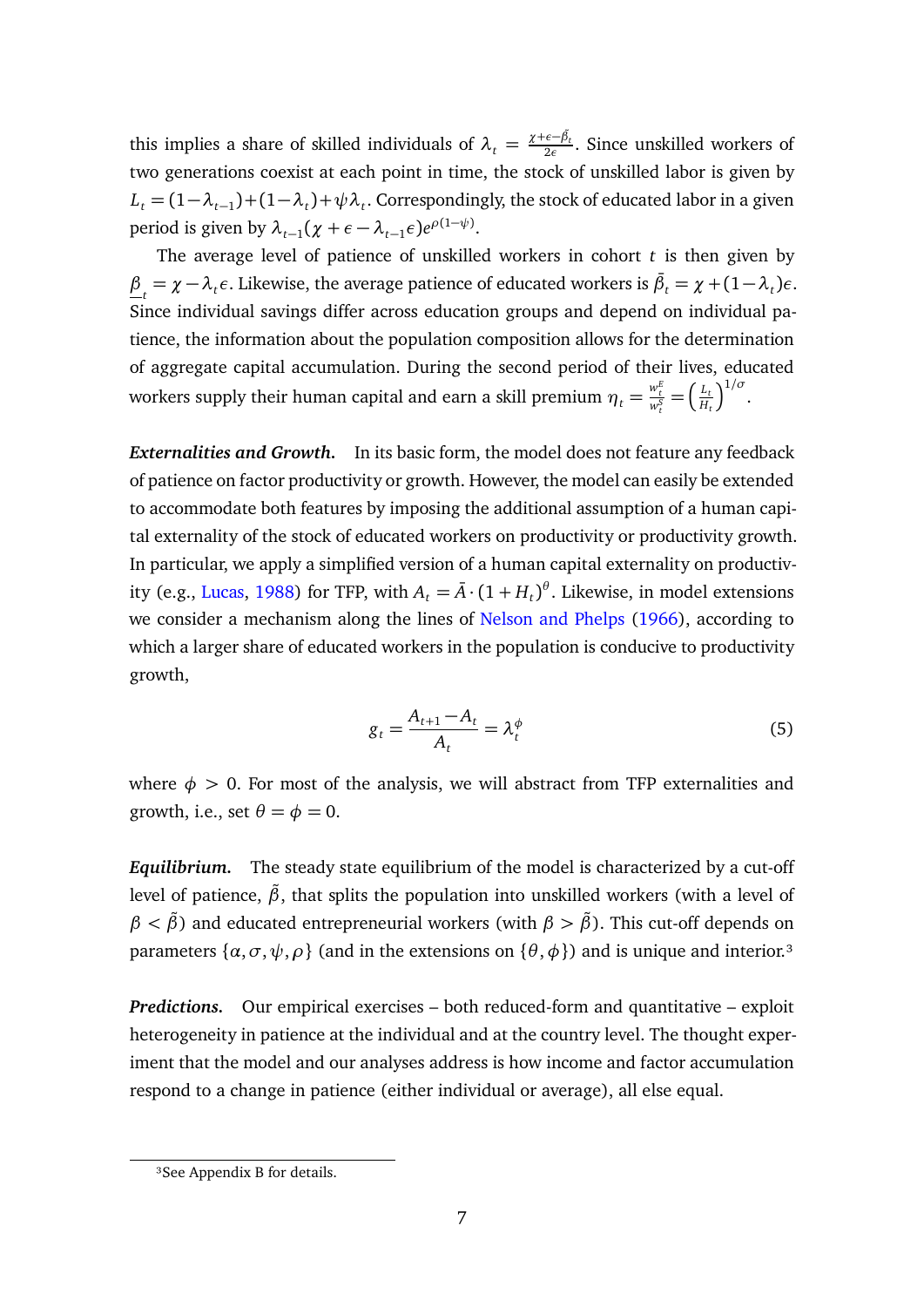this implies a share of skilled individuals of $\lambda_t = \frac{\chi+\epsilon-\tilde{\beta}_t}{2\epsilon}$. Since unskilled workers of two generations coexist at each point in time, the stock of unskilled labor is given by $L_t = (1-\lambda_{t-1})+(1-\lambda_t)+\psi\lambda_t$. Correspondingly, the stock of educated labor in a given period is given by $\lambda_{t-1}(\chi+\epsilon-\lambda_{t-1}\epsilon)e^{\rho(1-\psi)}$.

The average level of patience of unskilled workers in cohort $t$ is then given by $\underline{\beta}_t = \chi - \lambda_t \epsilon$. Likewise, the average patience of educated workers is $\bar{\beta}_t = \chi + (1-\lambda_t)\epsilon$. Since individual savings differ across education groups and depend on individual patience, the information about the population composition allows for the determination of aggregate capital accumulation. During the second period of their lives, educated workers supply their human capital and earn a skill premium $\eta_t = \frac{w_t^E}{w_t^S} = \left(\frac{L_t}{H_t}\right)^{1/\sigma}$.

***Externalities and Growth.*** In its basic form, the model does not feature any feedback of patience on factor productivity or growth. However, the model can easily be extended to accommodate both features by imposing the additional assumption of a human capital externality of the stock of educated workers on productivity or productivity growth. In particular, we apply a simplified version of a human capital externality on productivity (e.g., Lucas, 1988) for TFP, with $A_t = \bar{A}\cdot(1+H_t)^{\theta}$. Likewise, in model extensions we consider a mechanism along the lines of Nelson and Phelps (1966), according to which a larger share of educated workers in the population is conducive to productivity growth,

$$g_t = \frac{A_{t+1}-A_t}{A_t} = \lambda_t^{\phi} \tag{5}$$

where $\phi > 0$. For most of the analysis, we will abstract from TFP externalities and growth, i.e., set $\theta = \phi = 0$.

***Equilibrium.*** The steady state equilibrium of the model is characterized by a cut-off level of patience, $\tilde{\beta}$, that splits the population into unskilled workers (with a level of $\beta < \tilde{\beta}$) and educated entrepreneurial workers (with $\beta > \tilde{\beta}$). This cut-off depends on parameters $\{\alpha, \sigma, \psi, \rho\}$ (and in the extensions on $\{\theta, \phi\}$) and is unique and interior.[3]

***Predictions.*** Our empirical exercises – both reduced-form and quantitative – exploit heterogeneity in patience at the individual and at the country level. The thought experiment that the model and our analyses address is how income and factor accumulation respond to a change in patience (either individual or average), all else equal.

[3] See Appendix B for details.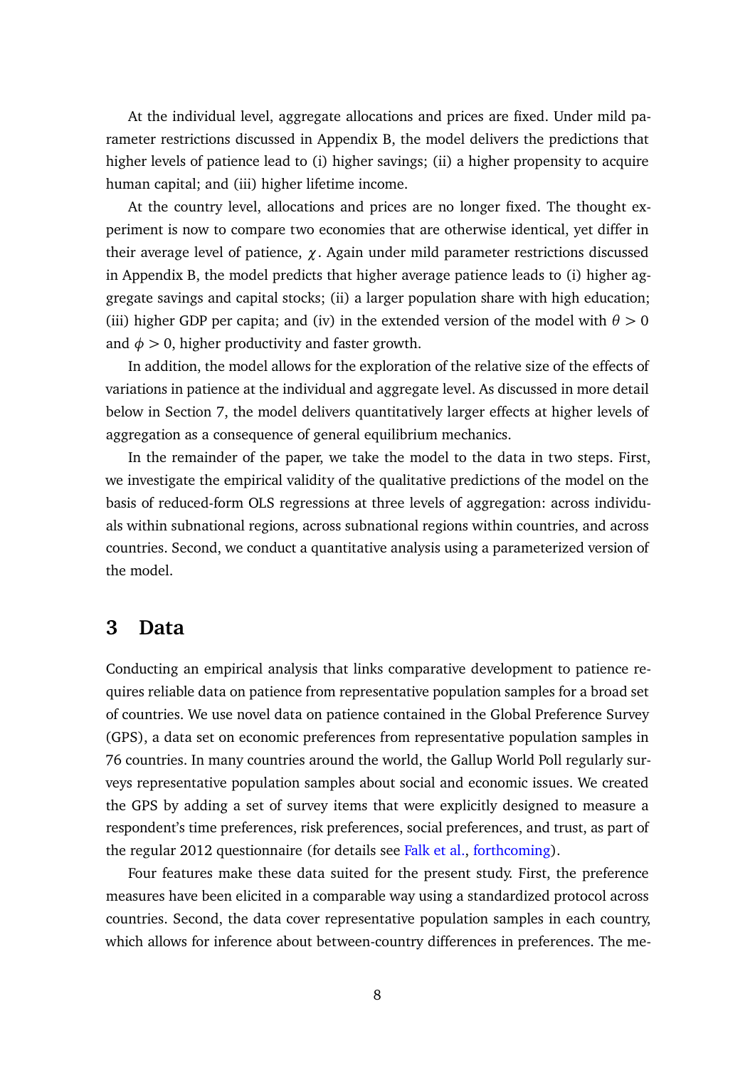At the individual level, aggregate allocations and prices are fixed. Under mild parameter restrictions discussed in Appendix B, the model delivers the predictions that higher levels of patience lead to (i) higher savings; (ii) a higher propensity to acquire human capital; and (iii) higher lifetime income.

At the country level, allocations and prices are no longer fixed. The thought experiment is now to compare two economies that are otherwise identical, yet differ in their average level of patience, $\chi$. Again under mild parameter restrictions discussed in Appendix B, the model predicts that higher average patience leads to (i) higher aggregate savings and capital stocks; (ii) a larger population share with high education; (iii) higher GDP per capita; and (iv) in the extended version of the model with $\theta > 0$ and $\phi > 0$, higher productivity and faster growth.

In addition, the model allows for the exploration of the relative size of the effects of variations in patience at the individual and aggregate level. As discussed in more detail below in Section 7, the model delivers quantitatively larger effects at higher levels of aggregation as a consequence of general equilibrium mechanics.

In the remainder of the paper, we take the model to the data in two steps. First, we investigate the empirical validity of the qualitative predictions of the model on the basis of reduced-form OLS regressions at three levels of aggregation: across individuals within subnational regions, across subnational regions within countries, and across countries. Second, we conduct a quantitative analysis using a parameterized version of the model.

# 3 Data

Conducting an empirical analysis that links comparative development to patience requires reliable data on patience from representative population samples for a broad set of countries. We use novel data on patience contained in the Global Preference Survey (GPS), a data set on economic preferences from representative population samples in 76 countries. In many countries around the world, the Gallup World Poll regularly surveys representative population samples about social and economic issues. We created the GPS by adding a set of survey items that were explicitly designed to measure a respondent's time preferences, risk preferences, social preferences, and trust, as part of the regular 2012 questionnaire (for details see Falk et al., forthcoming).

Four features make these data suited for the present study. First, the preference measures have been elicited in a comparable way using a standardized protocol across countries. Second, the data cover representative population samples in each country, which allows for inference about between-country differences in preferences. The me-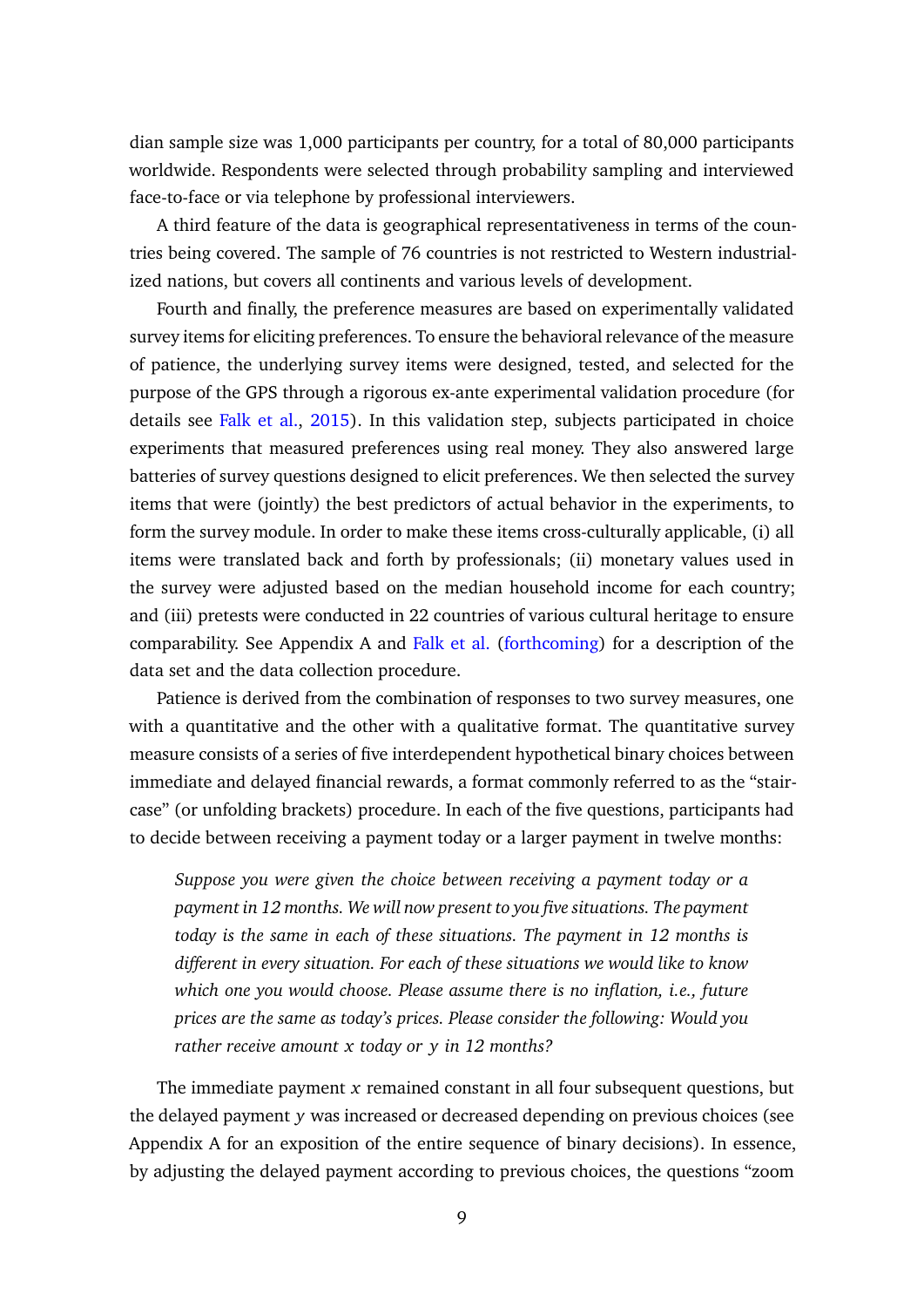dian sample size was 1,000 participants per country, for a total of 80,000 participants worldwide. Respondents were selected through probability sampling and interviewed face-to-face or via telephone by professional interviewers.

A third feature of the data is geographical representativeness in terms of the countries being covered. The sample of 76 countries is not restricted to Western industrialized nations, but covers all continents and various levels of development.

Fourth and finally, the preference measures are based on experimentally validated survey items for eliciting preferences. To ensure the behavioral relevance of the measure of patience, the underlying survey items were designed, tested, and selected for the purpose of the GPS through a rigorous ex-ante experimental validation procedure (for details see Falk et al., 2015). In this validation step, subjects participated in choice experiments that measured preferences using real money. They also answered large batteries of survey questions designed to elicit preferences. We then selected the survey items that were (jointly) the best predictors of actual behavior in the experiments, to form the survey module. In order to make these items cross-culturally applicable, (i) all items were translated back and forth by professionals; (ii) monetary values used in the survey were adjusted based on the median household income for each country; and (iii) pretests were conducted in 22 countries of various cultural heritage to ensure comparability. See Appendix A and Falk et al. (forthcoming) for a description of the data set and the data collection procedure.

Patience is derived from the combination of responses to two survey measures, one with a quantitative and the other with a qualitative format. The quantitative survey measure consists of a series of five interdependent hypothetical binary choices between immediate and delayed financial rewards, a format commonly referred to as the "staircase" (or unfolding brackets) procedure. In each of the five questions, participants had to decide between receiving a payment today or a larger payment in twelve months:

> *Suppose you were given the choice between receiving a payment today or a payment in 12 months. We will now present to you five situations. The payment today is the same in each of these situations. The payment in 12 months is different in every situation. For each of these situations we would like to know which one you would choose. Please assume there is no inflation, i.e., future prices are the same as today's prices. Please consider the following: Would you rather receive amount $x$ today or $y$ in 12 months?*

The immediate payment $x$ remained constant in all four subsequent questions, but the delayed payment $y$ was increased or decreased depending on previous choices (see Appendix A for an exposition of the entire sequence of binary decisions). In essence, by adjusting the delayed payment according to previous choices, the questions "zoom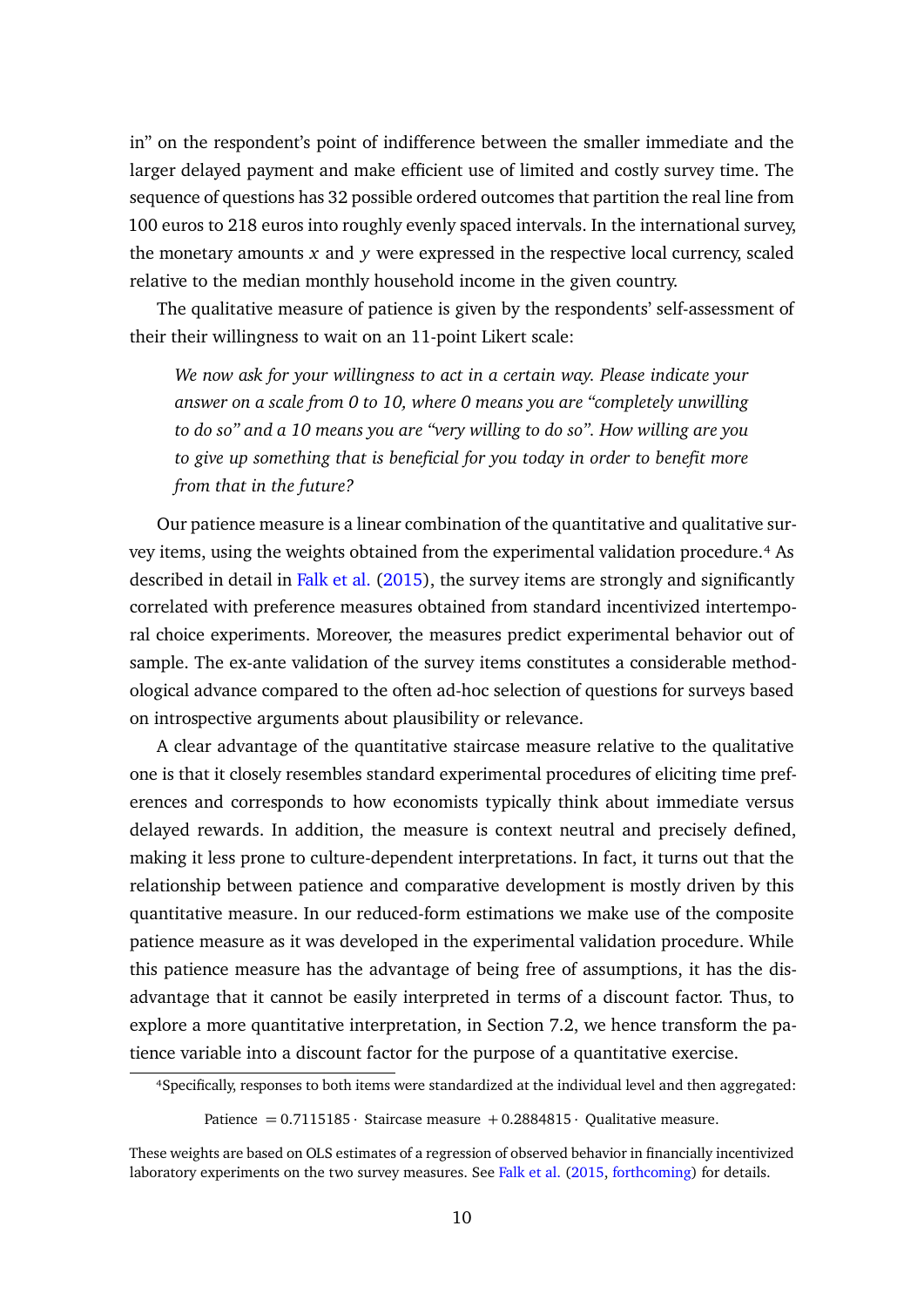in" on the respondent's point of indifference between the smaller immediate and the larger delayed payment and make efficient use of limited and costly survey time. The sequence of questions has 32 possible ordered outcomes that partition the real line from 100 euros to 218 euros into roughly evenly spaced intervals. In the international survey, the monetary amounts $x$ and $y$ were expressed in the respective local currency, scaled relative to the median monthly household income in the given country.

The qualitative measure of patience is given by the respondents' self-assessment of their their willingness to wait on an 11-point Likert scale:

> *We now ask for your willingness to act in a certain way. Please indicate your answer on a scale from 0 to 10, where 0 means you are "completely unwilling to do so" and a 10 means you are "very willing to do so". How willing are you to give up something that is beneficial for you today in order to benefit more from that in the future?*

Our patience measure is a linear combination of the quantitative and qualitative survey items, using the weights obtained from the experimental validation procedure.[4] As described in detail in Falk et al. (2015), the survey items are strongly and significantly correlated with preference measures obtained from standard incentivized intertemporal choice experiments. Moreover, the measures predict experimental behavior out of sample. The ex-ante validation of the survey items constitutes a considerable methodological advance compared to the often ad-hoc selection of questions for surveys based on introspective arguments about plausibility or relevance.

A clear advantage of the quantitative staircase measure relative to the qualitative one is that it closely resembles standard experimental procedures of eliciting time preferences and corresponds to how economists typically think about immediate versus delayed rewards. In addition, the measure is context neutral and precisely defined, making it less prone to culture-dependent interpretations. In fact, it turns out that the relationship between patience and comparative development is mostly driven by this quantitative measure. In our reduced-form estimations we make use of the composite patience measure as it was developed in the experimental validation procedure. While this patience measure has the advantage of being free of assumptions, it has the disadvantage that it cannot be easily interpreted in terms of a discount factor. Thus, to explore a more quantitative interpretation, in Section 7.2, we hence transform the patience variable into a discount factor for the purpose of a quantitative exercise.

---

[4] Specifically, responses to both items were standardized at the individual level and then aggregated:

$$\text{Patience} = 0.7115185 \cdot \text{ Staircase measure } + 0.2884815 \cdot \text{ Qualitative measure.}$$

These weights are based on OLS estimates of a regression of observed behavior in financially incentivized laboratory experiments on the two survey measures. See Falk et al. (2015, forthcoming) for details.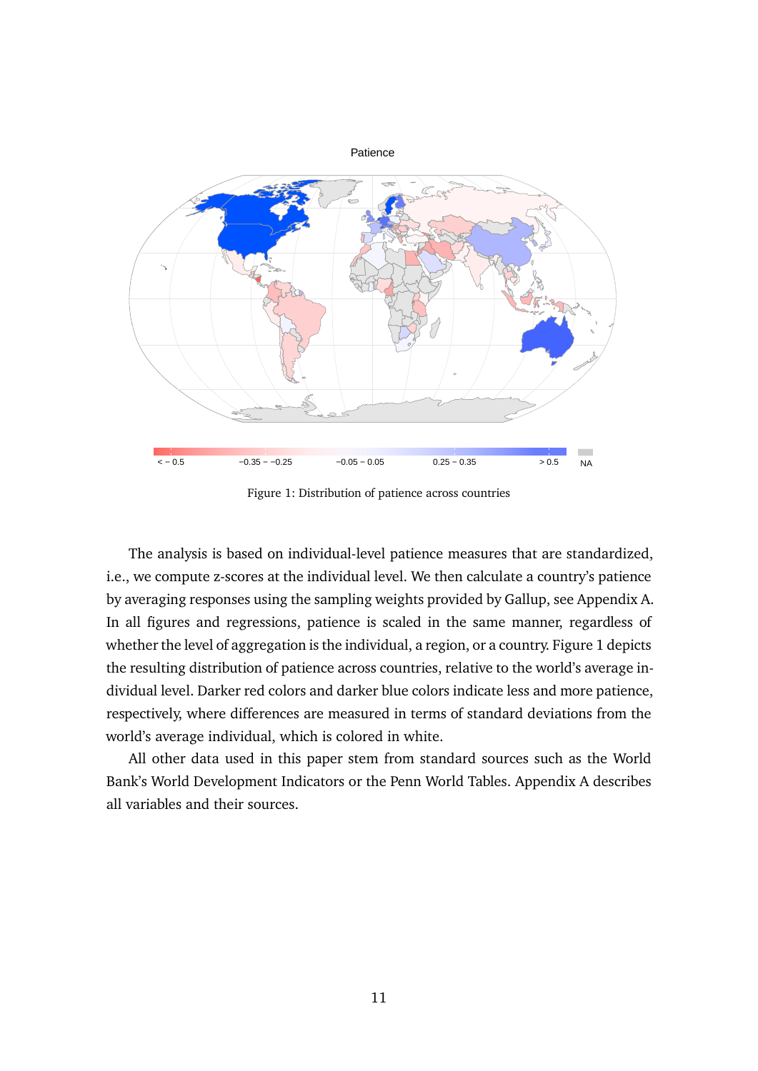Figure 1: Distribution of patience across countries

The analysis is based on individual-level patience measures that are standardized, i.e., we compute z-scores at the individual level. We then calculate a country's patience by averaging responses using the sampling weights provided by Gallup, see Appendix A. In all figures and regressions, patience is scaled in the same manner, regardless of whether the level of aggregation is the individual, a region, or a country. Figure 1 depicts the resulting distribution of patience across countries, relative to the world's average individual level. Darker red colors and darker blue colors indicate less and more patience, respectively, where differences are measured in terms of standard deviations from the world's average individual, which is colored in white.

All other data used in this paper stem from standard sources such as the World Bank's World Development Indicators or the Penn World Tables. Appendix A describes all variables and their sources.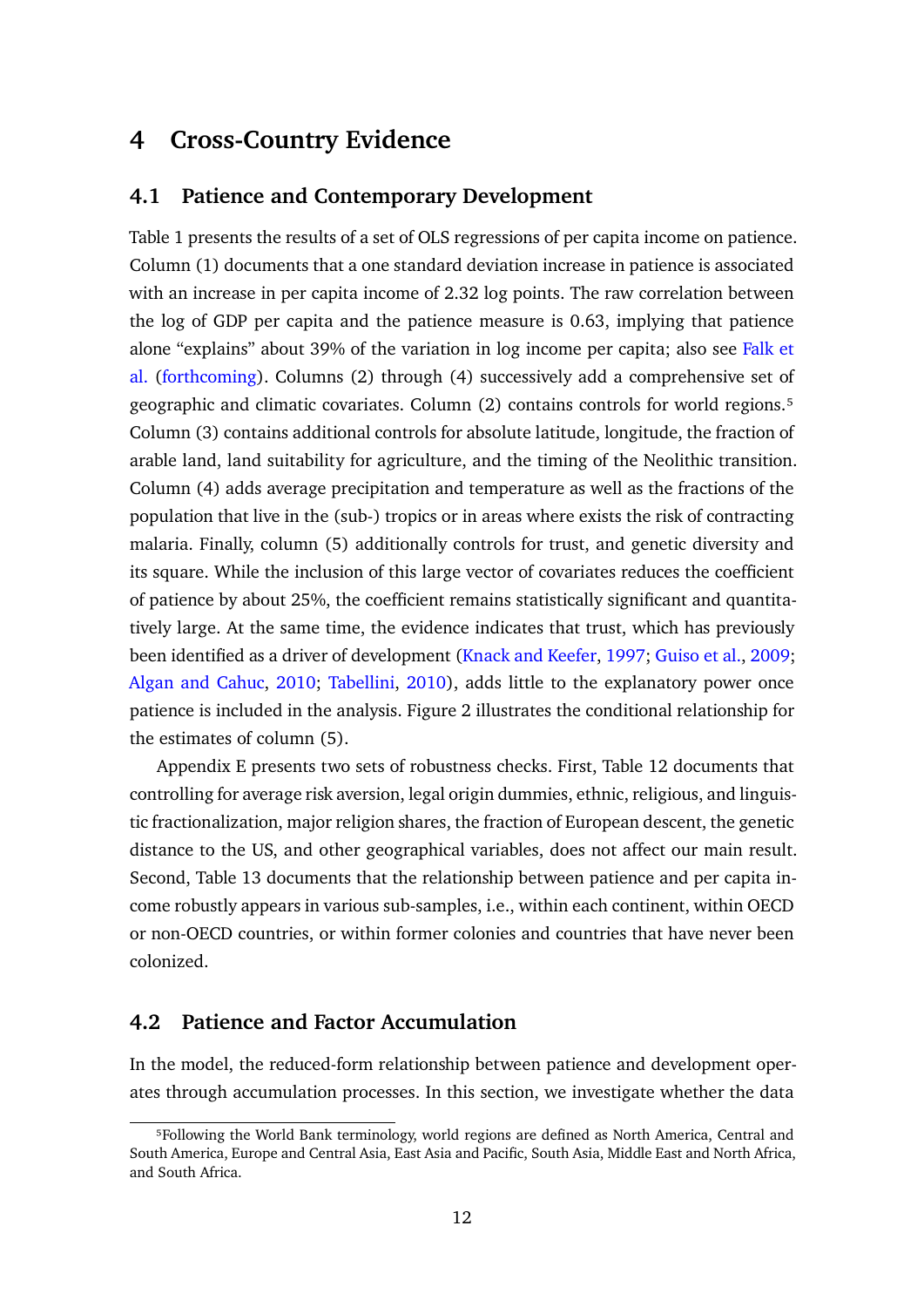# 4 Cross-Country Evidence

## 4.1 Patience and Contemporary Development

Table 1 presents the results of a set of OLS regressions of per capita income on patience. Column (1) documents that a one standard deviation increase in patience is associated with an increase in per capita income of 2.32 log points. The raw correlation between the log of GDP per capita and the patience measure is 0.63, implying that patience alone "explains" about 39% of the variation in log income per capita; also see Falk et al. (forthcoming). Columns (2) through (4) successively add a comprehensive set of geographic and climatic covariates. Column (2) contains controls for world regions.[5] Column (3) contains additional controls for absolute latitude, longitude, the fraction of arable land, land suitability for agriculture, and the timing of the Neolithic transition. Column (4) adds average precipitation and temperature as well as the fractions of the population that live in the (sub-) tropics or in areas where exists the risk of contracting malaria. Finally, column (5) additionally controls for trust, and genetic diversity and its square. While the inclusion of this large vector of covariates reduces the coefficient of patience by about 25%, the coefficient remains statistically significant and quantitatively large. At the same time, the evidence indicates that trust, which has previously been identified as a driver of development (Knack and Keefer, 1997; Guiso et al., 2009; Algan and Cahuc, 2010; Tabellini, 2010), adds little to the explanatory power once patience is included in the analysis. Figure 2 illustrates the conditional relationship for the estimates of column (5).

Appendix E presents two sets of robustness checks. First, Table 12 documents that controlling for average risk aversion, legal origin dummies, ethnic, religious, and linguistic fractionalization, major religion shares, the fraction of European descent, the genetic distance to the US, and other geographical variables, does not affect our main result. Second, Table 13 documents that the relationship between patience and per capita income robustly appears in various sub-samples, i.e., within each continent, within OECD or non-OECD countries, or within former colonies and countries that have never been colonized.

## 4.2 Patience and Factor Accumulation

In the model, the reduced-form relationship between patience and development operates through accumulation processes. In this section, we investigate whether the data

[5]Following the World Bank terminology, world regions are defined as North America, Central and South America, Europe and Central Asia, East Asia and Pacific, South Asia, Middle East and North Africa, and South Africa.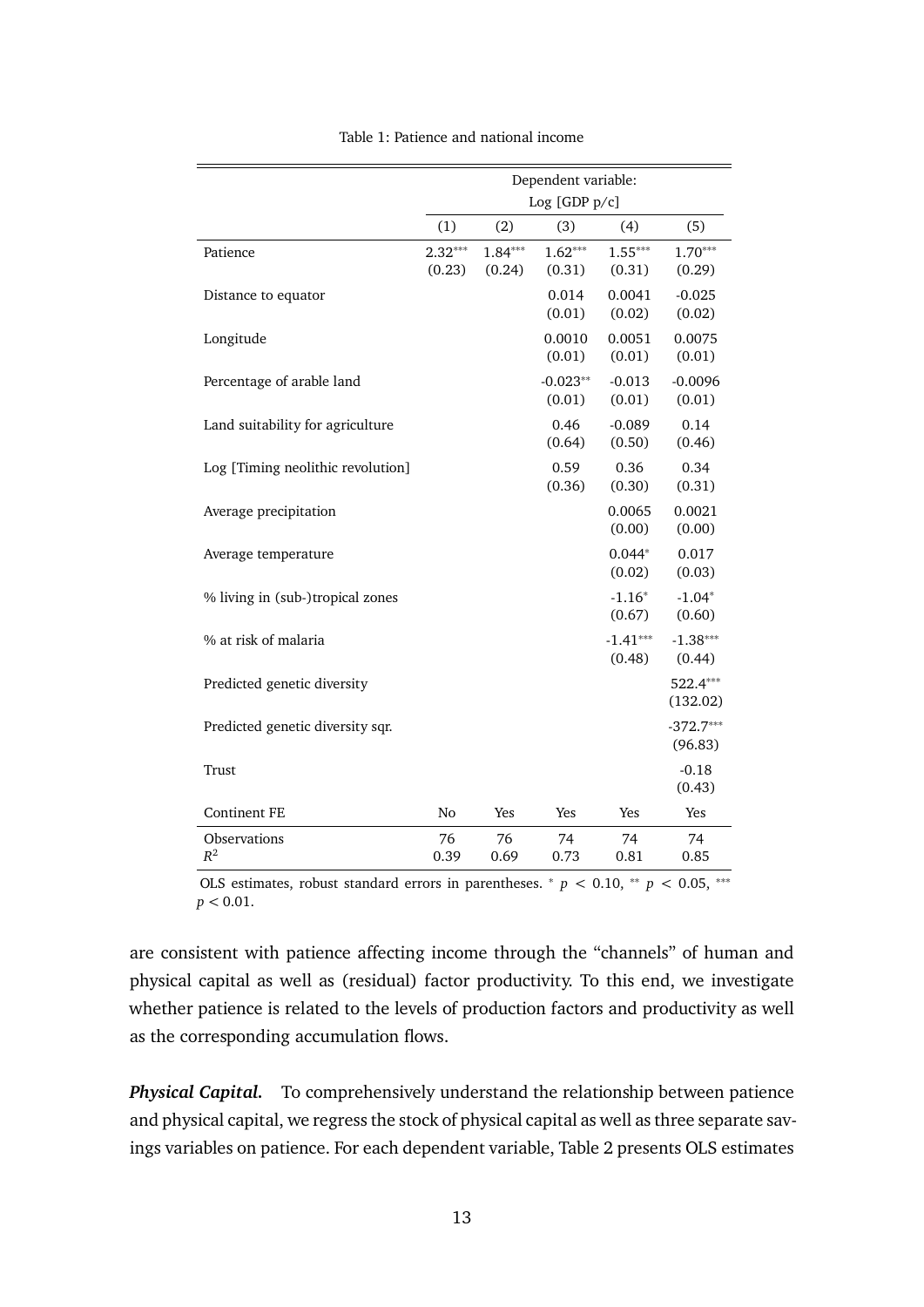Table 1: Patience and national income

| | Dependent variable: Log [GDP p/c] | | | | |
|---|---|---|---|---|---|
| | (1) | (2) | (3) | (4) | (5) |
| Patience | 2.32*** | 1.84*** | 1.62*** | 1.55*** | 1.70*** |
| | (0.23) | (0.24) | (0.31) | (0.31) | (0.29) |
| Distance to equator | | | 0.014 | 0.0041 | -0.025 |
| | | | (0.01) | (0.02) | (0.02) |
| Longitude | | | 0.0010 | 0.0051 | 0.0075 |
| | | | (0.01) | (0.01) | (0.01) |
| Percentage of arable land | | | -0.023** | -0.013 | -0.0096 |
| | | | (0.01) | (0.01) | (0.01) |
| Land suitability for agriculture | | | 0.46 | -0.089 | 0.14 |
| | | | (0.64) | (0.50) | (0.46) |
| Log [Timing neolithic revolution] | | | 0.59 | 0.36 | 0.34 |
| | | | (0.36) | (0.30) | (0.31) |
| Average precipitation | | | | 0.0065 | 0.0021 |
| | | | | (0.00) | (0.00) |
| Average temperature | | | | 0.044* | 0.017 |
| | | | | (0.02) | (0.03) |
| % living in (sub-)tropical zones | | | | -1.16* | -1.04* |
| | | | | (0.67) | (0.60) |
| % at risk of malaria | | | | -1.41*** | -1.38*** |
| | | | | (0.48) | (0.44) |
| Predicted genetic diversity | | | | | 522.4*** |
| | | | | | (132.02) |
| Predicted genetic diversity sqr. | | | | | -372.7*** |
| | | | | | (96.83) |
| Trust | | | | | -0.18 |
| | | | | | (0.43) |
| Continent FE | No | Yes | Yes | Yes | Yes |
| Observations | 76 | 76 | 74 | 74 | 74 |
| $R^2$ | 0.39 | 0.69 | 0.73 | 0.81 | 0.85 |

OLS estimates, robust standard errors in parentheses. * $p < 0.10$, ** $p < 0.05$, *** $p < 0.01$.

are consistent with patience affecting income through the "channels" of human and physical capital as well as (residual) factor productivity. To this end, we investigate whether patience is related to the levels of production factors and productivity as well as the corresponding accumulation flows.

***Physical Capital.*** To comprehensively understand the relationship between patience and physical capital, we regress the stock of physical capital as well as three separate savings variables on patience. For each dependent variable, Table 2 presents OLS estimates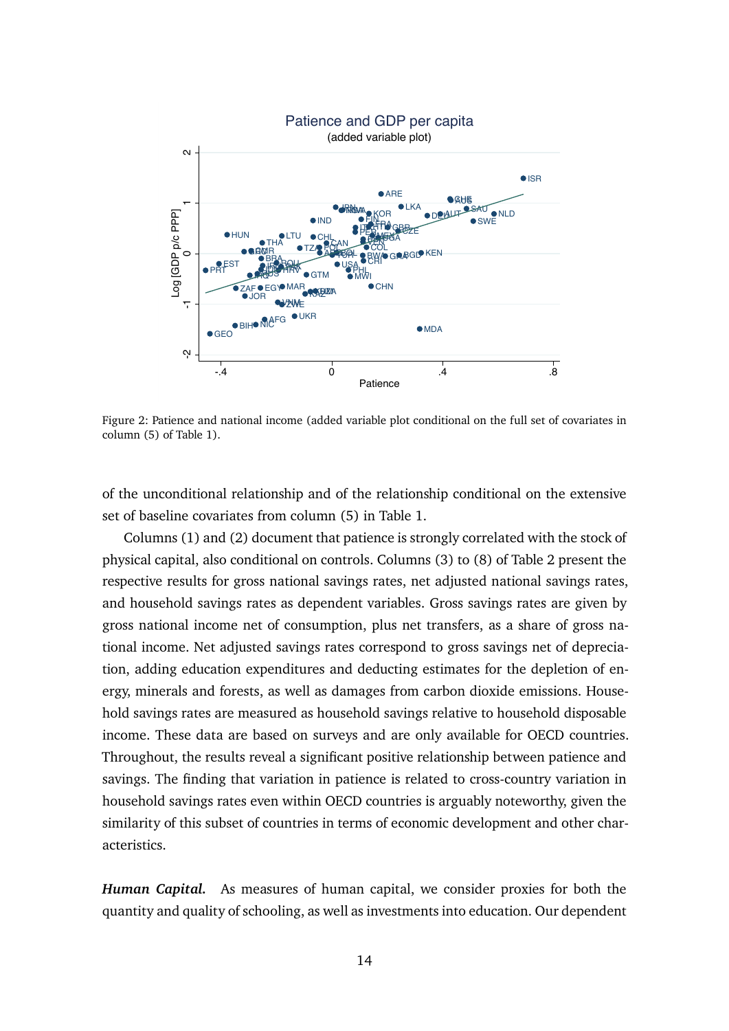Figure 2: Patience and national income (added variable plot conditional on the full set of covariates in column (5) of Table 1).

of the unconditional relationship and of the relationship conditional on the extensive set of baseline covariates from column (5) in Table 1.

Columns (1) and (2) document that patience is strongly correlated with the stock of physical capital, also conditional on controls. Columns (3) to (8) of Table 2 present the respective results for gross national savings rates, net adjusted national savings rates, and household savings rates as dependent variables. Gross savings rates are given by gross national income net of consumption, plus net transfers, as a share of gross national income. Net adjusted savings rates correspond to gross savings net of depreciation, adding education expenditures and deducting estimates for the depletion of energy, minerals and forests, as well as damages from carbon dioxide emissions. Household savings rates are measured as household savings relative to household disposable income. These data are based on surveys and are only available for OECD countries. Throughout, the results reveal a significant positive relationship between patience and savings. The finding that variation in patience is related to cross-country variation in household savings rates even within OECD countries is arguably noteworthy, given the similarity of this subset of countries in terms of economic development and other characteristics.

***Human Capital.*** As measures of human capital, we consider proxies for both the quantity and quality of schooling, as well as investments into education. Our dependent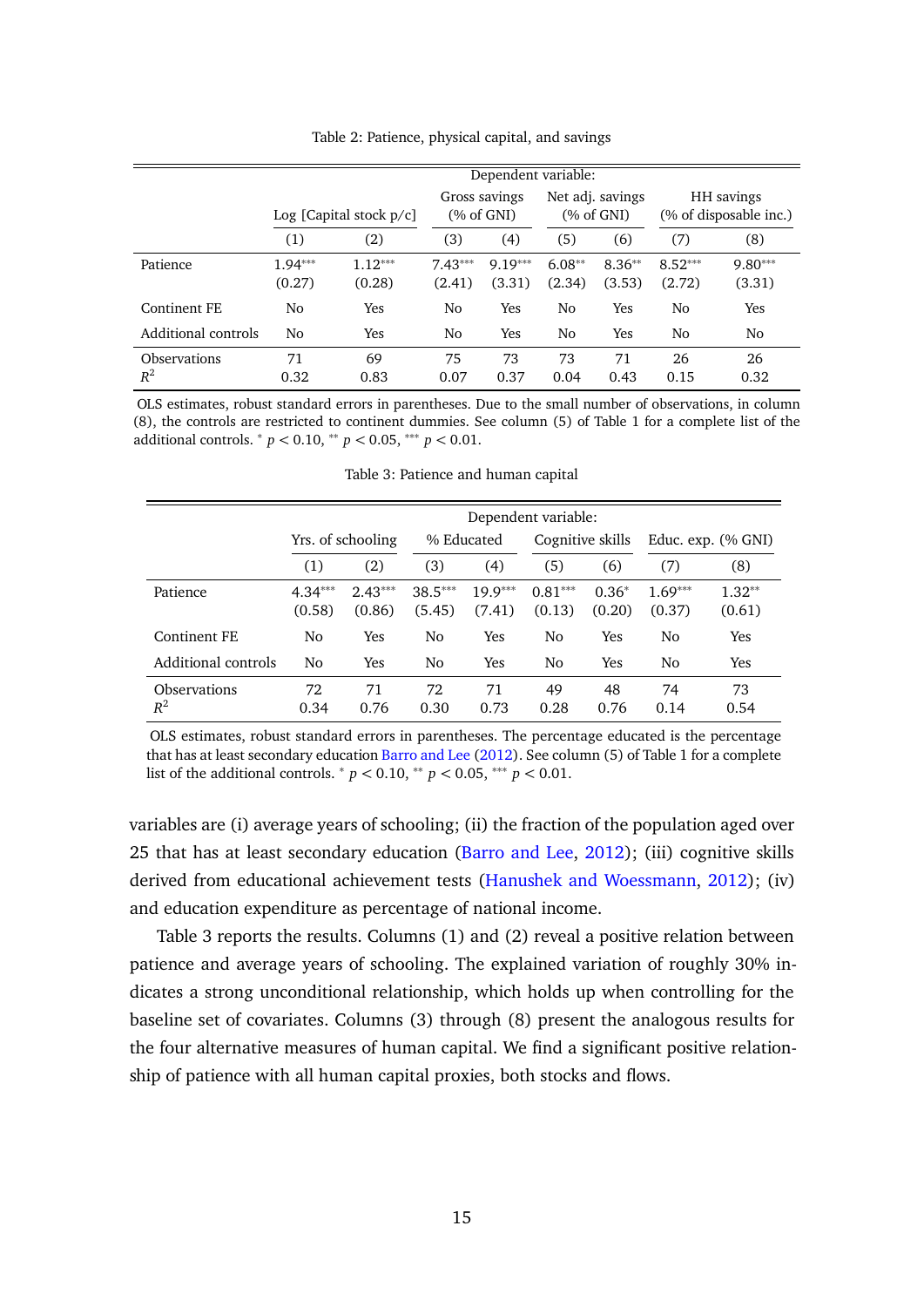Table 2: Patience, physical capital, and savings

| | Dependent variable: | | | | | | | |
|---|---|---|---|---|---|---|---|---|
| | Log [Capital stock p/c] | | Gross savings (% of GNI) | | Net adj. savings (% of GNI) | | HH savings (% of disposable inc.) | |
| | (1) | (2) | (3) | (4) | (5) | (6) | (7) | (8) |
| Patience | 1.94*** | 1.12*** | 7.43*** | 9.19*** | 6.08** | 8.36** | 8.52*** | 9.80*** |
| | (0.27) | (0.28) | (2.41) | (3.31) | (2.34) | (3.53) | (2.72) | (3.31) |
| Continent FE | No | Yes | No | Yes | No | Yes | No | Yes |
| Additional controls | No | Yes | No | Yes | No | Yes | No | No |
| Observations | 71 | 69 | 75 | 73 | 73 | 71 | 26 | 26 |
| $R^2$ | 0.32 | 0.83 | 0.07 | 0.37 | 0.04 | 0.43 | 0.15 | 0.32 |

OLS estimates, robust standard errors in parentheses. Due to the small number of observations, in column (8), the controls are restricted to continent dummies. See column (5) of Table 1 for a complete list of the additional controls. * $p < 0.10$, ** $p < 0.05$, *** $p < 0.01$.

Table 3: Patience and human capital

| | Dependent variable: | | | | | | | |
|---|---|---|---|---|---|---|---|---|
| | Yrs. of schooling | | % Educated | | Cognitive skills | | Educ. exp. (% GNI) | |
| | (1) | (2) | (3) | (4) | (5) | (6) | (7) | (8) |
| Patience | 4.34*** | 2.43*** | 38.5*** | 19.9*** | 0.81*** | 0.36* | 1.69*** | 1.32** |
| | (0.58) | (0.86) | (5.45) | (7.41) | (0.13) | (0.20) | (0.37) | (0.61) |
| Continent FE | No | Yes | No | Yes | No | Yes | No | Yes |
| Additional controls | No | Yes | No | Yes | No | Yes | No | Yes |
| Observations | 72 | 71 | 72 | 71 | 49 | 48 | 74 | 73 |
| $R^2$ | 0.34 | 0.76 | 0.30 | 0.73 | 0.28 | 0.76 | 0.14 | 0.54 |

OLS estimates, robust standard errors in parentheses. The percentage educated is the percentage that has at least secondary education Barro and Lee (2012). See column (5) of Table 1 for a complete list of the additional controls. * $p < 0.10$, ** $p < 0.05$, *** $p < 0.01$.

variables are (i) average years of schooling; (ii) the fraction of the population aged over 25 that has at least secondary education (Barro and Lee, 2012); (iii) cognitive skills derived from educational achievement tests (Hanushek and Woessmann, 2012); (iv) and education expenditure as percentage of national income.

Table 3 reports the results. Columns (1) and (2) reveal a positive relation between patience and average years of schooling. The explained variation of roughly 30% indicates a strong unconditional relationship, which holds up when controlling for the baseline set of covariates. Columns (3) through (8) present the analogous results for the four alternative measures of human capital. We find a significant positive relationship of patience with all human capital proxies, both stocks and flows.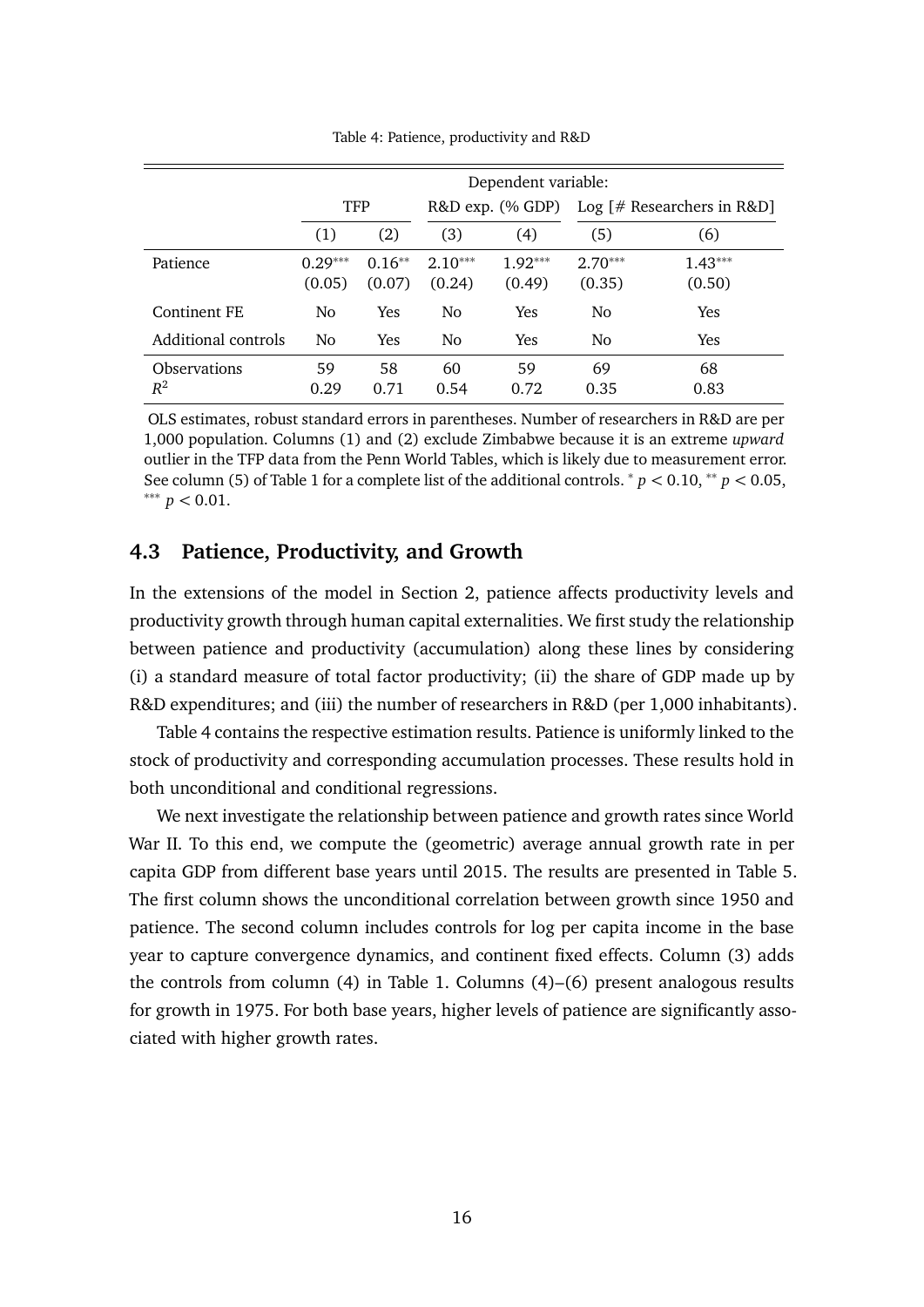Table 4: Patience, productivity and R&D

| | Dependent variable: | | | | | |
|---|---|---|---|---|---|---|
| | TFP | | R&D exp. (% GDP) | | Log [# Researchers in R&D] | |
| | (1) | (2) | (3) | (4) | (5) | (6) |
| Patience | 0.29*** | 0.16** | 2.10*** | 1.92*** | 2.70*** | 1.43*** |
| | (0.05) | (0.07) | (0.24) | (0.49) | (0.35) | (0.50) |
| Continent FE | No | Yes | No | Yes | No | Yes |
| Additional controls | No | Yes | No | Yes | No | Yes |
| Observations | 59 | 58 | 60 | 59 | 69 | 68 |
| $R^2$ | 0.29 | 0.71 | 0.54 | 0.72 | 0.35 | 0.83 |

OLS estimates, robust standard errors in parentheses. Number of researchers in R&D are per 1,000 population. Columns (1) and (2) exclude Zimbabwe because it is an extreme *upward* outlier in the TFP data from the Penn World Tables, which is likely due to measurement error. See column (5) of Table 1 for a complete list of the additional controls. * $p < 0.10$, ** $p < 0.05$, *** $p < 0.01$.

### 4.3 Patience, Productivity, and Growth

In the extensions of the model in Section 2, patience affects productivity levels and productivity growth through human capital externalities. We first study the relationship between patience and productivity (accumulation) along these lines by considering (i) a standard measure of total factor productivity; (ii) the share of GDP made up by R&D expenditures; and (iii) the number of researchers in R&D (per 1,000 inhabitants).

Table 4 contains the respective estimation results. Patience is uniformly linked to the stock of productivity and corresponding accumulation processes. These results hold in both unconditional and conditional regressions.

We next investigate the relationship between patience and growth rates since World War II. To this end, we compute the (geometric) average annual growth rate in per capita GDP from different base years until 2015. The results are presented in Table 5. The first column shows the unconditional correlation between growth since 1950 and patience. The second column includes controls for log per capita income in the base year to capture convergence dynamics, and continent fixed effects. Column (3) adds the controls from column (4) in Table 1. Columns (4)–(6) present analogous results for growth in 1975. For both base years, higher levels of patience are significantly associated with higher growth rates.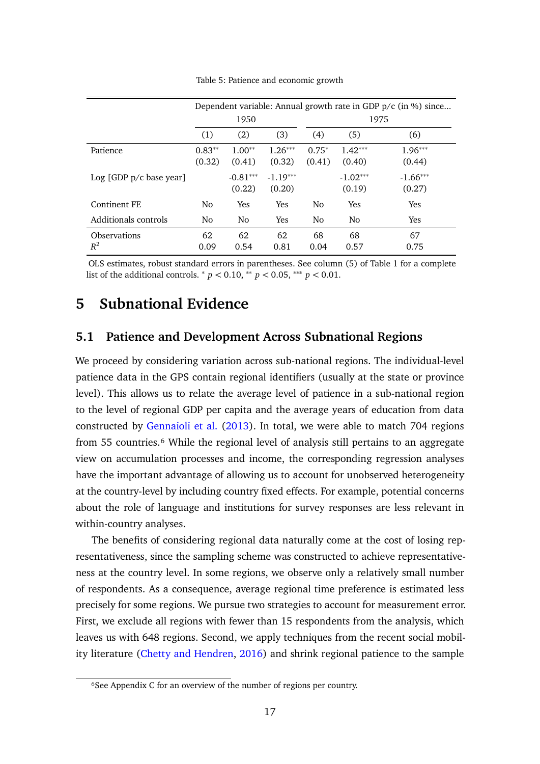Table 5: Patience and economic growth

| | Dependent variable: Annual growth rate in GDP p/c (in %) since... | | | | | |
|---|---|---|---|---|---|---|
| | 1950 | | | 1975 | | |
| | (1) | (2) | (3) | (4) | (5) | (6) |
| Patience | 0.83** | 1.00** | 1.26*** | 0.75* | 1.42*** | 1.96*** |
| | (0.32) | (0.41) | (0.32) | (0.41) | (0.40) | (0.44) |
| Log [GDP p/c base year] | | -0.81*** | -1.19*** | | -1.02*** | -1.66*** |
| | | (0.22) | (0.20) | | (0.19) | (0.27) |
| Continent FE | No | Yes | Yes | No | Yes | Yes |
| Additionals controls | No | No | Yes | No | No | Yes |
| Observations | 62 | 62 | 62 | 68 | 68 | 67 |
| $R^2$ | 0.09 | 0.54 | 0.81 | 0.04 | 0.57 | 0.75 |

OLS estimates, robust standard errors in parentheses. See column (5) of Table 1 for a complete list of the additional controls. * $p < 0.10$, ** $p < 0.05$, *** $p < 0.01$.

# 5 Subnational Evidence

## 5.1 Patience and Development Across Subnational Regions

We proceed by considering variation across sub-national regions. The individual-level patience data in the GPS contain regional identifiers (usually at the state or province level). This allows us to relate the average level of patience in a sub-national region to the level of regional GDP per capita and the average years of education from data constructed by Gennaioli et al. (2013). In total, we were able to match 704 regions from 55 countries.[6] While the regional level of analysis still pertains to an aggregate view on accumulation processes and income, the corresponding regression analyses have the important advantage of allowing us to account for unobserved heterogeneity at the country-level by including country fixed effects. For example, potential concerns about the role of language and institutions for survey responses are less relevant in within-country analyses.

The benefits of considering regional data naturally come at the cost of losing representativeness, since the sampling scheme was constructed to achieve representativeness at the country level. In some regions, we observe only a relatively small number of respondents. As a consequence, average regional time preference is estimated less precisely for some regions. We pursue two strategies to account for measurement error. First, we exclude all regions with fewer than 15 respondents from the analysis, which leaves us with 648 regions. Second, we apply techniques from the recent social mobility literature (Chetty and Hendren, 2016) and shrink regional patience to the sample

[6] See Appendix C for an overview of the number of regions per country.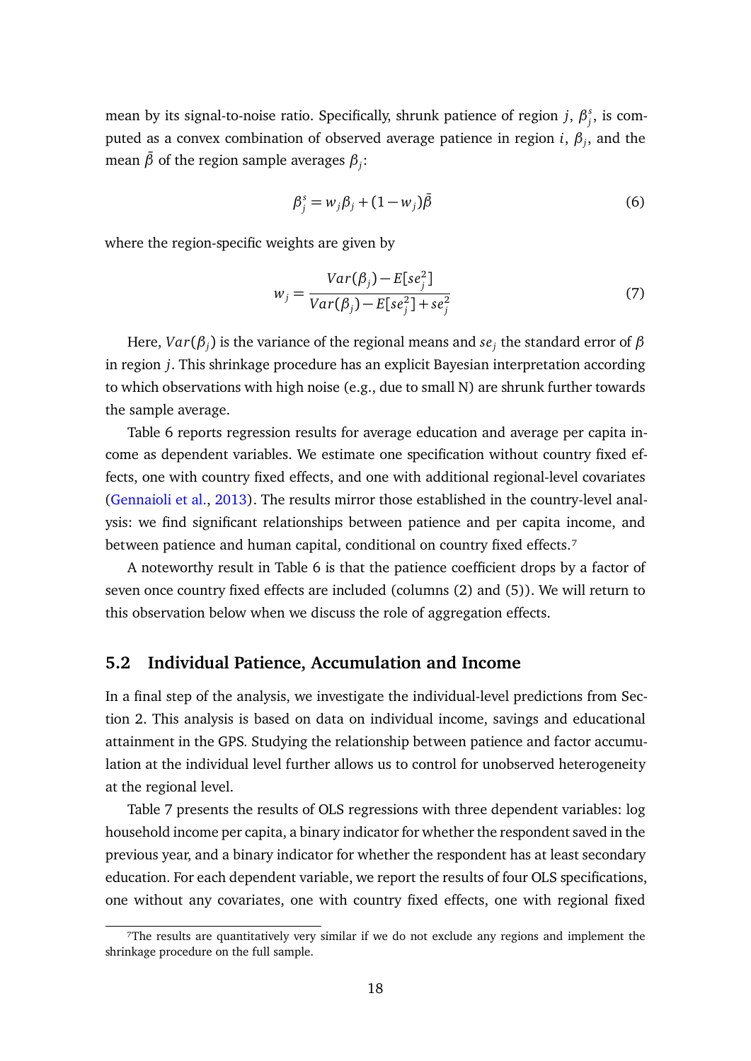mean by its signal-to-noise ratio. Specifically, shrunk patience of region $j$, $\beta_j^s$, is computed as a convex combination of observed average patience in region $i$, $\beta_j$, and the mean $\bar{\beta}$ of the region sample averages $\beta_j$:

$$\beta_j^s = w_j \beta_j + (1 - w_j)\bar{\beta} \tag{6}$$

where the region-specific weights are given by

$$w_j = \frac{Var(\beta_j) - E[se_j^2]}{Var(\beta_j) - E[se_j^2] + se_j^2} \tag{7}$$

Here, $Var(\beta_j)$ is the variance of the regional means and $se_j$ the standard error of $\beta$ in region $j$. This shrinkage procedure has an explicit Bayesian interpretation according to which observations with high noise (e.g., due to small N) are shrunk further towards the sample average.

Table 6 reports regression results for average education and average per capita income as dependent variables. We estimate one specification without country fixed effects, one with country fixed effects, and one with additional regional-level covariates (Gennaioli et al., 2013). The results mirror those established in the country-level analysis: we find significant relationships between patience and per capita income, and between patience and human capital, conditional on country fixed effects.[7]

A noteworthy result in Table 6 is that the patience coefficient drops by a factor of seven once country fixed effects are included (columns (2) and (5)). We will return to this observation below when we discuss the role of aggregation effects.

### 5.2 Individual Patience, Accumulation and Income

In a final step of the analysis, we investigate the individual-level predictions from Section 2. This analysis is based on data on individual income, savings and educational attainment in the GPS. Studying the relationship between patience and factor accumulation at the individual level further allows us to control for unobserved heterogeneity at the regional level.

Table 7 presents the results of OLS regressions with three dependent variables: log household income per capita, a binary indicator for whether the respondent saved in the previous year, and a binary indicator for whether the respondent has at least secondary education. For each dependent variable, we report the results of four OLS specifications, one without any covariates, one with country fixed effects, one with regional fixed

[7] The results are quantitatively very similar if we do not exclude any regions and implement the shrinkage procedure on the full sample.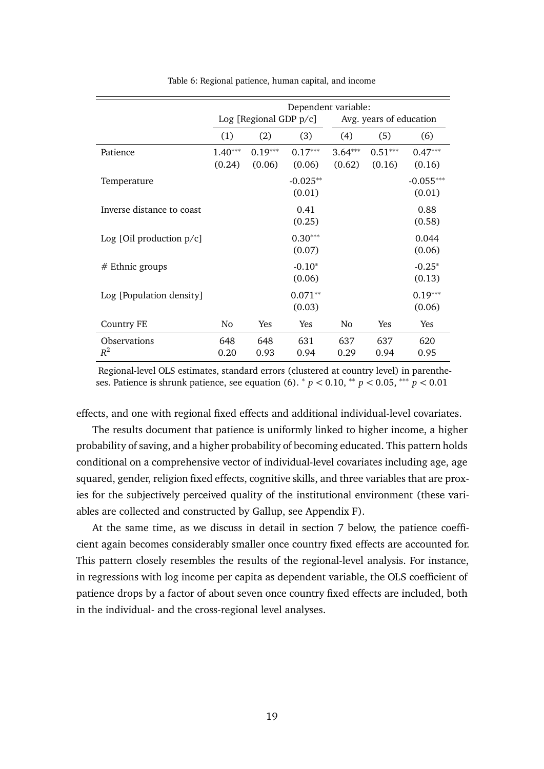Table 6: Regional patience, human capital, and income

| | Dependent variable: | | | | | |
|---|---|---|---|---|---|---|
| | Log [Regional GDP p/c] | | | Avg. years of education | | |
| | (1) | (2) | (3) | (4) | (5) | (6) |
| Patience | 1.40*** | 0.19*** | 0.17*** | 3.64*** | 0.51*** | 0.47*** |
| | (0.24) | (0.06) | (0.06) | (0.62) | (0.16) | (0.16) |
| Temperature | | | -0.025** | | | -0.055*** |
| | | | (0.01) | | | (0.01) |
| Inverse distance to coast | | | 0.41 | | | 0.88 |
| | | | (0.25) | | | (0.58) |
| Log [Oil production p/c] | | | 0.30*** | | | 0.044 |
| | | | (0.07) | | | (0.06) |
| # Ethnic groups | | | -0.10* | | | -0.25* |
| | | | (0.06) | | | (0.13) |
| Log [Population density] | | | 0.071** | | | 0.19*** |
| | | | (0.03) | | | (0.06) |
| Country FE | No | Yes | Yes | No | Yes | Yes |
| Observations | 648 | 648 | 631 | 637 | 637 | 620 |
| $R^2$ | 0.20 | 0.93 | 0.94 | 0.29 | 0.94 | 0.95 |

Regional-level OLS estimates, standard errors (clustered at country level) in parentheses. Patience is shrunk patience, see equation (6). $^{*}$ $p < 0.10$, $^{**}$ $p < 0.05$, $^{***}$ $p < 0.01$

effects, and one with regional fixed effects and additional individual-level covariates.

The results document that patience is uniformly linked to higher income, a higher probability of saving, and a higher probability of becoming educated. This pattern holds conditional on a comprehensive vector of individual-level covariates including age, age squared, gender, religion fixed effects, cognitive skills, and three variables that are proxies for the subjectively perceived quality of the institutional environment (these variables are collected and constructed by Gallup, see Appendix F).

At the same time, as we discuss in detail in section 7 below, the patience coefficient again becomes considerably smaller once country fixed effects are accounted for. This pattern closely resembles the results of the regional-level analysis. For instance, in regressions with log income per capita as dependent variable, the OLS coefficient of patience drops by a factor of about seven once country fixed effects are included, both in the individual- and the cross-regional level analyses.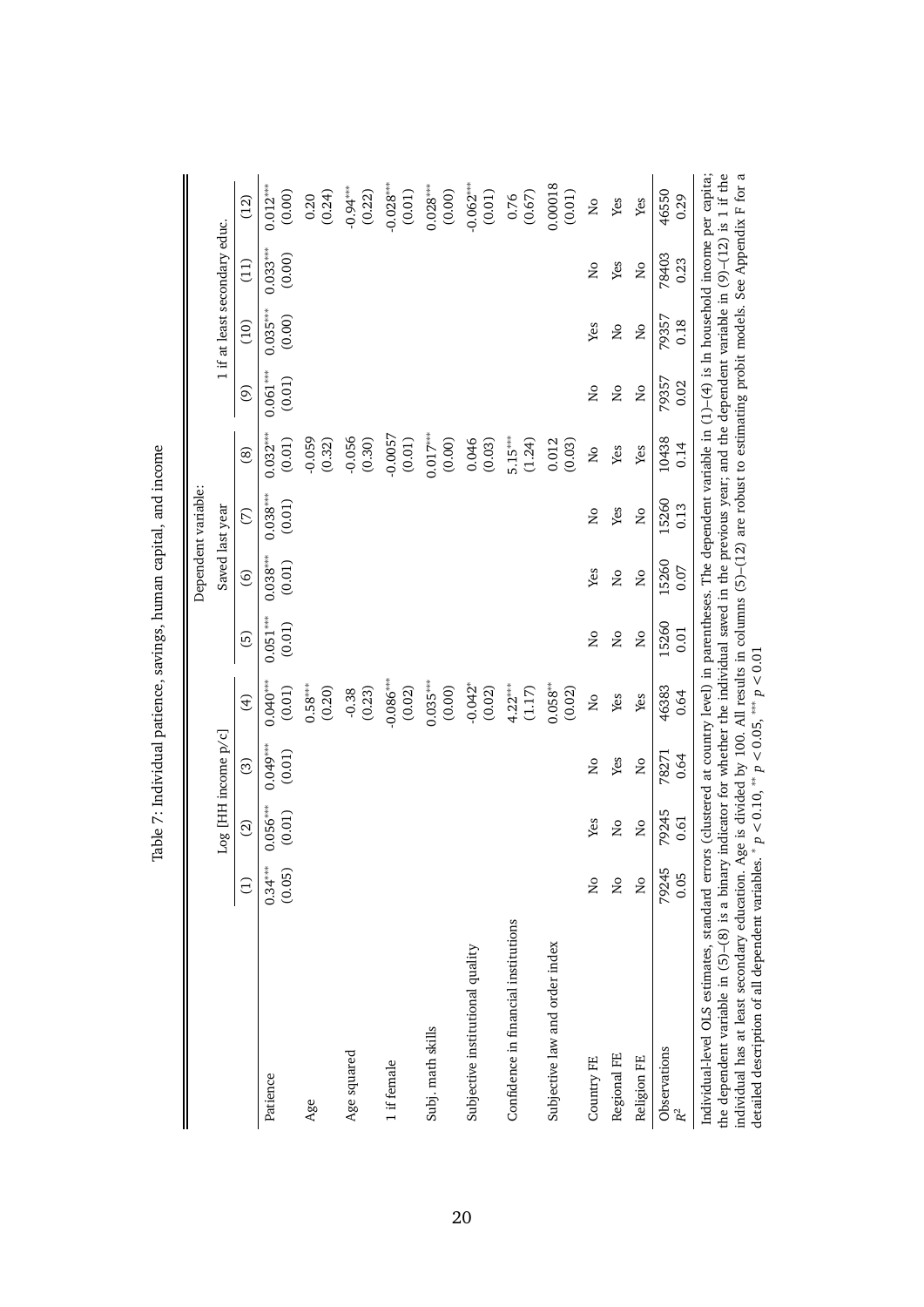Table 7: Individual patience, savings, human capital, and income

| | Dependent variable: | | | | | | | | | | | |
|---|---|---|---|---|---|---|---|---|---|---|---|---|
| | Log [HH income p/c] | | | | Saved last year | | | | 1 if at least secondary educ. | | | |
| | (1) | (2) | (3) | (4) | (5) | (6) | (7) | (8) | (9) | (10) | (11) | (12) |
| Patience | 0.34*** | 0.056*** | 0.049*** | 0.040*** | 0.051*** | 0.038*** | 0.038*** | 0.032*** | 0.061*** | 0.035*** | 0.033*** | 0.012*** |
| | (0.05) | (0.01) | (0.01) | (0.01) | (0.01) | (0.01) | (0.01) | (0.01) | (0.01) | (0.00) | (0.00) | (0.00) |
| Age | | | | 0.58*** | | | | -0.059 | | | | 0.20 |
| | | | | (0.20) | | | | (0.32) | | | | (0.24) |
| Age squared | | | | -0.38 | | | | -0.056 | | | | -0.94*** |
| | | | | (0.23) | | | | (0.30) | | | | (0.22) |
| 1 if female | | | | -0.086*** | | | | -0.0057 | | | | -0.028*** |
| | | | | (0.02) | | | | (0.01) | | | | (0.01) |
| Subj. math skills | | | | 0.035*** | | | | 0.017*** | | | | 0.028*** |
| | | | | (0.00) | | | | (0.00) | | | | (0.00) |
| Subjective institutional quality | | | | -0.042* | | | | 0.046 | | | | -0.062*** |
| | | | | (0.02) | | | | (0.03) | | | | (0.01) |
| Confidence in financial institutions | | | | 4.22*** | | | | 5.15*** | | | | 0.76 |
| | | | | (1.17) | | | | (1.24) | | | | (0.67) |
| Subjective law and order index | | | | 0.058** | | | | 0.012 | | | | 0.00018 |
| | | | | (0.02) | | | | (0.03) | | | | (0.01) |
| Country FE | No | Yes | No | No | No | Yes | No | No | No | Yes | No | No |
| Regional FE | No | No | Yes | Yes | No | No | Yes | Yes | No | No | Yes | Yes |
| Religion FE | No | No | No | Yes | No | No | No | Yes | No | No | No | Yes |
| Observations | 79245 | 79245 | 78271 | 46383 | 15260 | 15260 | 15260 | 10438 | 79357 | 79357 | 78403 | 46550 |
| $R^2$ | 0.05 | 0.61 | 0.64 | 0.64 | 0.01 | 0.07 | 0.13 | 0.14 | 0.02 | 0.18 | 0.23 | 0.29 |

Individual-level OLS estimates, standard errors (clustered at country level) in parentheses. The dependent variable in (1)–(4) is ln household income per capita; the dependent variable in (5)–(8) is a binary indicator for whether the individual saved in the previous year; and the dependent variable in (9)–(12) is 1 if the individual has at least secondary education. Age is divided by 100. All results in columns (5)–(12) are robust to estimating probit models. See Appendix F for a detailed description of all dependent variables. * $p < 0.10$, ** $p < 0.05$, *** $p < 0.01$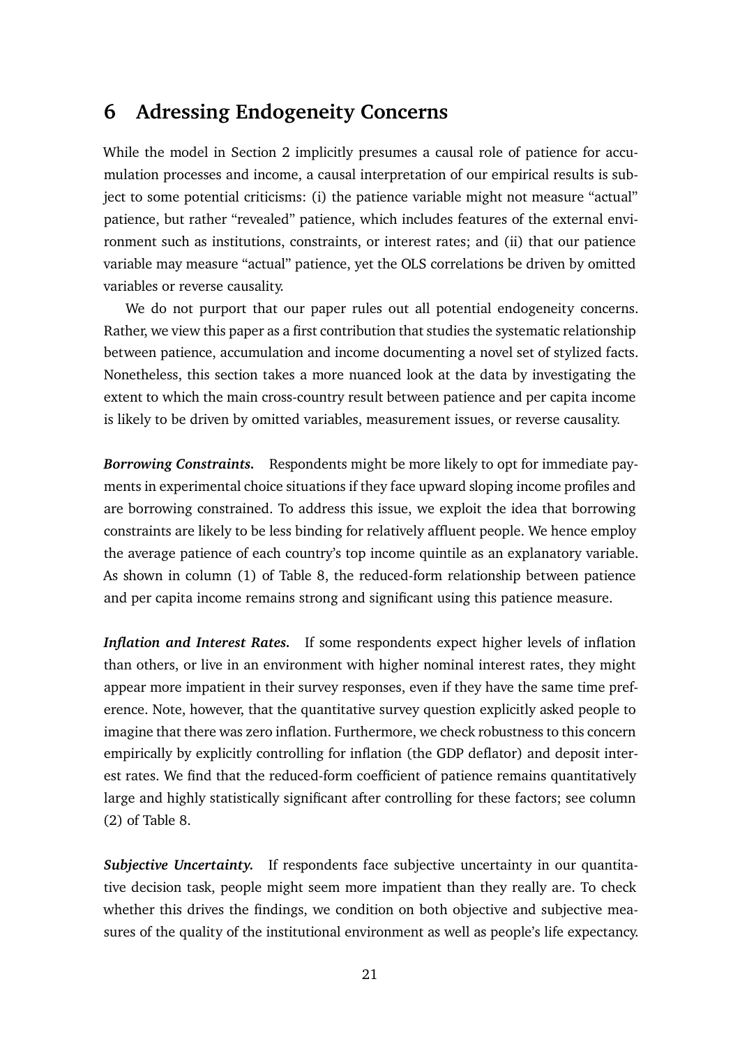# 6 Adressing Endogeneity Concerns

While the model in Section 2 implicitly presumes a causal role of patience for accumulation processes and income, a causal interpretation of our empirical results is subject to some potential criticisms: (i) the patience variable might not measure "actual" patience, but rather "revealed" patience, which includes features of the external environment such as institutions, constraints, or interest rates; and (ii) that our patience variable may measure "actual" patience, yet the OLS correlations be driven by omitted variables or reverse causality.

We do not purport that our paper rules out all potential endogeneity concerns. Rather, we view this paper as a first contribution that studies the systematic relationship between patience, accumulation and income documenting a novel set of stylized facts. Nonetheless, this section takes a more nuanced look at the data by investigating the extent to which the main cross-country result between patience and per capita income is likely to be driven by omitted variables, measurement issues, or reverse causality.

***Borrowing Constraints.*** Respondents might be more likely to opt for immediate payments in experimental choice situations if they face upward sloping income profiles and are borrowing constrained. To address this issue, we exploit the idea that borrowing constraints are likely to be less binding for relatively affluent people. We hence employ the average patience of each country's top income quintile as an explanatory variable. As shown in column (1) of Table 8, the reduced-form relationship between patience and per capita income remains strong and significant using this patience measure.

***Inflation and Interest Rates.*** If some respondents expect higher levels of inflation than others, or live in an environment with higher nominal interest rates, they might appear more impatient in their survey responses, even if they have the same time preference. Note, however, that the quantitative survey question explicitly asked people to imagine that there was zero inflation. Furthermore, we check robustness to this concern empirically by explicitly controlling for inflation (the GDP deflator) and deposit interest rates. We find that the reduced-form coefficient of patience remains quantitatively large and highly statistically significant after controlling for these factors; see column (2) of Table 8.

***Subjective Uncertainty.*** If respondents face subjective uncertainty in our quantitative decision task, people might seem more impatient than they really are. To check whether this drives the findings, we condition on both objective and subjective measures of the quality of the institutional environment as well as people's life expectancy.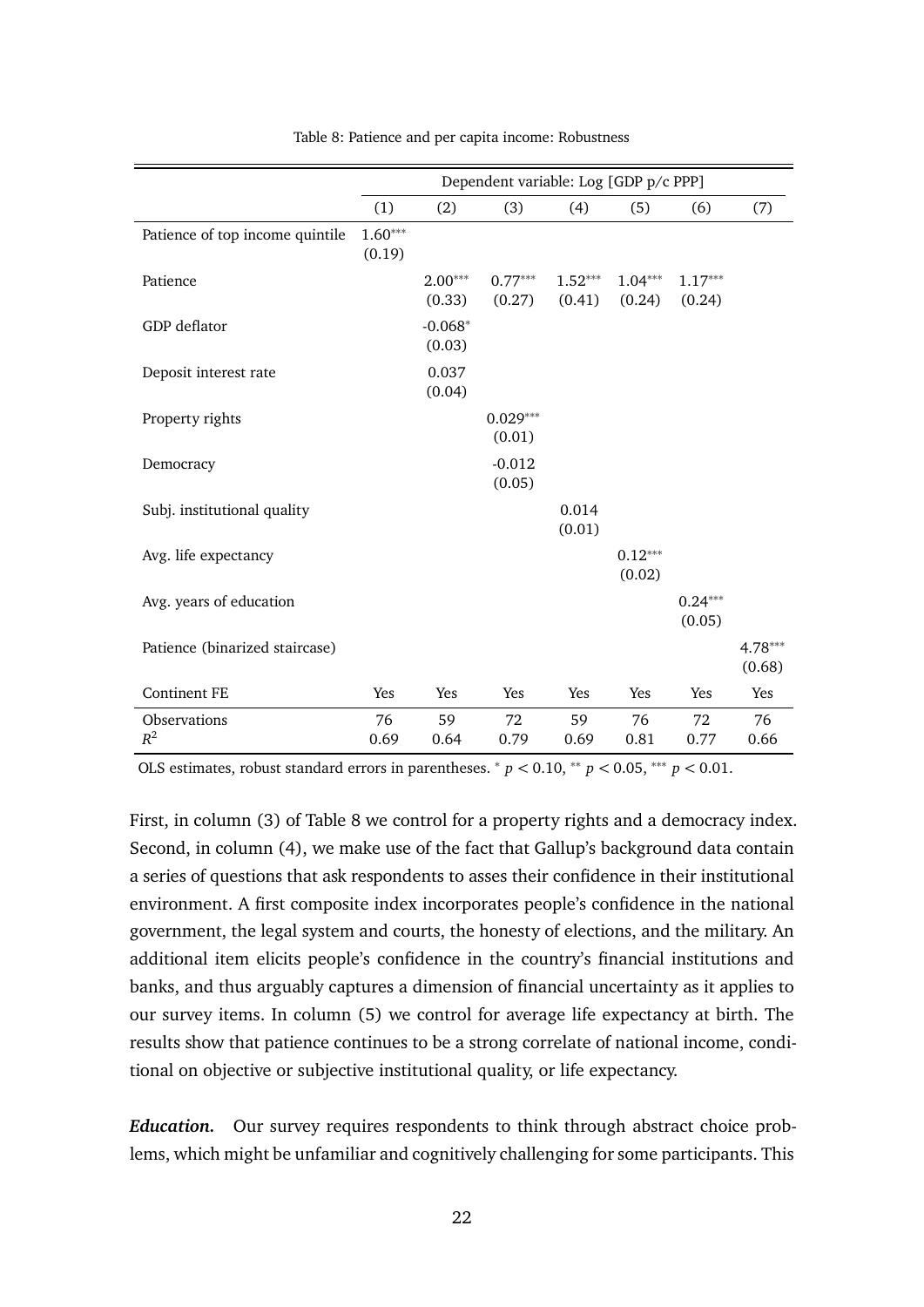Table 8: Patience and per capita income: Robustness

| | Dependent variable: Log [GDP p/c PPP] | | | | | | |
|---|---|---|---|---|---|---|---|
| | (1) | (2) | (3) | (4) | (5) | (6) | (7) |
| Patience of top income quintile | 1.60*** (0.19) | | | | | | |
| Patience | | 2.00*** (0.33) | 0.77*** (0.27) | 1.52*** (0.41) | 1.04*** (0.24) | 1.17*** (0.24) | |
| GDP deflator | | -0.068* (0.03) | | | | | |
| Deposit interest rate | | 0.037 (0.04) | | | | | |
| Property rights | | | 0.029*** (0.01) | | | | |
| Democracy | | | -0.012 (0.05) | | | | |
| Subj. institutional quality | | | | 0.014 (0.01) | | | |
| Avg. life expectancy | | | | | 0.12*** (0.02) | | |
| Avg. years of education | | | | | | 0.24*** (0.05) | |
| Patience (binarized staircase) | | | | | | | 4.78*** (0.68) |
| Continent FE | Yes | Yes | Yes | Yes | Yes | Yes | Yes |
| Observations | 76 | 59 | 72 | 59 | 76 | 72 | 76 |
| $R^2$ | 0.69 | 0.64 | 0.79 | 0.69 | 0.81 | 0.77 | 0.66 |

OLS estimates, robust standard errors in parentheses. * $p < 0.10$, ** $p < 0.05$, *** $p < 0.01$.

First, in column (3) of Table 8 we control for a property rights and a democracy index. Second, in column (4), we make use of the fact that Gallup's background data contain a series of questions that ask respondents to asses their confidence in their institutional environment. A first composite index incorporates people's confidence in the national government, the legal system and courts, the honesty of elections, and the military. An additional item elicits people's confidence in the country's financial institutions and banks, and thus arguably captures a dimension of financial uncertainty as it applies to our survey items. In column (5) we control for average life expectancy at birth. The results show that patience continues to be a strong correlate of national income, conditional on objective or subjective institutional quality, or life expectancy.

***Education.*** Our survey requires respondents to think through abstract choice problems, which might be unfamiliar and cognitively challenging for some participants. This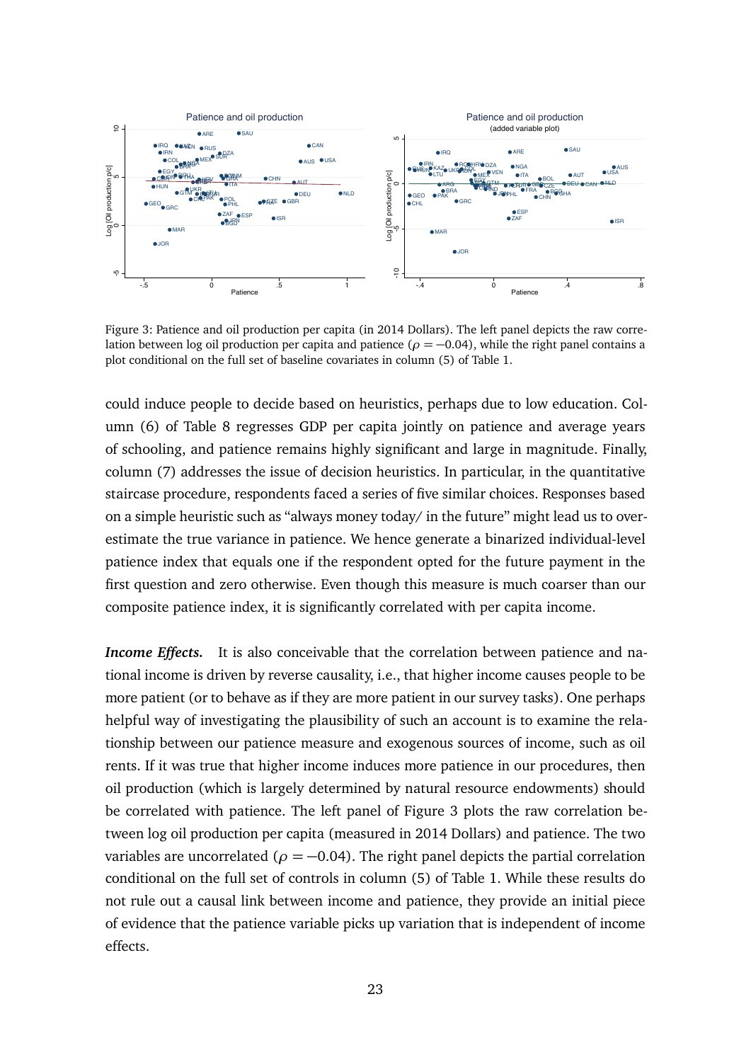Figure 3: Patience and oil production per capita (in 2014 Dollars). The left panel depicts the raw correlation between log oil production per capita and patience ($\rho = -0.04$), while the right panel contains a plot conditional on the full set of baseline covariates in column (5) of Table 1.

could induce people to decide based on heuristics, perhaps due to low education. Column (6) of Table 8 regresses GDP per capita jointly on patience and average years of schooling, and patience remains highly significant and large in magnitude. Finally, column (7) addresses the issue of decision heuristics. In particular, in the quantitative staircase procedure, respondents faced a series of five similar choices. Responses based on a simple heuristic such as "always money today/ in the future" might lead us to overestimate the true variance in patience. We hence generate a binarized individual-level patience index that equals one if the respondent opted for the future payment in the first question and zero otherwise. Even though this measure is much coarser than our composite patience index, it is significantly correlated with per capita income.

***Income Effects.*** It is also conceivable that the correlation between patience and national income is driven by reverse causality, i.e., that higher income causes people to be more patient (or to behave as if they are more patient in our survey tasks). One perhaps helpful way of investigating the plausibility of such an account is to examine the relationship between our patience measure and exogenous sources of income, such as oil rents. If it was true that higher income induces more patience in our procedures, then oil production (which is largely determined by natural resource endowments) should be correlated with patience. The left panel of Figure 3 plots the raw correlation between log oil production per capita (measured in 2014 Dollars) and patience. The two variables are uncorrelated ($\rho = -0.04$). The right panel depicts the partial correlation conditional on the full set of controls in column (5) of Table 1. While these results do not rule out a causal link between income and patience, they provide an initial piece of evidence that the patience variable picks up variation that is independent of income effects.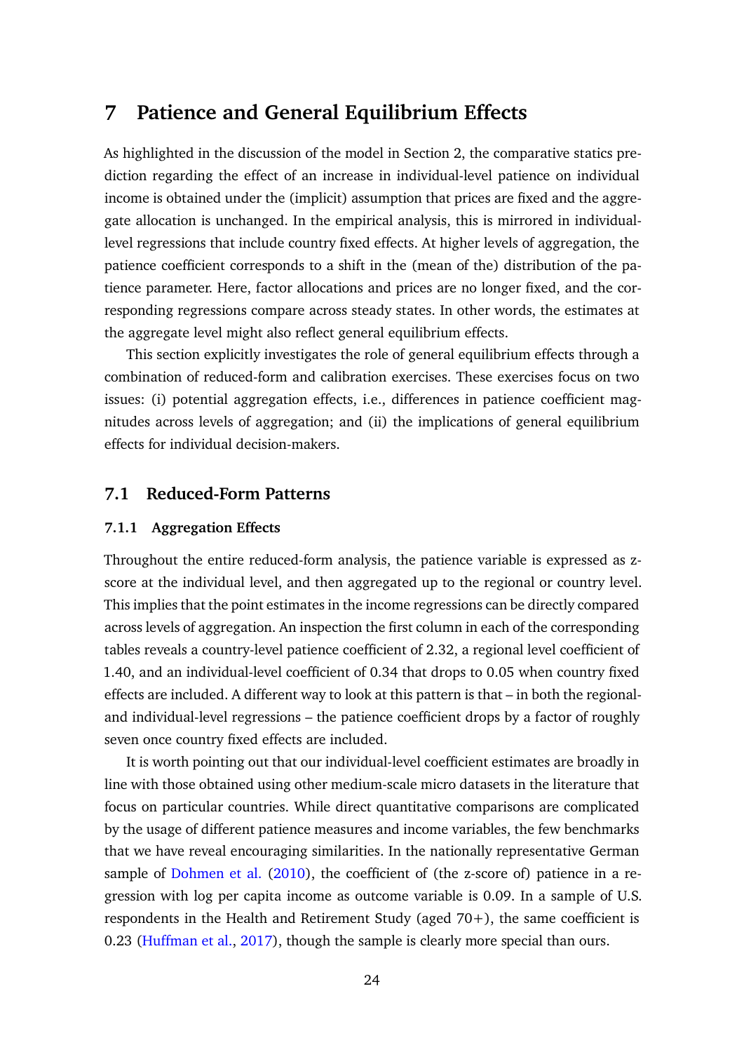# 7 Patience and General Equilibrium Effects

As highlighted in the discussion of the model in Section 2, the comparative statics prediction regarding the effect of an increase in individual-level patience on individual income is obtained under the (implicit) assumption that prices are fixed and the aggregate allocation is unchanged. In the empirical analysis, this is mirrored in individual-level regressions that include country fixed effects. At higher levels of aggregation, the patience coefficient corresponds to a shift in the (mean of the) distribution of the patience parameter. Here, factor allocations and prices are no longer fixed, and the corresponding regressions compare across steady states. In other words, the estimates at the aggregate level might also reflect general equilibrium effects.

This section explicitly investigates the role of general equilibrium effects through a combination of reduced-form and calibration exercises. These exercises focus on two issues: (i) potential aggregation effects, i.e., differences in patience coefficient magnitudes across levels of aggregation; and (ii) the implications of general equilibrium effects for individual decision-makers.

## 7.1 Reduced-Form Patterns

### 7.1.1 Aggregation Effects

Throughout the entire reduced-form analysis, the patience variable is expressed as z-score at the individual level, and then aggregated up to the regional or country level. This implies that the point estimates in the income regressions can be directly compared across levels of aggregation. An inspection the first column in each of the corresponding tables reveals a country-level patience coefficient of 2.32, a regional level coefficient of 1.40, and an individual-level coefficient of 0.34 that drops to 0.05 when country fixed effects are included. A different way to look at this pattern is that – in both the regional- and individual-level regressions – the patience coefficient drops by a factor of roughly seven once country fixed effects are included.

It is worth pointing out that our individual-level coefficient estimates are broadly in line with those obtained using other medium-scale micro datasets in the literature that focus on particular countries. While direct quantitative comparisons are complicated by the usage of different patience measures and income variables, the few benchmarks that we have reveal encouraging similarities. In the nationally representative German sample of Dohmen et al. (2010), the coefficient of (the z-score of) patience in a regression with log per capita income as outcome variable is 0.09. In a sample of U.S. respondents in the Health and Retirement Study (aged 70+), the same coefficient is 0.23 (Huffman et al., 2017), though the sample is clearly more special than ours.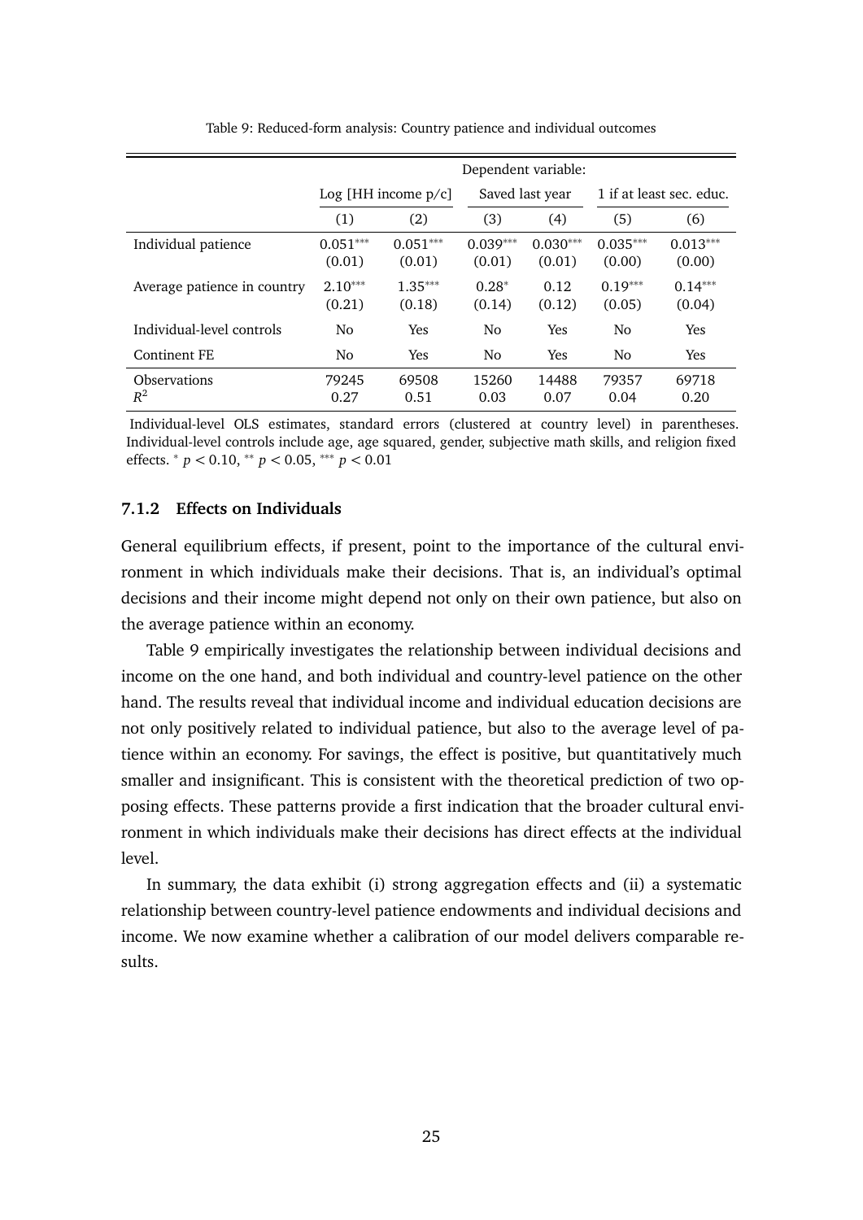Table 9: Reduced-form analysis: Country patience and individual outcomes

| | Dependent variable: | | | | | |
|---|---|---|---|---|---|---|
| | Log [HH income p/c] | | Saved last year | | 1 if at least sec. educ. | |
| | (1) | (2) | (3) | (4) | (5) | (6) |
| Individual patience | 0.051*** | 0.051*** | 0.039*** | 0.030*** | 0.035*** | 0.013*** |
| | (0.01) | (0.01) | (0.01) | (0.01) | (0.00) | (0.00) |
| Average patience in country | 2.10*** | 1.35*** | 0.28* | 0.12 | 0.19*** | 0.14*** |
| | (0.21) | (0.18) | (0.14) | (0.12) | (0.05) | (0.04) |
| Individual-level controls | No | Yes | No | Yes | No | Yes |
| Continent FE | No | Yes | No | Yes | No | Yes |
| Observations | 79245 | 69508 | 15260 | 14488 | 79357 | 69718 |
| $R^2$ | 0.27 | 0.51 | 0.03 | 0.07 | 0.04 | 0.20 |

Individual-level OLS estimates, standard errors (clustered at country level) in parentheses. Individual-level controls include age, age squared, gender, subjective math skills, and religion fixed effects. * $p < 0.10$, ** $p < 0.05$, *** $p < 0.01$

### 7.1.2 Effects on Individuals

General equilibrium effects, if present, point to the importance of the cultural environment in which individuals make their decisions. That is, an individual's optimal decisions and their income might depend not only on their own patience, but also on the average patience within an economy.

Table 9 empirically investigates the relationship between individual decisions and income on the one hand, and both individual and country-level patience on the other hand. The results reveal that individual income and individual education decisions are not only positively related to individual patience, but also to the average level of patience within an economy. For savings, the effect is positive, but quantitatively much smaller and insignificant. This is consistent with the theoretical prediction of two opposing effects. These patterns provide a first indication that the broader cultural environment in which individuals make their decisions has direct effects at the individual level.

In summary, the data exhibit (i) strong aggregation effects and (ii) a systematic relationship between country-level patience endowments and individual decisions and income. We now examine whether a calibration of our model delivers comparable results.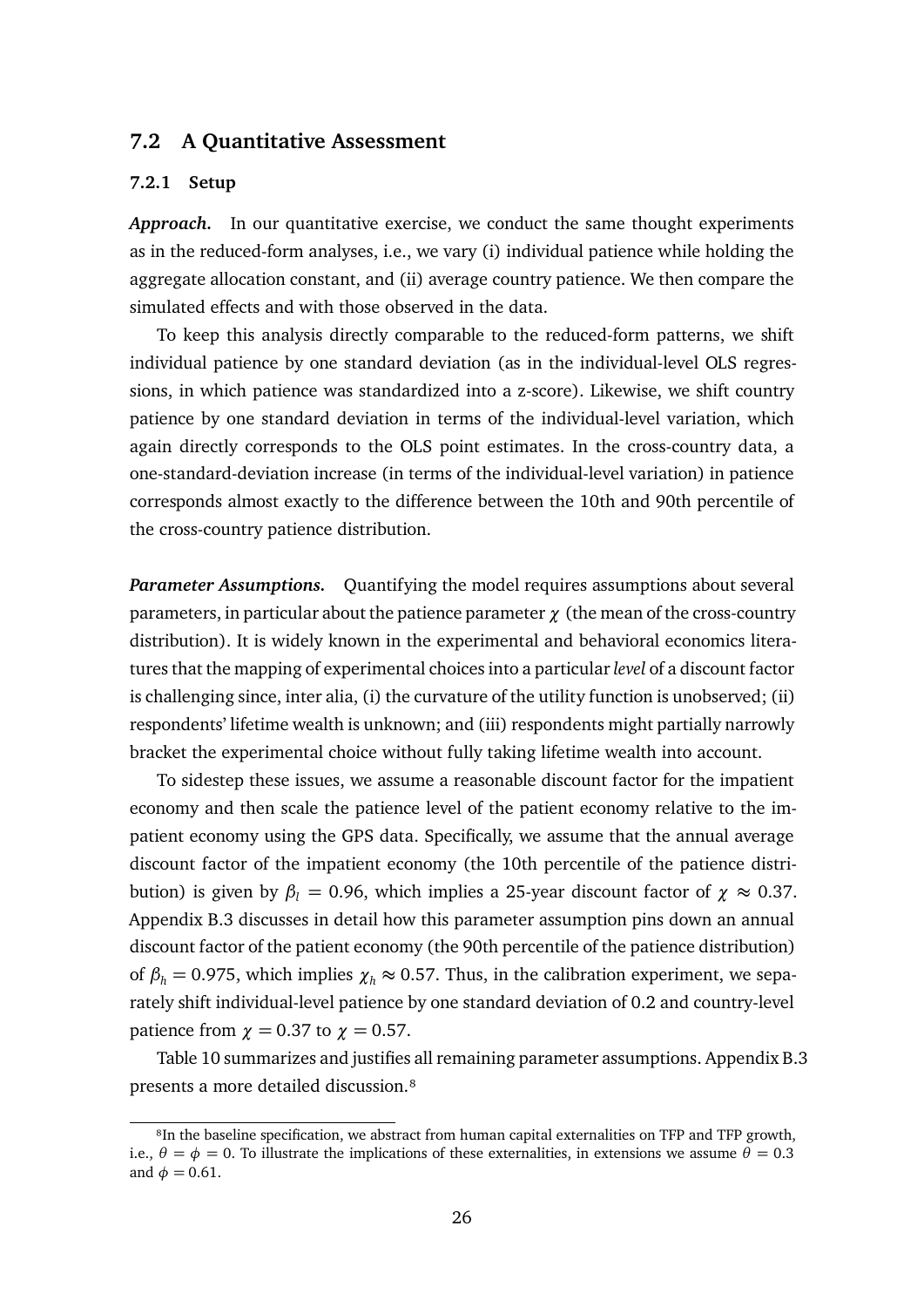## 7.2 A Quantitative Assessment

### 7.2.1 Setup

***Approach.*** In our quantitative exercise, we conduct the same thought experiments as in the reduced-form analyses, i.e., we vary (i) individual patience while holding the aggregate allocation constant, and (ii) average country patience. We then compare the simulated effects and with those observed in the data.

To keep this analysis directly comparable to the reduced-form patterns, we shift individual patience by one standard deviation (as in the individual-level OLS regressions, in which patience was standardized into a z-score). Likewise, we shift country patience by one standard deviation in terms of the individual-level variation, which again directly corresponds to the OLS point estimates. In the cross-country data, a one-standard-deviation increase (in terms of the individual-level variation) in patience corresponds almost exactly to the difference between the 10th and 90th percentile of the cross-country patience distribution.

***Parameter Assumptions.*** Quantifying the model requires assumptions about several parameters, in particular about the patience parameter $\chi$ (the mean of the cross-country distribution). It is widely known in the experimental and behavioral economics literatures that the mapping of experimental choices into a particular *level* of a discount factor is challenging since, inter alia, (i) the curvature of the utility function is unobserved; (ii) respondents' lifetime wealth is unknown; and (iii) respondents might partially narrowly bracket the experimental choice without fully taking lifetime wealth into account.

To sidestep these issues, we assume a reasonable discount factor for the impatient economy and then scale the patience level of the patient economy relative to the impatient economy using the GPS data. Specifically, we assume that the annual average discount factor of the impatient economy (the 10th percentile of the patience distribution) is given by $\beta_l = 0.96$, which implies a 25-year discount factor of $\chi \approx 0.37$. Appendix B.3 discusses in detail how this parameter assumption pins down an annual discount factor of the patient economy (the 90th percentile of the patience distribution) of $\beta_h = 0.975$, which implies $\chi_h \approx 0.57$. Thus, in the calibration experiment, we separately shift individual-level patience by one standard deviation of 0.2 and country-level patience from $\chi = 0.37$ to $\chi = 0.57$.

Table 10 summarizes and justifies all remaining parameter assumptions. Appendix B.3 presents a more detailed discussion.[8]

[8] In the baseline specification, we abstract from human capital externalities on TFP and TFP growth, i.e., $\theta = \phi = 0$. To illustrate the implications of these externalities, in extensions we assume $\theta = 0.3$ and $\phi = 0.61$.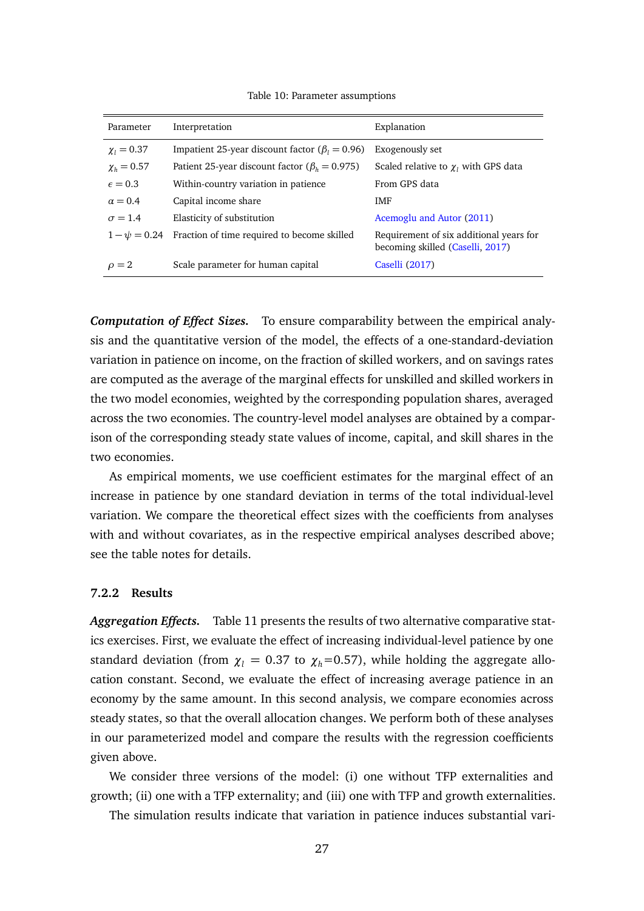Table 10: Parameter assumptions

| Parameter | Interpretation | Explanation |
|---|---|---|
| $\chi_l = 0.37$ | Impatient 25-year discount factor ($\beta_l = 0.96$) | Exogenously set |
| $\chi_h = 0.57$ | Patient 25-year discount factor ($\beta_h = 0.975$) | Scaled relative to $\chi_l$ with GPS data |
| $\epsilon = 0.3$ | Within-country variation in patience | From GPS data |
| $\alpha = 0.4$ | Capital income share | IMF |
| $\sigma = 1.4$ | Elasticity of substitution | Acemoglu and Autor (2011) |
| $1-\psi = 0.24$ | Fraction of time required to become skilled | Requirement of six additional years for becoming skilled (Caselli, 2017) |
| $\rho = 2$ | Scale parameter for human capital | Caselli (2017) |

***Computation of Effect Sizes.*** To ensure comparability between the empirical analysis and the quantitative version of the model, the effects of a one-standard-deviation variation in patience on income, on the fraction of skilled workers, and on savings rates are computed as the average of the marginal effects for unskilled and skilled workers in the two model economies, weighted by the corresponding population shares, averaged across the two economies. The country-level model analyses are obtained by a comparison of the corresponding steady state values of income, capital, and skill shares in the two economies.

As empirical moments, we use coefficient estimates for the marginal effect of an increase in patience by one standard deviation in terms of the total individual-level variation. We compare the theoretical effect sizes with the coefficients from analyses with and without covariates, as in the respective empirical analyses described above; see the table notes for details.

### 7.2.2 Results

***Aggregation Effects.*** Table 11 presents the results of two alternative comparative statics exercises. First, we evaluate the effect of increasing individual-level patience by one standard deviation (from $\chi_l = 0.37$ to $\chi_h$=0.57), while holding the aggregate allocation constant. Second, we evaluate the effect of increasing average patience in an economy by the same amount. In this second analysis, we compare economies across steady states, so that the overall allocation changes. We perform both of these analyses in our parameterized model and compare the results with the regression coefficients given above.

We consider three versions of the model: (i) one without TFP externalities and growth; (ii) one with a TFP externality; and (iii) one with TFP and growth externalities.

The simulation results indicate that variation in patience induces substantial vari-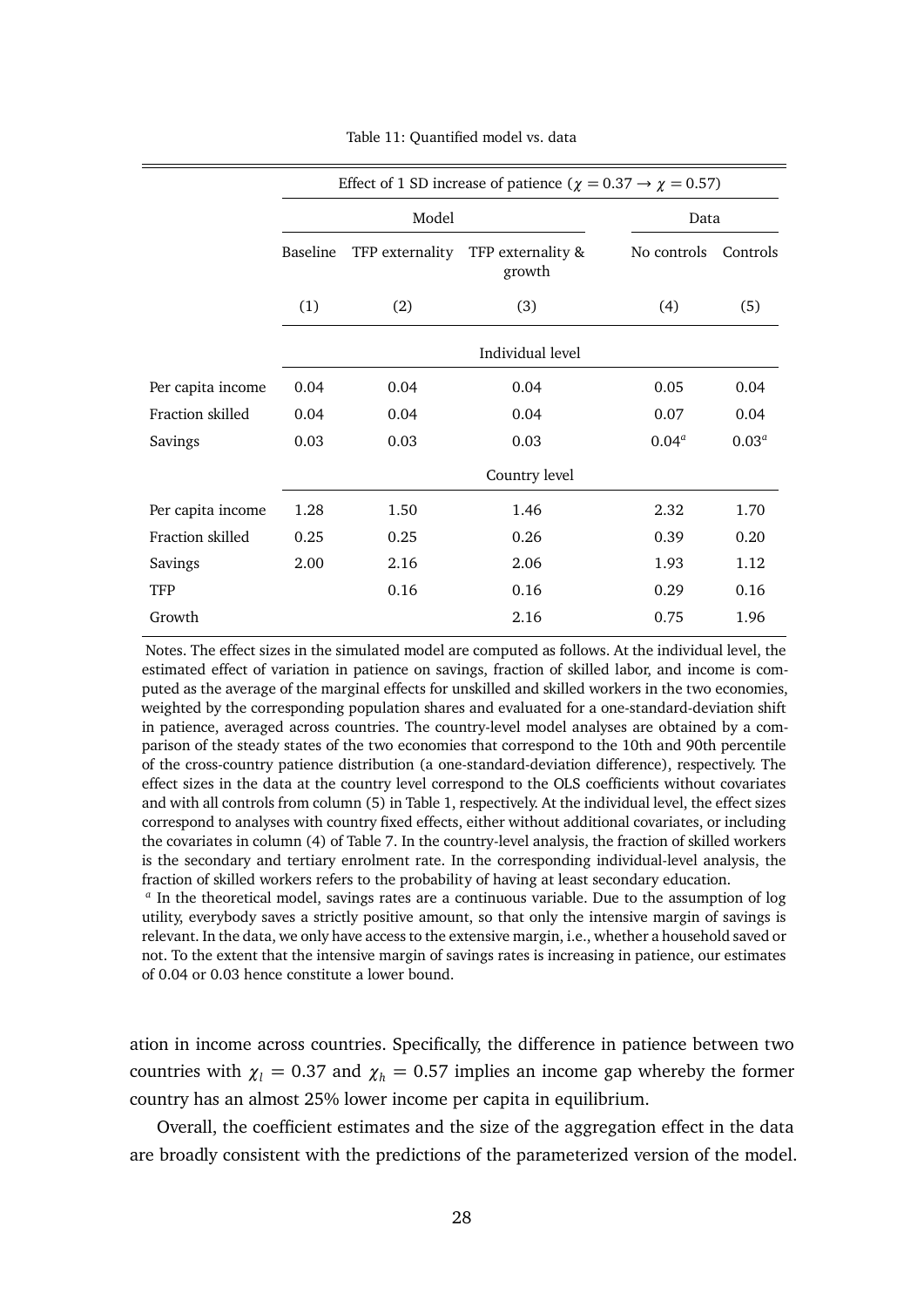Table 11: Quantified model vs. data

| | Effect of 1 SD increase of patience ($\chi = 0.37 \rightarrow \chi = 0.57$) | | | | |
|---|---|---|---|---|---|
| | Model | | | Data | |
| | Baseline | TFP externality | TFP externality & growth | No controls | Controls |
| | (1) | (2) | (3) | (4) | (5) |
| | Individual level | | | | |
| Per capita income | 0.04 | 0.04 | 0.04 | 0.05 | 0.04 |
| Fraction skilled | 0.04 | 0.04 | 0.04 | 0.07 | 0.04 |
| Savings | 0.03 | 0.03 | 0.03 | 0.04[a] | 0.03[a] |
| | Country level | | | | |
| Per capita income | 1.28 | 1.50 | 1.46 | 2.32 | 1.70 |
| Fraction skilled | 0.25 | 0.25 | 0.26 | 0.39 | 0.20 |
| Savings | 2.00 | 2.16 | 2.06 | 1.93 | 1.12 |
| TFP | | 0.16 | 0.16 | 0.29 | 0.16 |
| Growth | | | 2.16 | 0.75 | 1.96 |

Notes. The effect sizes in the simulated model are computed as follows. At the individual level, the estimated effect of variation in patience on savings, fraction of skilled labor, and income is computed as the average of the marginal effects for unskilled and skilled workers in the two economies, weighted by the corresponding population shares and evaluated for a one-standard-deviation shift in patience, averaged across countries. The country-level model analyses are obtained by a comparison of the steady states of the two economies that correspond to the 10th and 90th percentile of the cross-country patience distribution (a one-standard-deviation difference), respectively. The effect sizes in the data at the country level correspond to the OLS coefficients without covariates and with all controls from column (5) in Table 1, respectively. At the individual level, the effect sizes correspond to analyses with country fixed effects, either without additional covariates, or including the covariates in column (4) of Table 7. In the country-level analysis, the fraction of skilled workers is the secondary and tertiary enrolment rate. In the corresponding individual-level analysis, the fraction of skilled workers refers to the probability of having at least secondary education.

[a] In the theoretical model, savings rates are a continuous variable. Due to the assumption of log utility, everybody saves a strictly positive amount, so that only the intensive margin of savings is relevant. In the data, we only have access to the extensive margin, i.e., whether a household saved or not. To the extent that the intensive margin of savings rates is increasing in patience, our estimates of 0.04 or 0.03 hence constitute a lower bound.

ation in income across countries. Specifically, the difference in patience between two countries with $\chi_l = 0.37$ and $\chi_h = 0.57$ implies an income gap whereby the former country has an almost 25% lower income per capita in equilibrium.

Overall, the coefficient estimates and the size of the aggregation effect in the data are broadly consistent with the predictions of the parameterized version of the model.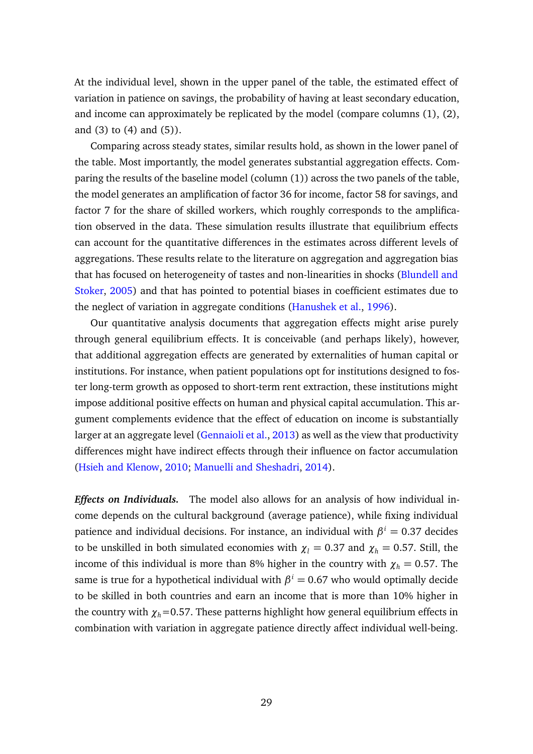At the individual level, shown in the upper panel of the table, the estimated effect of variation in patience on savings, the probability of having at least secondary education, and income can approximately be replicated by the model (compare columns (1), (2), and (3) to (4) and (5)).

Comparing across steady states, similar results hold, as shown in the lower panel of the table. Most importantly, the model generates substantial aggregation effects. Comparing the results of the baseline model (column (1)) across the two panels of the table, the model generates an amplification of factor 36 for income, factor 58 for savings, and factor 7 for the share of skilled workers, which roughly corresponds to the amplification observed in the data. These simulation results illustrate that equilibrium effects can account for the quantitative differences in the estimates across different levels of aggregations. These results relate to the literature on aggregation and aggregation bias that has focused on heterogeneity of tastes and non-linearities in shocks (Blundell and Stoker, 2005) and that has pointed to potential biases in coefficient estimates due to the neglect of variation in aggregate conditions (Hanushek et al., 1996).

Our quantitative analysis documents that aggregation effects might arise purely through general equilibrium effects. It is conceivable (and perhaps likely), however, that additional aggregation effects are generated by externalities of human capital or institutions. For instance, when patient populations opt for institutions designed to foster long-term growth as opposed to short-term rent extraction, these institutions might impose additional positive effects on human and physical capital accumulation. This argument complements evidence that the effect of education on income is substantially larger at an aggregate level (Gennaioli et al., 2013) as well as the view that productivity differences might have indirect effects through their influence on factor accumulation (Hsieh and Klenow, 2010; Manuelli and Sheshadri, 2014).

***Effects on Individuals.*** The model also allows for an analysis of how individual income depends on the cultural background (average patience), while fixing individual patience and individual decisions. For instance, an individual with $\beta^i = 0.37$ decides to be unskilled in both simulated economies with $\chi_l = 0.37$ and $\chi_h = 0.57$. Still, the income of this individual is more than 8% higher in the country with $\chi_h = 0.57$. The same is true for a hypothetical individual with $\beta^i = 0.67$ who would optimally decide to be skilled in both countries and earn an income that is more than 10% higher in the country with $\chi_h$=0.57. These patterns highlight how general equilibrium effects in combination with variation in aggregate patience directly affect individual well-being.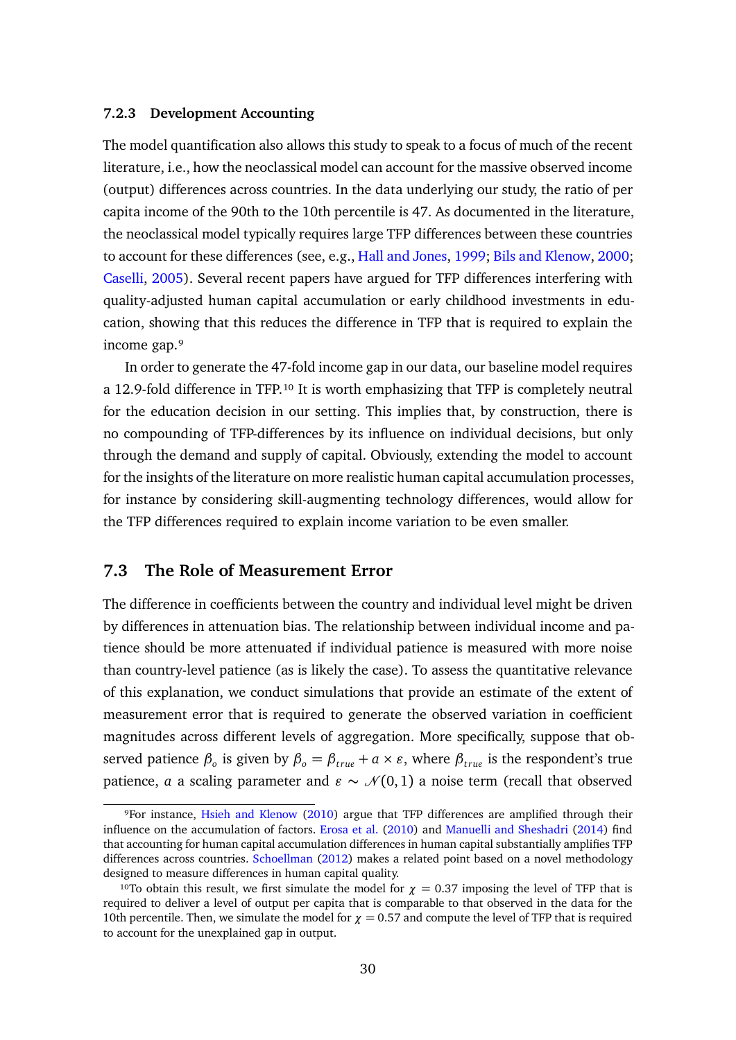### 7.2.3 Development Accounting

The model quantification also allows this study to speak to a focus of much of the recent literature, i.e., how the neoclassical model can account for the massive observed income (output) differences across countries. In the data underlying our study, the ratio of per capita income of the 90th to the 10th percentile is 47. As documented in the literature, the neoclassical model typically requires large TFP differences between these countries to account for these differences (see, e.g., Hall and Jones, 1999; Bils and Klenow, 2000; Caselli, 2005). Several recent papers have argued for TFP differences interfering with quality-adjusted human capital accumulation or early childhood investments in education, showing that this reduces the difference in TFP that is required to explain the income gap.[9]

In order to generate the 47-fold income gap in our data, our baseline model requires a 12.9-fold difference in TFP.[10] It is worth emphasizing that TFP is completely neutral for the education decision in our setting. This implies that, by construction, there is no compounding of TFP-differences by its influence on individual decisions, but only through the demand and supply of capital. Obviously, extending the model to account for the insights of the literature on more realistic human capital accumulation processes, for instance by considering skill-augmenting technology differences, would allow for the TFP differences required to explain income variation to be even smaller.

## 7.3 The Role of Measurement Error

The difference in coefficients between the country and individual level might be driven by differences in attenuation bias. The relationship between individual income and patience should be more attenuated if individual patience is measured with more noise than country-level patience (as is likely the case). To assess the quantitative relevance of this explanation, we conduct simulations that provide an estimate of the extent of measurement error that is required to generate the observed variation in coefficient magnitudes across different levels of aggregation. More specifically, suppose that observed patience $\beta_o$ is given by $\beta_o = \beta_{true} + a \times \varepsilon$, where $\beta_{true}$ is the respondent's true patience, $a$ a scaling parameter and $\varepsilon \sim \mathcal{N}(0,1)$ a noise term (recall that observed

[9] For instance, Hsieh and Klenow (2010) argue that TFP differences are amplified through their influence on the accumulation of factors. Erosa et al. (2010) and Manuelli and Sheshadri (2014) find that accounting for human capital accumulation differences in human capital substantially amplifies TFP differences across countries. Schoellman (2012) makes a related point based on a novel methodology designed to measure differences in human capital quality.

[10] To obtain this result, we first simulate the model for $\chi = 0.37$ imposing the level of TFP that is required to deliver a level of output per capita that is comparable to that observed in the data for the 10th percentile. Then, we simulate the model for $\chi = 0.57$ and compute the level of TFP that is required to account for the unexplained gap in output.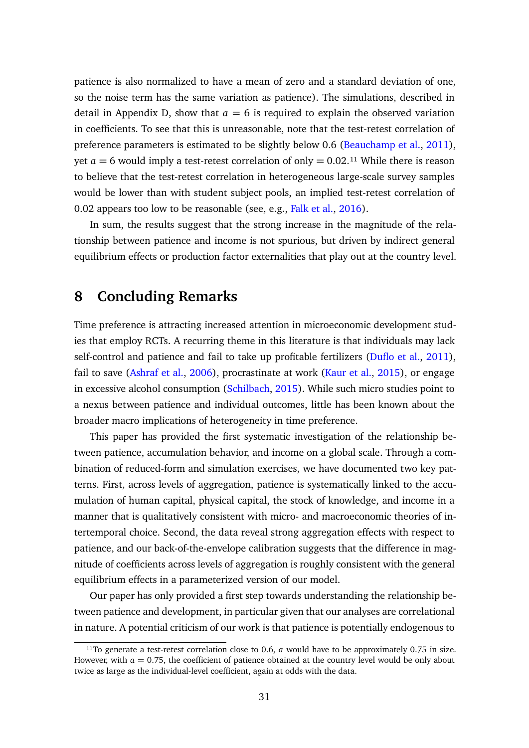patience is also normalized to have a mean of zero and a standard deviation of one, so the noise term has the same variation as patience). The simulations, described in detail in Appendix D, show that $a = 6$ is required to explain the observed variation in coefficients. To see that this is unreasonable, note that the test-retest correlation of preference parameters is estimated to be slightly below 0.6 (Beauchamp et al., 2011), yet $a = 6$ would imply a test-retest correlation of only $= 0.02$.[11] While there is reason to believe that the test-retest correlation in heterogeneous large-scale survey samples would be lower than with student subject pools, an implied test-retest correlation of 0.02 appears too low to be reasonable (see, e.g., Falk et al., 2016).

In sum, the results suggest that the strong increase in the magnitude of the relationship between patience and income is not spurious, but driven by indirect general equilibrium effects or production factor externalities that play out at the country level.

# 8 Concluding Remarks

Time preference is attracting increased attention in microeconomic development studies that employ RCTs. A recurring theme in this literature is that individuals may lack self-control and patience and fail to take up profitable fertilizers (Duflo et al., 2011), fail to save (Ashraf et al., 2006), procrastinate at work (Kaur et al., 2015), or engage in excessive alcohol consumption (Schilbach, 2015). While such micro studies point to a nexus between patience and individual outcomes, little has been known about the broader macro implications of heterogeneity in time preference.

This paper has provided the first systematic investigation of the relationship between patience, accumulation behavior, and income on a global scale. Through a combination of reduced-form and simulation exercises, we have documented two key patterns. First, across levels of aggregation, patience is systematically linked to the accumulation of human capital, physical capital, the stock of knowledge, and income in a manner that is qualitatively consistent with micro- and macroeconomic theories of intertemporal choice. Second, the data reveal strong aggregation effects with respect to patience, and our back-of-the-envelope calibration suggests that the difference in magnitude of coefficients across levels of aggregation is roughly consistent with the general equilibrium effects in a parameterized version of our model.

Our paper has only provided a first step towards understanding the relationship between patience and development, in particular given that our analyses are correlational in nature. A potential criticism of our work is that patience is potentially endogenous to

[11] To generate a test-retest correlation close to 0.6, $a$ would have to be approximately 0.75 in size. However, with $a = 0.75$, the coefficient of patience obtained at the country level would be only about twice as large as the individual-level coefficient, again at odds with the data.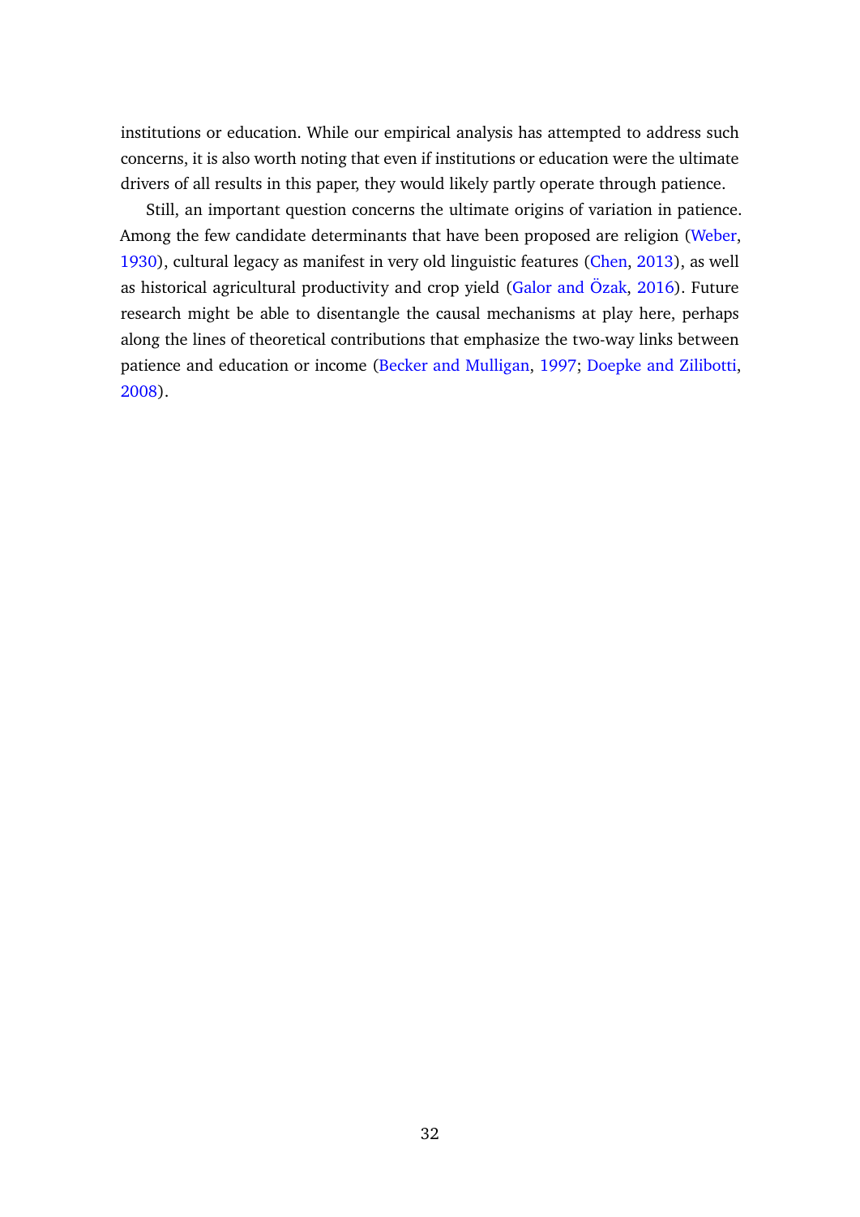institutions or education. While our empirical analysis has attempted to address such concerns, it is also worth noting that even if institutions or education were the ultimate drivers of all results in this paper, they would likely partly operate through patience.

Still, an important question concerns the ultimate origins of variation in patience. Among the few candidate determinants that have been proposed are religion (Weber, 1930), cultural legacy as manifest in very old linguistic features (Chen, 2013), as well as historical agricultural productivity and crop yield (Galor and Özak, 2016). Future research might be able to disentangle the causal mechanisms at play here, perhaps along the lines of theoretical contributions that emphasize the two-way links between patience and education or income (Becker and Mulligan, 1997; Doepke and Zilibotti, 2008).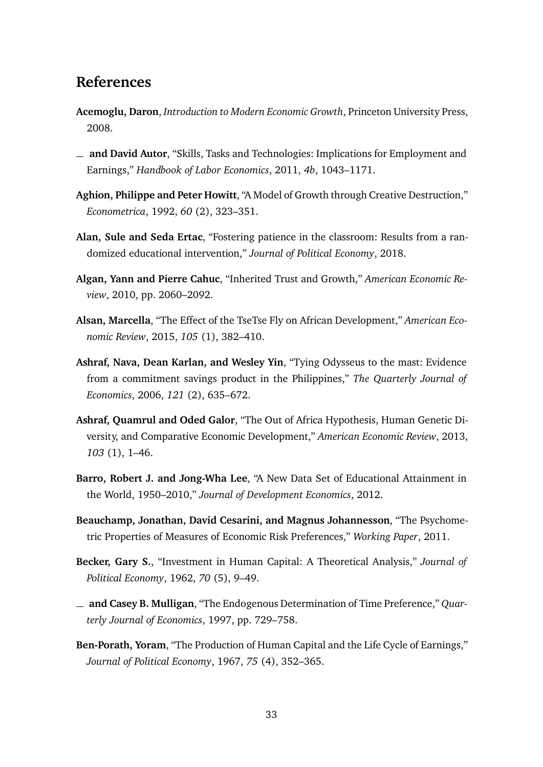# References

**Acemoglu, Daron**, *Introduction to Modern Economic Growth*, Princeton University Press, 2008.

— **and David Autor**, "Skills, Tasks and Technologies: Implications for Employment and Earnings," *Handbook of Labor Economics*, 2011, *4b*, 1043–1171.

**Aghion, Philippe and Peter Howitt**, "A Model of Growth through Creative Destruction," *Econometrica*, 1992, *60* (2), 323–351.

**Alan, Sule and Seda Ertac**, "Fostering patience in the classroom: Results from a randomized educational intervention," *Journal of Political Economy*, 2018.

**Algan, Yann and Pierre Cahuc**, "Inherited Trust and Growth," *American Economic Review*, 2010, pp. 2060–2092.

**Alsan, Marcella**, "The Effect of the TseTse Fly on African Development," *American Economic Review*, 2015, *105* (1), 382–410.

**Ashraf, Nava, Dean Karlan, and Wesley Yin**, "Tying Odysseus to the mast: Evidence from a commitment savings product in the Philippines," *The Quarterly Journal of Economics*, 2006, *121* (2), 635–672.

**Ashraf, Quamrul and Oded Galor**, "The Out of Africa Hypothesis, Human Genetic Diversity, and Comparative Economic Development," *American Economic Review*, 2013, *103* (1), 1–46.

**Barro, Robert J. and Jong-Wha Lee**, "A New Data Set of Educational Attainment in the World, 1950–2010," *Journal of Development Economics*, 2012.

**Beauchamp, Jonathan, David Cesarini, and Magnus Johannesson**, "The Psychometric Properties of Measures of Economic Risk Preferences," *Working Paper*, 2011.

**Becker, Gary S.**, "Investment in Human Capital: A Theoretical Analysis," *Journal of Political Economy*, 1962, *70* (5), 9–49.

— **and Casey B. Mulligan**, "The Endogenous Determination of Time Preference," *Quarterly Journal of Economics*, 1997, pp. 729–758.

**Ben-Porath, Yoram**, "The Production of Human Capital and the Life Cycle of Earnings," *Journal of Political Economy*, 1967, *75* (4), 352–365.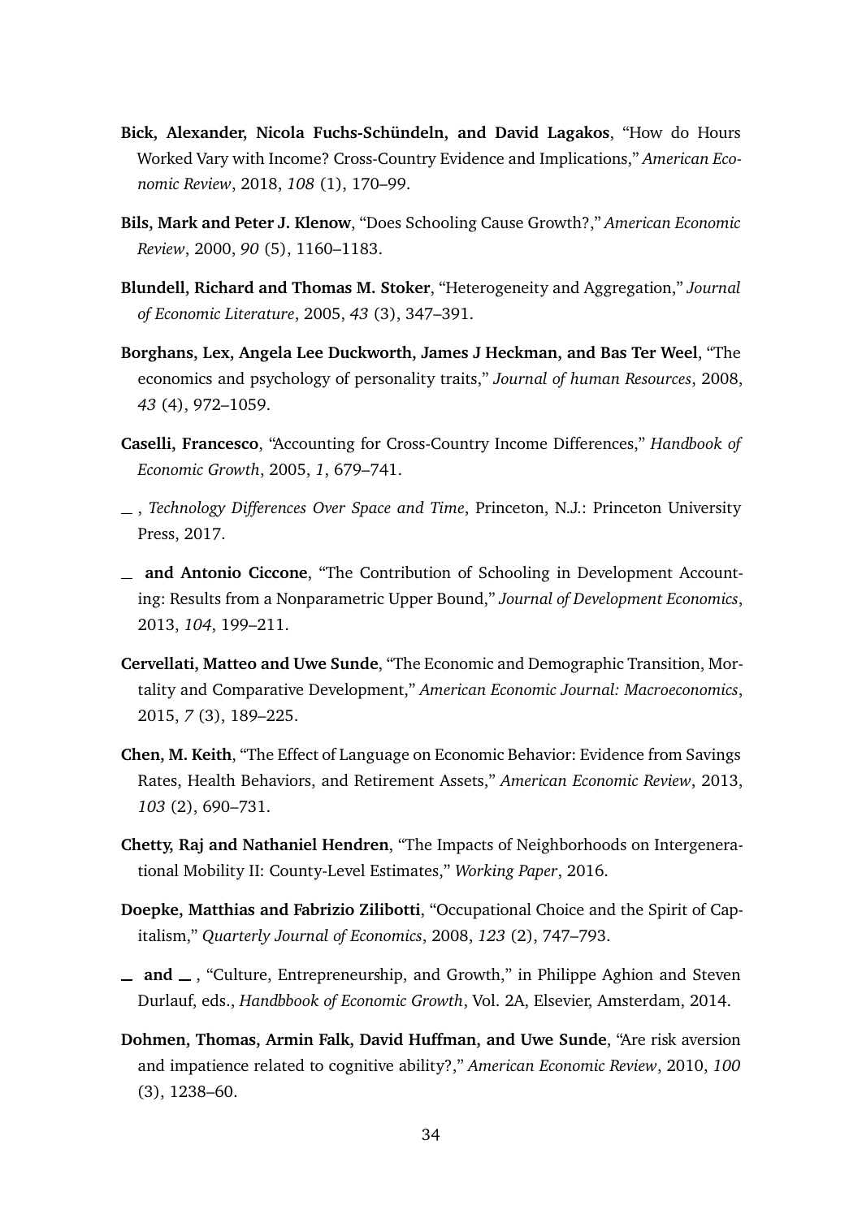**Bick, Alexander, Nicola Fuchs-Schündeln, and David Lagakos**, "How do Hours Worked Vary with Income? Cross-Country Evidence and Implications," *American Economic Review*, 2018, *108* (1), 170–99.

**Bils, Mark and Peter J. Klenow**, "Does Schooling Cause Growth?," *American Economic Review*, 2000, *90* (5), 1160–1183.

**Blundell, Richard and Thomas M. Stoker**, "Heterogeneity and Aggregation," *Journal of Economic Literature*, 2005, *43* (3), 347–391.

**Borghans, Lex, Angela Lee Duckworth, James J Heckman, and Bas Ter Weel**, "The economics and psychology of personality traits," *Journal of human Resources*, 2008, *43* (4), 972–1059.

**Caselli, Francesco**, "Accounting for Cross-Country Income Differences," *Handbook of Economic Growth*, 2005, *1*, 679–741.

— , *Technology Differences Over Space and Time*, Princeton, N.J.: Princeton University Press, 2017.

— **and Antonio Ciccone**, "The Contribution of Schooling in Development Accounting: Results from a Nonparametric Upper Bound," *Journal of Development Economics*, 2013, *104*, 199–211.

**Cervellati, Matteo and Uwe Sunde**, "The Economic and Demographic Transition, Mortality and Comparative Development," *American Economic Journal: Macroeconomics*, 2015, *7* (3), 189–225.

**Chen, M. Keith**, "The Effect of Language on Economic Behavior: Evidence from Savings Rates, Health Behaviors, and Retirement Assets," *American Economic Review*, 2013, *103* (2), 690–731.

**Chetty, Raj and Nathaniel Hendren**, "The Impacts of Neighborhoods on Intergenerational Mobility II: County-Level Estimates," *Working Paper*, 2016.

**Doepke, Matthias and Fabrizio Zilibotti**, "Occupational Choice and the Spirit of Capitalism," *Quarterly Journal of Economics*, 2008, *123* (2), 747–793.

— **and** — , "Culture, Entrepreneurship, and Growth," in Philippe Aghion and Steven Durlauf, eds., *Handbbook of Economic Growth*, Vol. 2A, Elsevier, Amsterdam, 2014.

**Dohmen, Thomas, Armin Falk, David Huffman, and Uwe Sunde**, "Are risk aversion and impatience related to cognitive ability?," *American Economic Review*, 2010, *100* (3), 1238–60.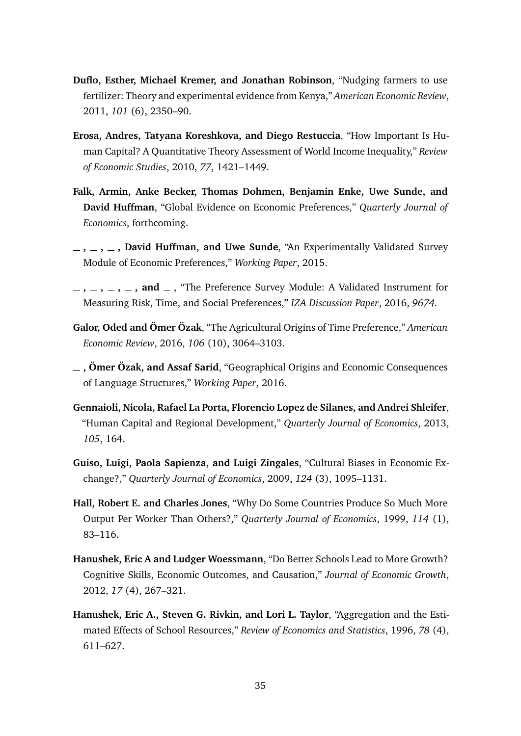**Duflo, Esther, Michael Kremer, and Jonathan Robinson**, "Nudging farmers to use fertilizer: Theory and experimental evidence from Kenya," *American Economic Review*, 2011, *101* (6), 2350–90.

**Erosa, Andres, Tatyana Koreshkova, and Diego Restuccia**, "How Important Is Human Capital? A Quantitative Theory Assessment of World Income Inequality," *Review of Economic Studies*, 2010, *77*, 1421–1449.

**Falk, Armin, Anke Becker, Thomas Dohmen, Benjamin Enke, Uwe Sunde, and David Huffman**, "Global Evidence on Economic Preferences," *Quarterly Journal of Economics*, forthcoming.

**_ , _ , _ , David Huffman, and Uwe Sunde**, "An Experimentally Validated Survey Module of Economic Preferences," *Working Paper*, 2015.

**_ , _ , _ , _ , and _** , "The Preference Survey Module: A Validated Instrument for Measuring Risk, Time, and Social Preferences," *IZA Discussion Paper*, 2016, *9674.*

**Galor, Oded and Ömer Özak**, "The Agricultural Origins of Time Preference," *American Economic Review*, 2016, *106* (10), 3064–3103.

**_ , Ömer Özak, and Assaf Sarid**, "Geographical Origins and Economic Consequences of Language Structures," *Working Paper*, 2016.

**Gennaioli, Nicola, Rafael La Porta, Florencio Lopez de Silanes, and Andrei Shleifer**, "Human Capital and Regional Development," *Quarterly Journal of Economics*, 2013, *105*, 164.

**Guiso, Luigi, Paola Sapienza, and Luigi Zingales**, "Cultural Biases in Economic Exchange?," *Quarterly Journal of Economics*, 2009, *124* (3), 1095–1131.

**Hall, Robert E. and Charles Jones**, "Why Do Some Countries Produce So Much More Output Per Worker Than Others?," *Quarterly Journal of Economics*, 1999, *114* (1), 83–116.

**Hanushek, Eric A and Ludger Woessmann**, "Do Better Schools Lead to More Growth? Cognitive Skills, Economic Outcomes, and Causation," *Journal of Economic Growth*, 2012, *17* (4), 267–321.

**Hanushek, Eric A., Steven G. Rivkin, and Lori L. Taylor**, "Aggregation and the Estimated Effects of School Resources," *Review of Economics and Statistics*, 1996, *78* (4), 611–627.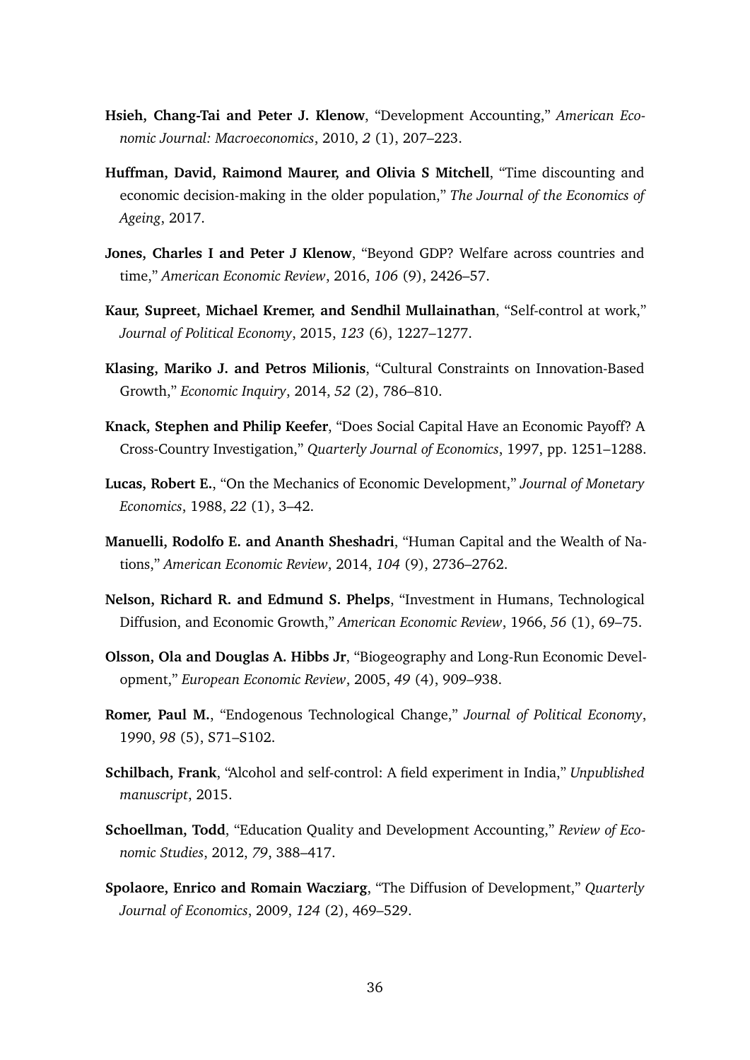**Hsieh, Chang-Tai and Peter J. Klenow**, "Development Accounting," *American Economic Journal: Macroeconomics*, 2010, *2* (1), 207–223.

**Huffman, David, Raimond Maurer, and Olivia S Mitchell**, "Time discounting and economic decision-making in the older population," *The Journal of the Economics of Ageing*, 2017.

**Jones, Charles I and Peter J Klenow**, "Beyond GDP? Welfare across countries and time," *American Economic Review*, 2016, *106* (9), 2426–57.

**Kaur, Supreet, Michael Kremer, and Sendhil Mullainathan**, "Self-control at work," *Journal of Political Economy*, 2015, *123* (6), 1227–1277.

**Klasing, Mariko J. and Petros Milionis**, "Cultural Constraints on Innovation-Based Growth," *Economic Inquiry*, 2014, *52* (2), 786–810.

**Knack, Stephen and Philip Keefer**, "Does Social Capital Have an Economic Payoff? A Cross-Country Investigation," *Quarterly Journal of Economics*, 1997, pp. 1251–1288.

**Lucas, Robert E.**, "On the Mechanics of Economic Development," *Journal of Monetary Economics*, 1988, *22* (1), 3–42.

**Manuelli, Rodolfo E. and Ananth Sheshadri**, "Human Capital and the Wealth of Nations," *American Economic Review*, 2014, *104* (9), 2736–2762.

**Nelson, Richard R. and Edmund S. Phelps**, "Investment in Humans, Technological Diffusion, and Economic Growth," *American Economic Review*, 1966, *56* (1), 69–75.

**Olsson, Ola and Douglas A. Hibbs Jr**, "Biogeography and Long-Run Economic Development," *European Economic Review*, 2005, *49* (4), 909–938.

**Romer, Paul M.**, "Endogenous Technological Change," *Journal of Political Economy*, 1990, *98* (5), S71–S102.

**Schilbach, Frank**, "Alcohol and self-control: A field experiment in India," *Unpublished manuscript*, 2015.

**Schoellman, Todd**, "Education Quality and Development Accounting," *Review of Economic Studies*, 2012, *79*, 388–417.

**Spolaore, Enrico and Romain Wacziarg**, "The Diffusion of Development," *Quarterly Journal of Economics*, 2009, *124* (2), 469–529.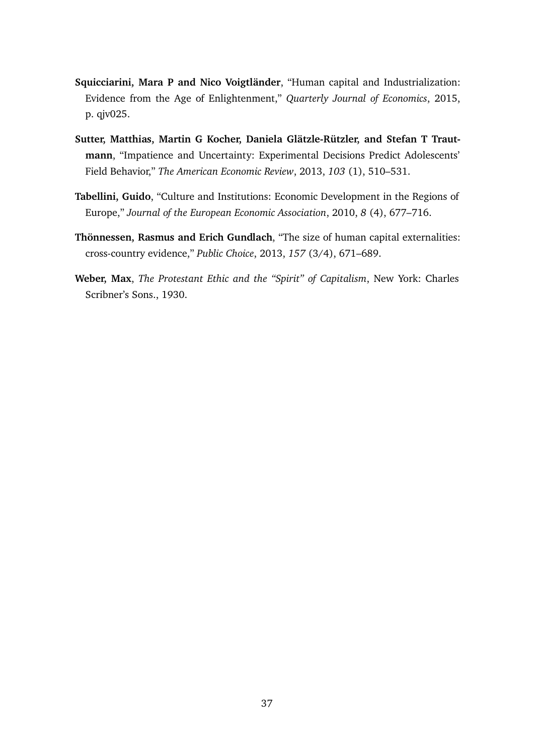**Squicciarini, Mara P and Nico Voigtländer**, "Human capital and Industrialization: Evidence from the Age of Enlightenment," *Quarterly Journal of Economics*, 2015, p. qjv025.

**Sutter, Matthias, Martin G Kocher, Daniela Glätzle-Rützler, and Stefan T Trautmann**, "Impatience and Uncertainty: Experimental Decisions Predict Adolescents' Field Behavior," *The American Economic Review*, 2013, *103* (1), 510–531.

**Tabellini, Guido**, "Culture and Institutions: Economic Development in the Regions of Europe," *Journal of the European Economic Association*, 2010, *8* (4), 677–716.

**Thönnessen, Rasmus and Erich Gundlach**, "The size of human capital externalities: cross-country evidence," *Public Choice*, 2013, *157* (3/4), 671–689.

**Weber, Max**, *The Protestant Ethic and the "Spirit" of Capitalism*, New York: Charles Scribner's Sons., 1930.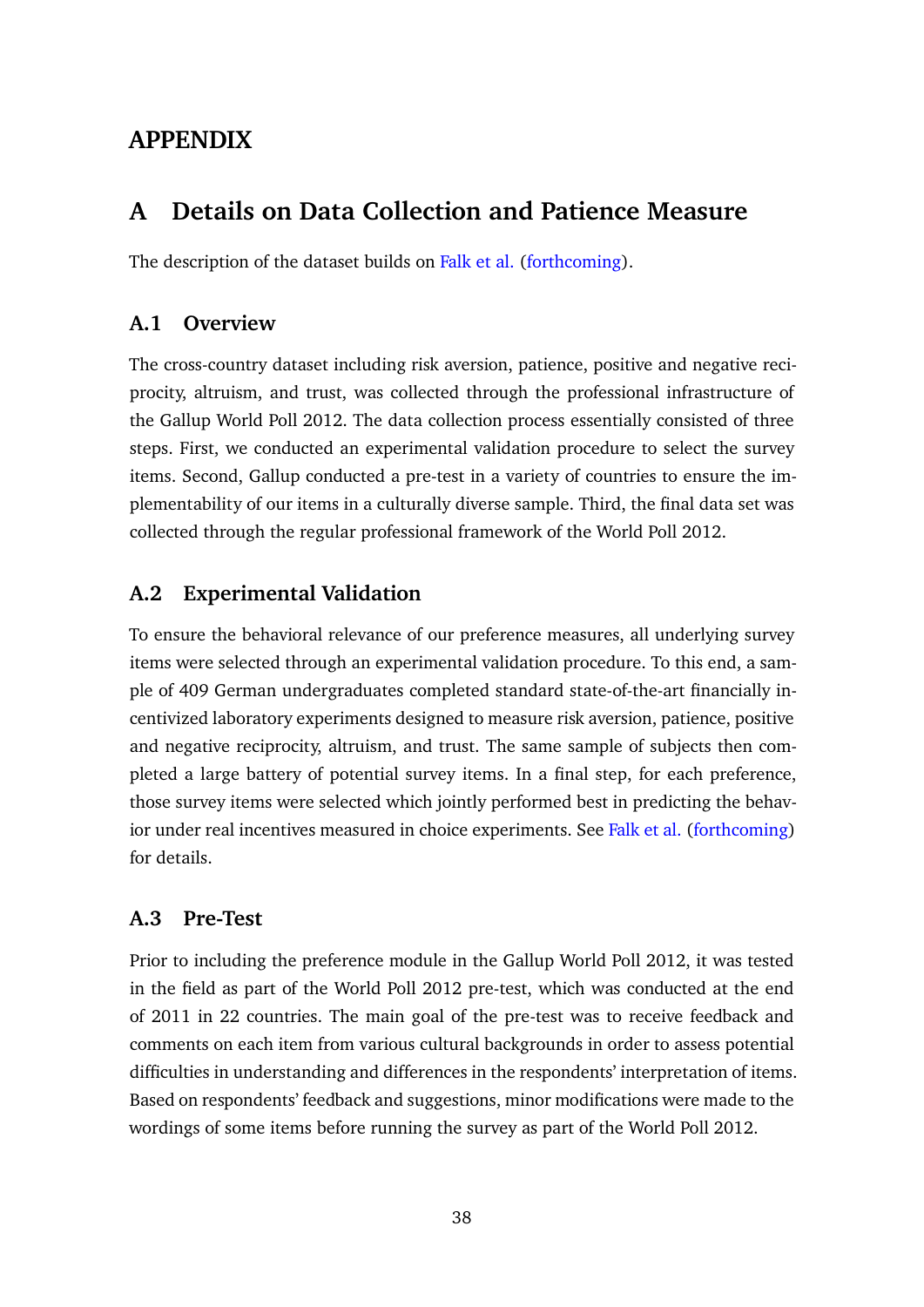# APPENDIX

## A Details on Data Collection and Patience Measure

The description of the dataset builds on Falk et al. (forthcoming).

### A.1 Overview

The cross-country dataset including risk aversion, patience, positive and negative reciprocity, altruism, and trust, was collected through the professional infrastructure of the Gallup World Poll 2012. The data collection process essentially consisted of three steps. First, we conducted an experimental validation procedure to select the survey items. Second, Gallup conducted a pre-test in a variety of countries to ensure the implementability of our items in a culturally diverse sample. Third, the final data set was collected through the regular professional framework of the World Poll 2012.

### A.2 Experimental Validation

To ensure the behavioral relevance of our preference measures, all underlying survey items were selected through an experimental validation procedure. To this end, a sample of 409 German undergraduates completed standard state-of-the-art financially incentivized laboratory experiments designed to measure risk aversion, patience, positive and negative reciprocity, altruism, and trust. The same sample of subjects then completed a large battery of potential survey items. In a final step, for each preference, those survey items were selected which jointly performed best in predicting the behavior under real incentives measured in choice experiments. See Falk et al. (forthcoming) for details.

### A.3 Pre-Test

Prior to including the preference module in the Gallup World Poll 2012, it was tested in the field as part of the World Poll 2012 pre-test, which was conducted at the end of 2011 in 22 countries. The main goal of the pre-test was to receive feedback and comments on each item from various cultural backgrounds in order to assess potential difficulties in understanding and differences in the respondents' interpretation of items. Based on respondents' feedback and suggestions, minor modifications were made to the wordings of some items before running the survey as part of the World Poll 2012.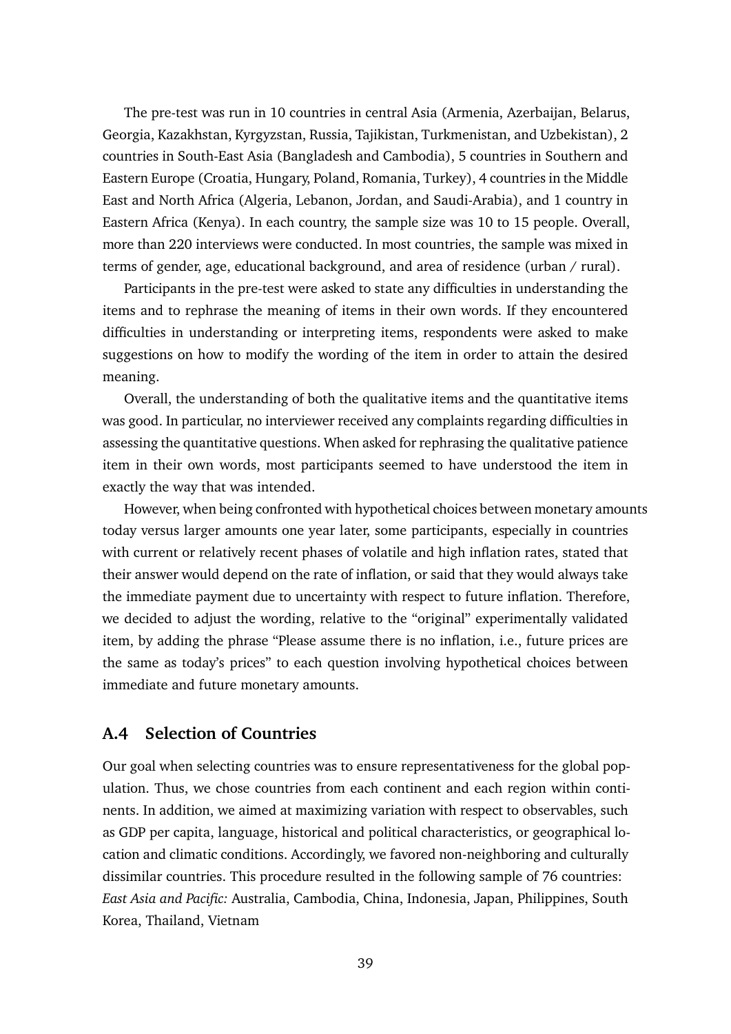The pre-test was run in 10 countries in central Asia (Armenia, Azerbaijan, Belarus, Georgia, Kazakhstan, Kyrgyzstan, Russia, Tajikistan, Turkmenistan, and Uzbekistan), 2 countries in South-East Asia (Bangladesh and Cambodia), 5 countries in Southern and Eastern Europe (Croatia, Hungary, Poland, Romania, Turkey), 4 countries in the Middle East and North Africa (Algeria, Lebanon, Jordan, and Saudi-Arabia), and 1 country in Eastern Africa (Kenya). In each country, the sample size was 10 to 15 people. Overall, more than 220 interviews were conducted. In most countries, the sample was mixed in terms of gender, age, educational background, and area of residence (urban / rural).

Participants in the pre-test were asked to state any difficulties in understanding the items and to rephrase the meaning of items in their own words. If they encountered difficulties in understanding or interpreting items, respondents were asked to make suggestions on how to modify the wording of the item in order to attain the desired meaning.

Overall, the understanding of both the qualitative items and the quantitative items was good. In particular, no interviewer received any complaints regarding difficulties in assessing the quantitative questions. When asked for rephrasing the qualitative patience item in their own words, most participants seemed to have understood the item in exactly the way that was intended.

However, when being confronted with hypothetical choices between monetary amounts today versus larger amounts one year later, some participants, especially in countries with current or relatively recent phases of volatile and high inflation rates, stated that their answer would depend on the rate of inflation, or said that they would always take the immediate payment due to uncertainty with respect to future inflation. Therefore, we decided to adjust the wording, relative to the "original" experimentally validated item, by adding the phrase "Please assume there is no inflation, i.e., future prices are the same as today's prices" to each question involving hypothetical choices between immediate and future monetary amounts.

## A.4 Selection of Countries

Our goal when selecting countries was to ensure representativeness for the global population. Thus, we chose countries from each continent and each region within continents. In addition, we aimed at maximizing variation with respect to observables, such as GDP per capita, language, historical and political characteristics, or geographical location and climatic conditions. Accordingly, we favored non-neighboring and culturally dissimilar countries. This procedure resulted in the following sample of 76 countries:

*East Asia and Pacific:* Australia, Cambodia, China, Indonesia, Japan, Philippines, South Korea, Thailand, Vietnam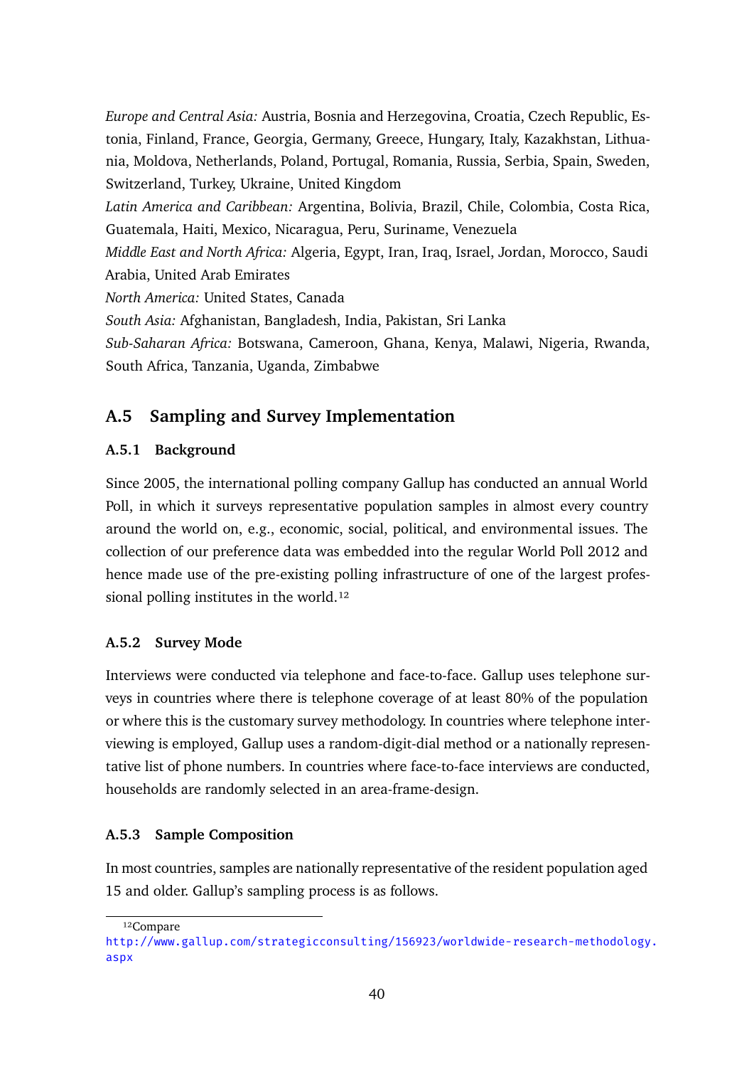*Europe and Central Asia:* Austria, Bosnia and Herzegovina, Croatia, Czech Republic, Estonia, Finland, France, Georgia, Germany, Greece, Hungary, Italy, Kazakhstan, Lithuania, Moldova, Netherlands, Poland, Portugal, Romania, Russia, Serbia, Spain, Sweden, Switzerland, Turkey, Ukraine, United Kingdom

*Latin America and Caribbean:* Argentina, Bolivia, Brazil, Chile, Colombia, Costa Rica, Guatemala, Haiti, Mexico, Nicaragua, Peru, Suriname, Venezuela

*Middle East and North Africa:* Algeria, Egypt, Iran, Iraq, Israel, Jordan, Morocco, Saudi Arabia, United Arab Emirates

*North America:* United States, Canada

*South Asia:* Afghanistan, Bangladesh, India, Pakistan, Sri Lanka

*Sub-Saharan Africa:* Botswana, Cameroon, Ghana, Kenya, Malawi, Nigeria, Rwanda, South Africa, Tanzania, Uganda, Zimbabwe

## A.5 Sampling and Survey Implementation

### A.5.1 Background

Since 2005, the international polling company Gallup has conducted an annual World Poll, in which it surveys representative population samples in almost every country around the world on, e.g., economic, social, political, and environmental issues. The collection of our preference data was embedded into the regular World Poll 2012 and hence made use of the pre-existing polling infrastructure of one of the largest professional polling institutes in the world.[12]

### A.5.2 Survey Mode

Interviews were conducted via telephone and face-to-face. Gallup uses telephone surveys in countries where there is telephone coverage of at least 80% of the population or where this is the customary survey methodology. In countries where telephone interviewing is employed, Gallup uses a random-digit-dial method or a nationally representative list of phone numbers. In countries where face-to-face interviews are conducted, households are randomly selected in an area-frame-design.

### A.5.3 Sample Composition

In most countries, samples are nationally representative of the resident population aged 15 and older. Gallup's sampling process is as follows.

---

[12] Compare http://www.gallup.com/strategicconsulting/156923/worldwide-research-methodology.aspx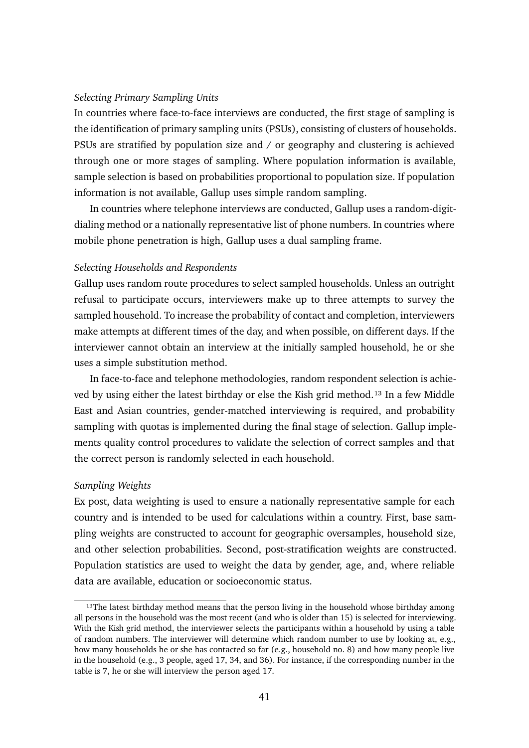*Selecting Primary Sampling Units*

In countries where face-to-face interviews are conducted, the first stage of sampling is the identification of primary sampling units (PSUs), consisting of clusters of households. PSUs are stratified by population size and / or geography and clustering is achieved through one or more stages of sampling. Where population information is available, sample selection is based on probabilities proportional to population size. If population information is not available, Gallup uses simple random sampling.

In countries where telephone interviews are conducted, Gallup uses a random-digit-dialing method or a nationally representative list of phone numbers. In countries where mobile phone penetration is high, Gallup uses a dual sampling frame.

*Selecting Households and Respondents*

Gallup uses random route procedures to select sampled households. Unless an outright refusal to participate occurs, interviewers make up to three attempts to survey the sampled household. To increase the probability of contact and completion, interviewers make attempts at different times of the day, and when possible, on different days. If the interviewer cannot obtain an interview at the initially sampled household, he or she uses a simple substitution method.

In face-to-face and telephone methodologies, random respondent selection is achieved by using either the latest birthday or else the Kish grid method.[13] In a few Middle East and Asian countries, gender-matched interviewing is required, and probability sampling with quotas is implemented during the final stage of selection. Gallup implements quality control procedures to validate the selection of correct samples and that the correct person is randomly selected in each household.

*Sampling Weights*

Ex post, data weighting is used to ensure a nationally representative sample for each country and is intended to be used for calculations within a country. First, base sampling weights are constructed to account for geographic oversamples, household size, and other selection probabilities. Second, post-stratification weights are constructed. Population statistics are used to weight the data by gender, age, and, where reliable data are available, education or socioeconomic status.

[13]The latest birthday method means that the person living in the household whose birthday among all persons in the household was the most recent (and who is older than 15) is selected for interviewing. With the Kish grid method, the interviewer selects the participants within a household by using a table of random numbers. The interviewer will determine which random number to use by looking at, e.g., how many households he or she has contacted so far (e.g., household no. 8) and how many people live in the household (e.g., 3 people, aged 17, 34, and 36). For instance, if the corresponding number in the table is 7, he or she will interview the person aged 17.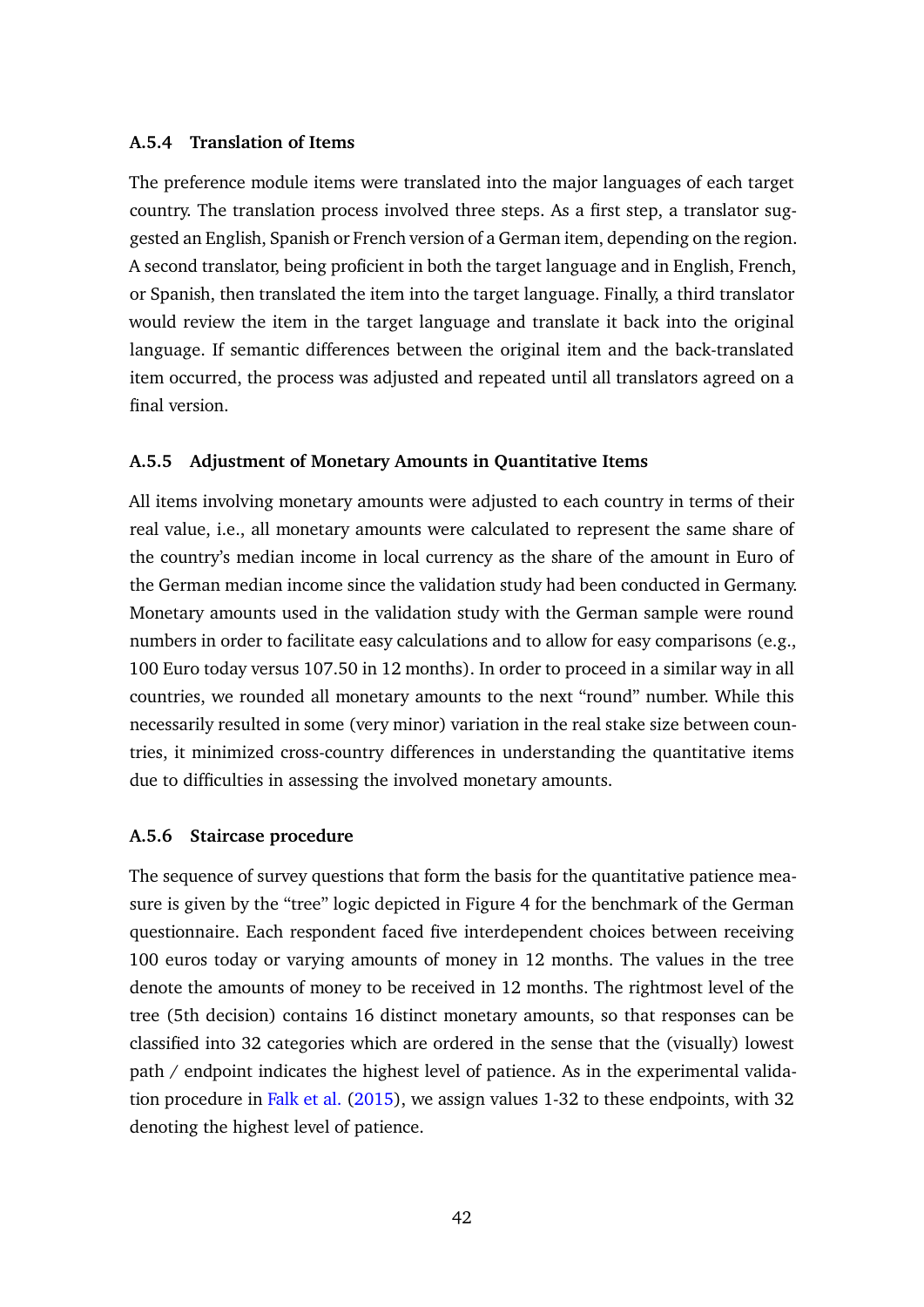### A.5.4 Translation of Items

The preference module items were translated into the major languages of each target country. The translation process involved three steps. As a first step, a translator suggested an English, Spanish or French version of a German item, depending on the region. A second translator, being proficient in both the target language and in English, French, or Spanish, then translated the item into the target language. Finally, a third translator would review the item in the target language and translate it back into the original language. If semantic differences between the original item and the back-translated item occurred, the process was adjusted and repeated until all translators agreed on a final version.

### A.5.5 Adjustment of Monetary Amounts in Quantitative Items

All items involving monetary amounts were adjusted to each country in terms of their real value, i.e., all monetary amounts were calculated to represent the same share of the country's median income in local currency as the share of the amount in Euro of the German median income since the validation study had been conducted in Germany. Monetary amounts used in the validation study with the German sample were round numbers in order to facilitate easy calculations and to allow for easy comparisons (e.g., 100 Euro today versus 107.50 in 12 months). In order to proceed in a similar way in all countries, we rounded all monetary amounts to the next "round" number. While this necessarily resulted in some (very minor) variation in the real stake size between countries, it minimized cross-country differences in understanding the quantitative items due to difficulties in assessing the involved monetary amounts.

### A.5.6 Staircase procedure

The sequence of survey questions that form the basis for the quantitative patience measure is given by the "tree" logic depicted in Figure 4 for the benchmark of the German questionnaire. Each respondent faced five interdependent choices between receiving 100 euros today or varying amounts of money in 12 months. The values in the tree denote the amounts of money to be received in 12 months. The rightmost level of the tree (5th decision) contains 16 distinct monetary amounts, so that responses can be classified into 32 categories which are ordered in the sense that the (visually) lowest path / endpoint indicates the highest level of patience. As in the experimental validation procedure in Falk et al. (2015), we assign values 1-32 to these endpoints, with 32 denoting the highest level of patience.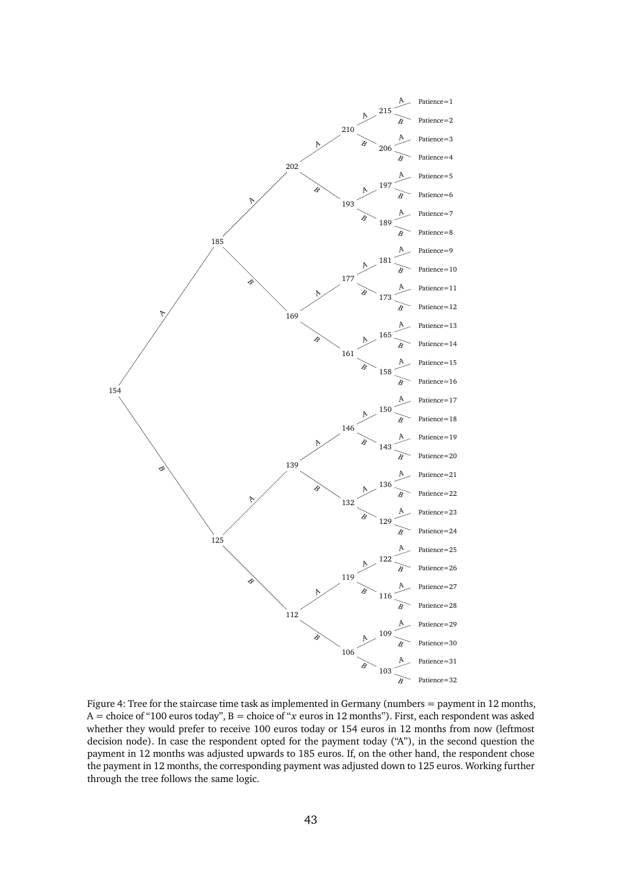Figure 4: Tree for the staircase time task as implemented in Germany (numbers = payment in 12 months, A = choice of "100 euros today", B = choice of "$x$ euros in 12 months"). First, each respondent was asked whether they would prefer to receive 100 euros today or 154 euros in 12 months from now (leftmost decision node). In case the respondent opted for the payment today ("A"), in the second question the payment in 12 months was adjusted upwards to 185 euros. If, on the other hand, the respondent chose the payment in 12 months, the corresponding payment was adjusted down to 125 euros. Working further through the tree follows the same logic.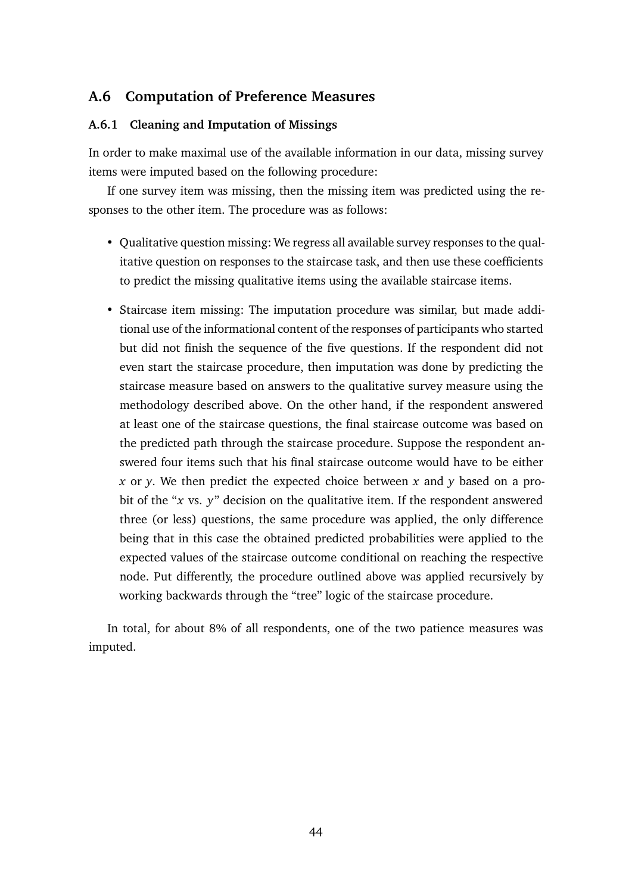## A.6 Computation of Preference Measures

### A.6.1 Cleaning and Imputation of Missings

In order to make maximal use of the available information in our data, missing survey items were imputed based on the following procedure:

If one survey item was missing, then the missing item was predicted using the responses to the other item. The procedure was as follows:

- Qualitative question missing: We regress all available survey responses to the qualitative question on responses to the staircase task, and then use these coefficients to predict the missing qualitative items using the available staircase items.
- Staircase item missing: The imputation procedure was similar, but made additional use of the informational content of the responses of participants who started but did not finish the sequence of the five questions. If the respondent did not even start the staircase procedure, then imputation was done by predicting the staircase measure based on answers to the qualitative survey measure using the methodology described above. On the other hand, if the respondent answered at least one of the staircase questions, the final staircase outcome was based on the predicted path through the staircase procedure. Suppose the respondent answered four items such that his final staircase outcome would have to be either $x$ or $y$. We then predict the expected choice between $x$ and $y$ based on a probit of the "$x$ vs. $y$" decision on the qualitative item. If the respondent answered three (or less) questions, the same procedure was applied, the only difference being that in this case the obtained predicted probabilities were applied to the expected values of the staircase outcome conditional on reaching the respective node. Put differently, the procedure outlined above was applied recursively by working backwards through the "tree" logic of the staircase procedure.

In total, for about 8% of all respondents, one of the two patience measures was imputed.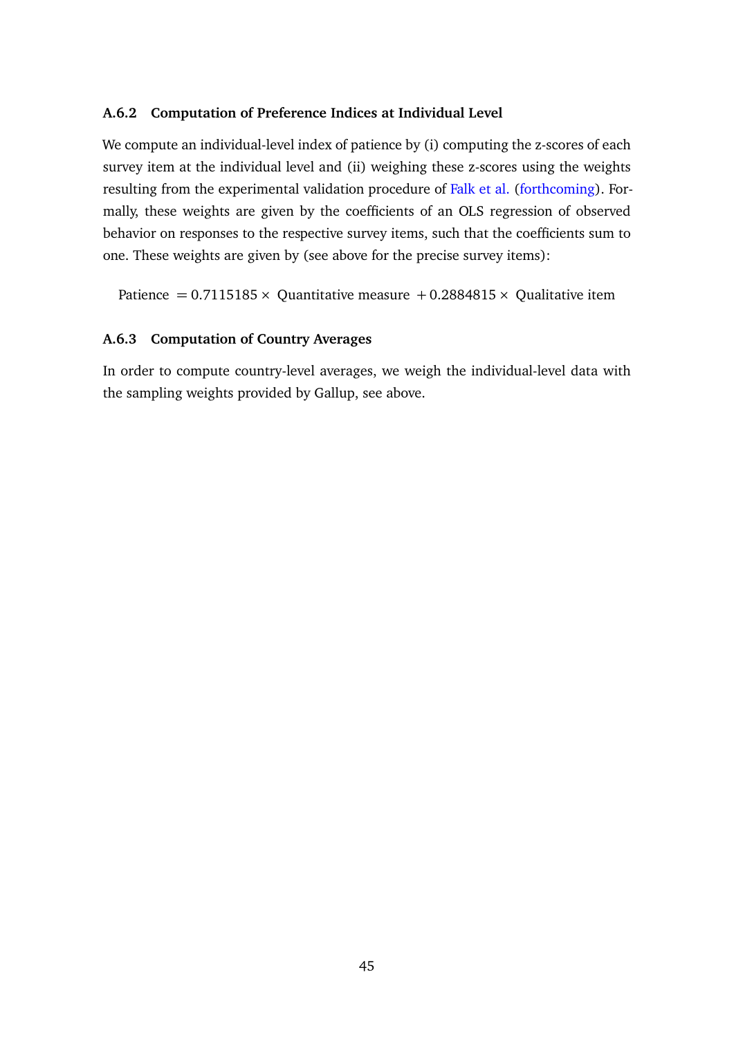### A.6.2 Computation of Preference Indices at Individual Level

We compute an individual-level index of patience by (i) computing the z-scores of each survey item at the individual level and (ii) weighing these z-scores using the weights resulting from the experimental validation procedure of Falk et al. (forthcoming). Formally, these weights are given by the coefficients of an OLS regression of observed behavior on responses to the respective survey items, such that the coefficients sum to one. These weights are given by (see above for the precise survey items):

$$\text{Patience} = 0.7115185 \times \text{ Quantitative measure } + 0.2884815 \times \text{ Qualitative item}$$

### A.6.3 Computation of Country Averages

In order to compute country-level averages, we weigh the individual-level data with the sampling weights provided by Gallup, see above.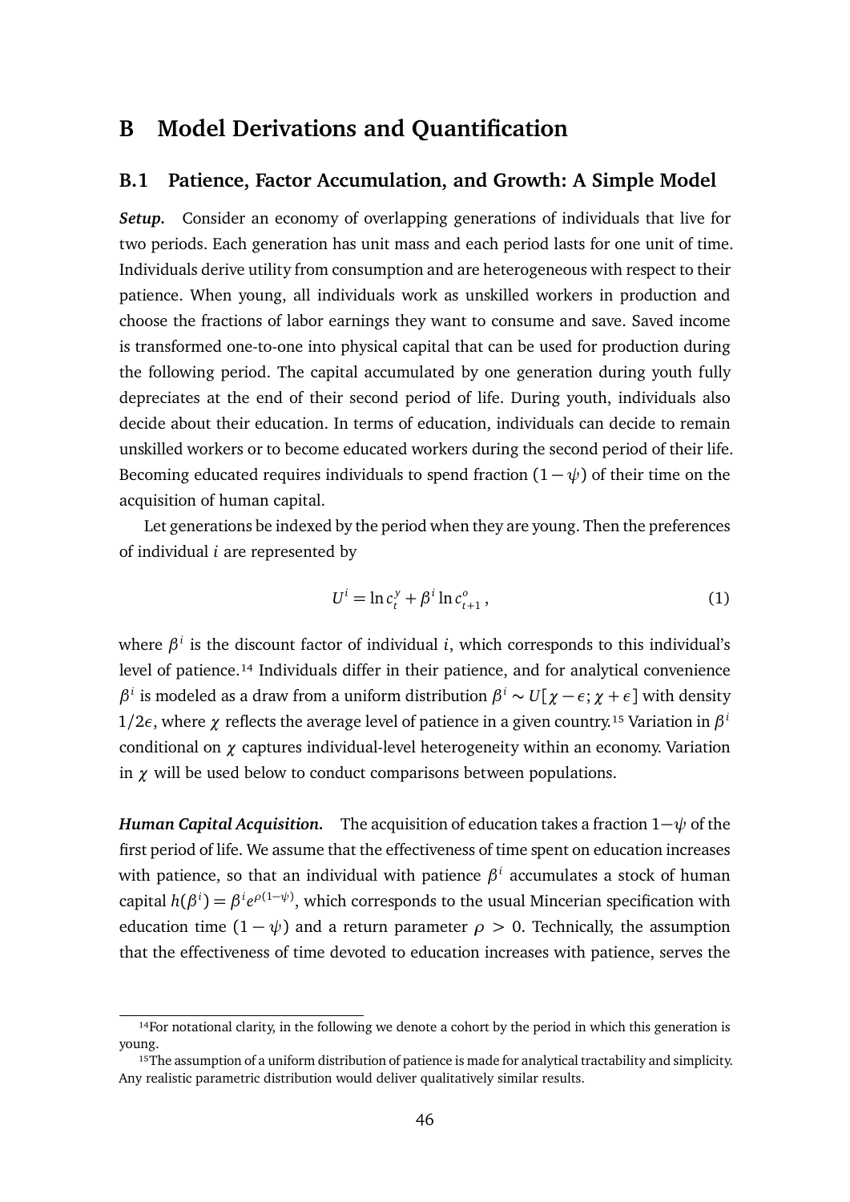# B Model Derivations and Quantification

## B.1 Patience, Factor Accumulation, and Growth: A Simple Model

***Setup.*** Consider an economy of overlapping generations of individuals that live for two periods. Each generation has unit mass and each period lasts for one unit of time. Individuals derive utility from consumption and are heterogeneous with respect to their patience. When young, all individuals work as unskilled workers in production and choose the fractions of labor earnings they want to consume and save. Saved income is transformed one-to-one into physical capital that can be used for production during the following period. The capital accumulated by one generation during youth fully depreciates at the end of their second period of life. During youth, individuals also decide about their education. In terms of education, individuals can decide to remain unskilled workers or to become educated workers during the second period of their life. Becoming educated requires individuals to spend fraction $(1-\psi)$ of their time on the acquisition of human capital.

Let generations be indexed by the period when they are young. Then the preferences of individual $i$ are represented by

$$U^i = \ln c_t^y + \beta^i \ln c_{t+1}^o , \tag{1}$$

where $\beta^i$ is the discount factor of individual $i$, which corresponds to this individual's level of patience.[14] Individuals differ in their patience, and for analytical convenience $\beta^i$ is modeled as a draw from a uniform distribution $\beta^i \sim U[\chi - \epsilon; \chi + \epsilon]$ with density $1/2\epsilon$, where $\chi$ reflects the average level of patience in a given country.[15] Variation in $\beta^i$ conditional on $\chi$ captures individual-level heterogeneity within an economy. Variation in $\chi$ will be used below to conduct comparisons between populations.

***Human Capital Acquisition.*** The acquisition of education takes a fraction $1-\psi$ of the first period of life. We assume that the effectiveness of time spent on education increases with patience, so that an individual with patience $\beta^i$ accumulates a stock of human capital $h(\beta^i) = \beta^i e^{\rho(1-\psi)}$, which corresponds to the usual Mincerian specification with education time $(1-\psi)$ and a return parameter $\rho > 0$. Technically, the assumption that the effectiveness of time devoted to education increases with patience, serves the

[14] For notational clarity, in the following we denote a cohort by the period in which this generation is young.

[15] The assumption of a uniform distribution of patience is made for analytical tractability and simplicity. Any realistic parametric distribution would deliver qualitatively similar results.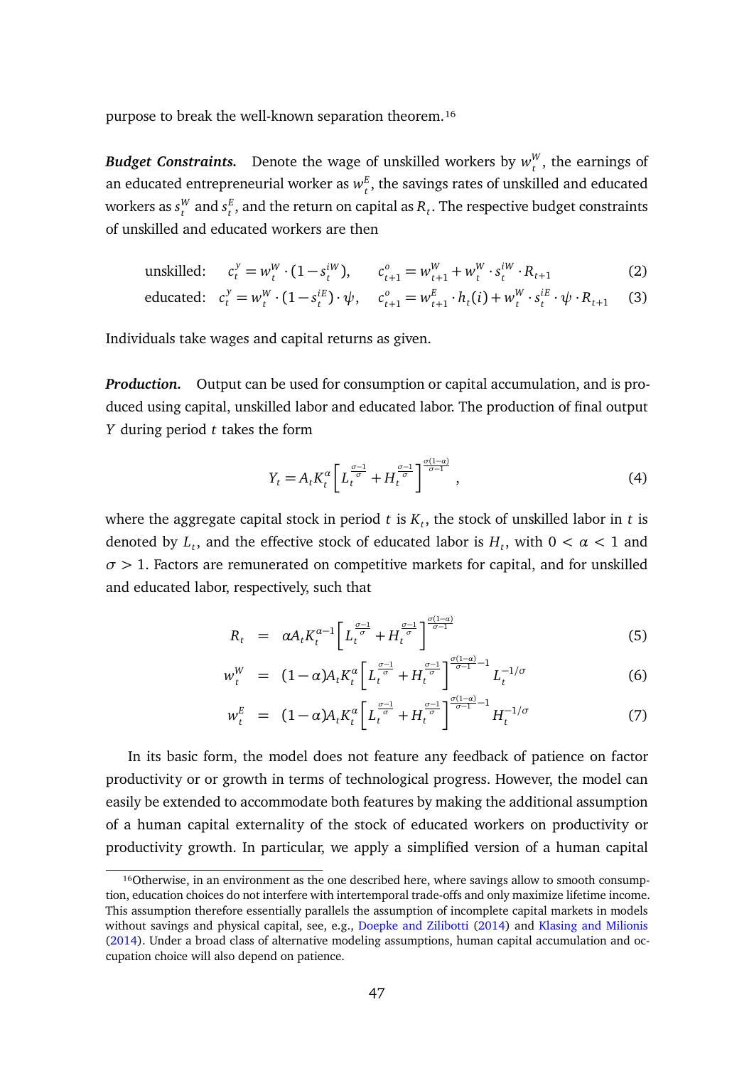purpose to break the well-known separation theorem.[16]

***Budget Constraints.*** Denote the wage of unskilled workers by $w_t^W$, the earnings of an educated entrepreneurial worker as $w_t^E$, the savings rates of unskilled and educated workers as $s_t^W$ and $s_t^E$, and the return on capital as $R_t$. The respective budget constraints of unskilled and educated workers are then

$$\text{unskilled:} \quad c_t^y = w_t^W \cdot (1 - s_t^{iW}), \qquad c_{t+1}^o = w_{t+1}^W + w_t^W \cdot s_t^{iW} \cdot R_{t+1} \tag{2}$$

$$\text{educated:} \quad c_t^y = w_t^W \cdot (1 - s_t^{iE}) \cdot \psi, \quad c_{t+1}^o = w_{t+1}^E \cdot h_t(i) + w_t^W \cdot s_t^{iE} \cdot \psi \cdot R_{t+1} \tag{3}$$

Individuals take wages and capital returns as given.

***Production.*** Output can be used for consumption or capital accumulation, and is produced using capital, unskilled labor and educated labor. The production of final output $Y$ during period $t$ takes the form

$$Y_t = A_t K_t^\alpha \left[ L_t^{\frac{\sigma-1}{\sigma}} + H_t^{\frac{\sigma-1}{\sigma}} \right]^{\frac{\sigma(1-\alpha)}{\sigma-1}}, \tag{4}$$

where the aggregate capital stock in period $t$ is $K_t$, the stock of unskilled labor in $t$ is denoted by $L_t$, and the effective stock of educated labor is $H_t$, with $0 < \alpha < 1$ and $\sigma > 1$. Factors are remunerated on competitive markets for capital, and for unskilled and educated labor, respectively, such that

$$R_t = \alpha A_t K_t^{\alpha-1} \left[ L_t^{\frac{\sigma-1}{\sigma}} + H_t^{\frac{\sigma-1}{\sigma}} \right]^{\frac{\sigma(1-\alpha)}{\sigma-1}} \tag{5}$$

$$w_t^W = (1-\alpha) A_t K_t^\alpha \left[ L_t^{\frac{\sigma-1}{\sigma}} + H_t^{\frac{\sigma-1}{\sigma}} \right]^{\frac{\sigma(1-\alpha)}{\sigma-1} - 1} L_t^{-1/\sigma} \tag{6}$$

$$w_t^E = (1-\alpha) A_t K_t^\alpha \left[ L_t^{\frac{\sigma-1}{\sigma}} + H_t^{\frac{\sigma-1}{\sigma}} \right]^{\frac{\sigma(1-\alpha)}{\sigma-1} - 1} H_t^{-1/\sigma} \tag{7}$$

In its basic form, the model does not feature any feedback of patience on factor productivity or or growth in terms of technological progress. However, the model can easily be extended to accommodate both features by making the additional assumption of a human capital externality of the stock of educated workers on productivity or productivity growth. In particular, we apply a simplified version of a human capital

[16]Otherwise, in an environment as the one described here, where savings allow to smooth consumption, education choices do not interfere with intertemporal trade-offs and only maximize lifetime income. This assumption therefore essentially parallels the assumption of incomplete capital markets in models without savings and physical capital, see, e.g., Doepke and Zilibotti (2014) and Klasing and Milionis (2014). Under a broad class of alternative modeling assumptions, human capital accumulation and occupation choice will also depend on patience.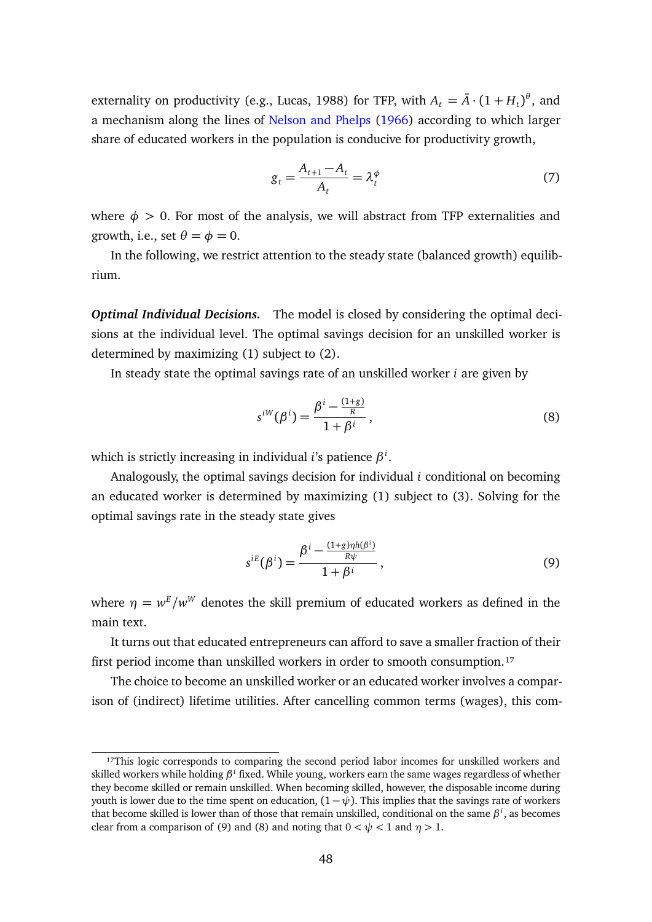externality on productivity (e.g., Lucas, 1988) for TFP, with $A_t = \bar{A} \cdot (1 + H_t)^{\theta}$, and a mechanism along the lines of Nelson and Phelps (1966) according to which larger share of educated workers in the population is conducive for productivity growth,

$$g_t = \frac{A_{t+1} - A_t}{A_t} = \lambda_t^{\phi} \tag{7}$$

where $\phi > 0$. For most of the analysis, we will abstract from TFP externalities and growth, i.e., set $\theta = \phi = 0$.

In the following, we restrict attention to the steady state (balanced growth) equilibrium.

***Optimal Individual Decisions.*** The model is closed by considering the optimal decisions at the individual level. The optimal savings decision for an unskilled worker is determined by maximizing (1) subject to (2).

In steady state the optimal savings rate of an unskilled worker $i$ are given by

$$s^{iW}(\beta^i) = \frac{\beta^i - \frac{(1+g)}{R}}{1 + \beta^i}, \tag{8}$$

which is strictly increasing in individual $i$'s patience $\beta^i$.

Analogously, the optimal savings decision for individual $i$ conditional on becoming an educated worker is determined by maximizing (1) subject to (3). Solving for the optimal savings rate in the steady state gives

$$s^{iE}(\beta^i) = \frac{\beta^i - \frac{(1+g)\eta h(\beta^i)}{R\psi}}{1 + \beta^i}, \tag{9}$$

where $\eta = w^E / w^W$ denotes the skill premium of educated workers as defined in the main text.

It turns out that educated entrepreneurs can afford to save a smaller fraction of their first period income than unskilled workers in order to smooth consumption.[17]

The choice to become an unskilled worker or an educated worker involves a comparison of (indirect) lifetime utilities. After cancelling common terms (wages), this com-

---

[17] This logic corresponds to comparing the second period labor incomes for unskilled workers and skilled workers while holding $\beta^i$ fixed. While young, workers earn the same wages regardless of whether they become skilled or remain unskilled. When becoming skilled, however, the disposable income during youth is lower due to the time spent on education, $(1 - \psi)$. This implies that the savings rate of workers that become skilled is lower than of those that remain unskilled, conditional on the same $\beta^i$, as becomes clear from a comparison of (9) and (8) and noting that $0 < \psi < 1$ and $\eta > 1$.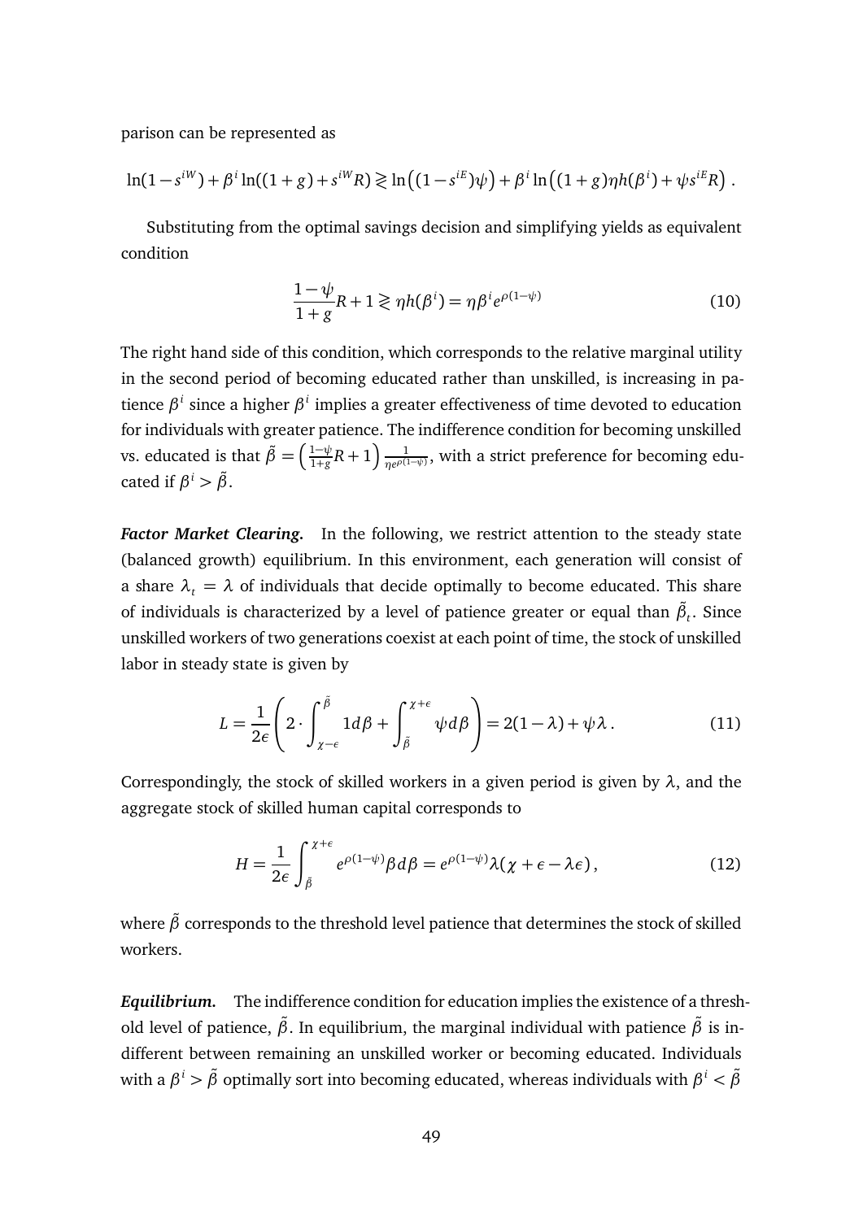parison can be represented as

$$\ln(1-s^{iW}) + \beta^i \ln((1+g) + s^{iW}R) \gtreqless \ln\left((1-s^{iE})\psi\right) + \beta^i \ln\left((1+g)\eta h(\beta^i) + \psi s^{iE} R\right) .$$

Substituting from the optimal savings decision and simplifying yields as equivalent condition

$$\frac{1-\psi}{1+g}R + 1 \gtreqless \eta h(\beta^i) = \eta \beta^i e^{\rho(1-\psi)} \tag{10}$$

The right hand side of this condition, which corresponds to the relative marginal utility in the second period of becoming educated rather than unskilled, is increasing in patience $\beta^i$ since a higher $\beta^i$ implies a greater effectiveness of time devoted to education for individuals with greater patience. The indifference condition for becoming unskilled vs. educated is that $\tilde{\beta} = \left(\frac{1-\psi}{1+g}R + 1\right)\frac{1}{\eta e^{\rho(1-\psi)}}$, with a strict preference for becoming educated if $\beta^i > \tilde{\beta}$.

***Factor Market Clearing.*** In the following, we restrict attention to the steady state (balanced growth) equilibrium. In this environment, each generation will consist of a share $\lambda_t = \lambda$ of individuals that decide optimally to become educated. This share of individuals is characterized by a level of patience greater or equal than $\tilde{\beta}_t$. Since unskilled workers of two generations coexist at each point of time, the stock of unskilled labor in steady state is given by

$$L = \frac{1}{2\epsilon}\left(2 \cdot \int_{\chi-\epsilon}^{\tilde{\beta}} 1 d\beta + \int_{\tilde{\beta}}^{\chi+\epsilon} \psi d\beta\right) = 2(1-\lambda) + \psi\lambda . \tag{11}$$

Correspondingly, the stock of skilled workers in a given period is given by $\lambda$, and the aggregate stock of skilled human capital corresponds to

$$H = \frac{1}{2\epsilon}\int_{\tilde{\beta}}^{\chi+\epsilon} e^{\rho(1-\psi)}\beta d\beta = e^{\rho(1-\psi)}\lambda(\chi + \epsilon - \lambda\epsilon) , \tag{12}$$

where $\tilde{\beta}$ corresponds to the threshold level patience that determines the stock of skilled workers.

***Equilibrium.*** The indifference condition for education implies the existence of a threshold level of patience, $\tilde{\beta}$. In equilibrium, the marginal individual with patience $\tilde{\beta}$ is indifferent between remaining an unskilled worker or becoming educated. Individuals with a $\beta^i > \tilde{\beta}$ optimally sort into becoming educated, whereas individuals with $\beta^i < \tilde{\beta}$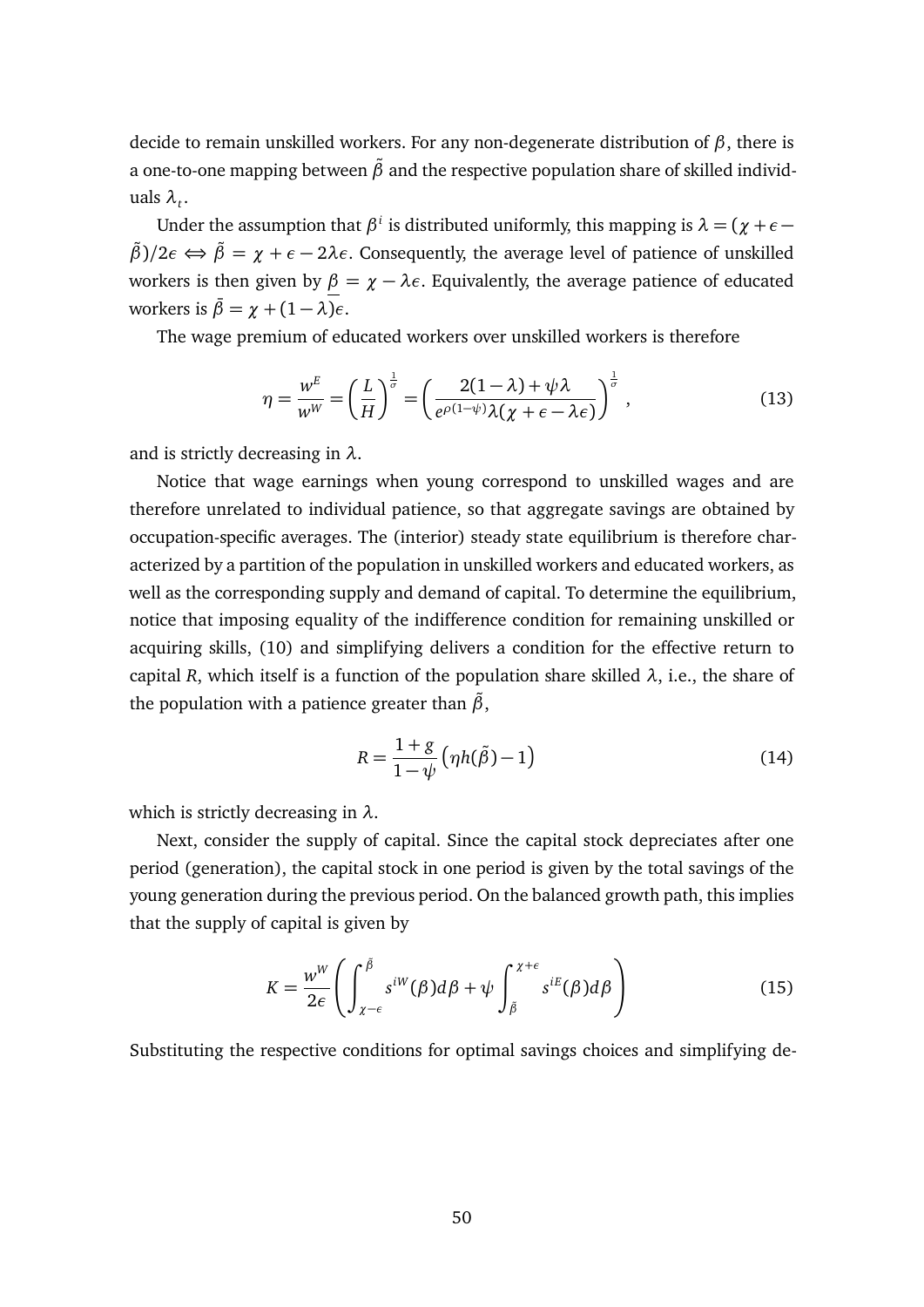decide to remain unskilled workers. For any non-degenerate distribution of $\beta$, there is a one-to-one mapping between $\tilde{\beta}$ and the respective population share of skilled individuals $\lambda_t$.

Under the assumption that $\beta^i$ is distributed uniformly, this mapping is $\lambda = (\chi + \epsilon - \tilde{\beta})/2\epsilon \Leftrightarrow \tilde{\beta} = \chi + \epsilon - 2\lambda\epsilon$. Consequently, the average level of patience of unskilled workers is then given by $\underline{\beta} = \chi - \lambda\epsilon$. Equivalently, the average patience of educated workers is $\bar{\beta} = \chi + (1-\lambda)\epsilon$.

The wage premium of educated workers over unskilled workers is therefore

$$\eta = \frac{w^E}{w^W} = \left(\frac{L}{H}\right)^{\frac{1}{\sigma}} = \left(\frac{2(1-\lambda) + \psi\lambda}{e^{\rho(1-\psi)}\lambda(\chi + \epsilon - \lambda\epsilon)}\right)^{\frac{1}{\sigma}}, \tag{13}$$

and is strictly decreasing in $\lambda$.

Notice that wage earnings when young correspond to unskilled wages and are therefore unrelated to individual patience, so that aggregate savings are obtained by occupation-specific averages. The (interior) steady state equilibrium is therefore characterized by a partition of the population in unskilled workers and educated workers, as well as the corresponding supply and demand of capital. To determine the equilibrium, notice that imposing equality of the indifference condition for remaining unskilled or acquiring skills, (10) and simplifying delivers a condition for the effective return to capital $R$, which itself is a function of the population share skilled $\lambda$, i.e., the share of the population with a patience greater than $\tilde{\beta}$,

$$R = \frac{1+g}{1-\psi}\left(\eta h(\tilde{\beta}) - 1\right) \tag{14}$$

which is strictly decreasing in $\lambda$.

Next, consider the supply of capital. Since the capital stock depreciates after one period (generation), the capital stock in one period is given by the total savings of the young generation during the previous period. On the balanced growth path, this implies that the supply of capital is given by

$$K = \frac{w^W}{2\epsilon}\left(\int_{\chi-\epsilon}^{\tilde{\beta}} s^{iW}(\beta)d\beta + \psi\int_{\tilde{\beta}}^{\chi+\epsilon} s^{iE}(\beta)d\beta\right) \tag{15}$$

Substituting the respective conditions for optimal savings choices and simplifying de-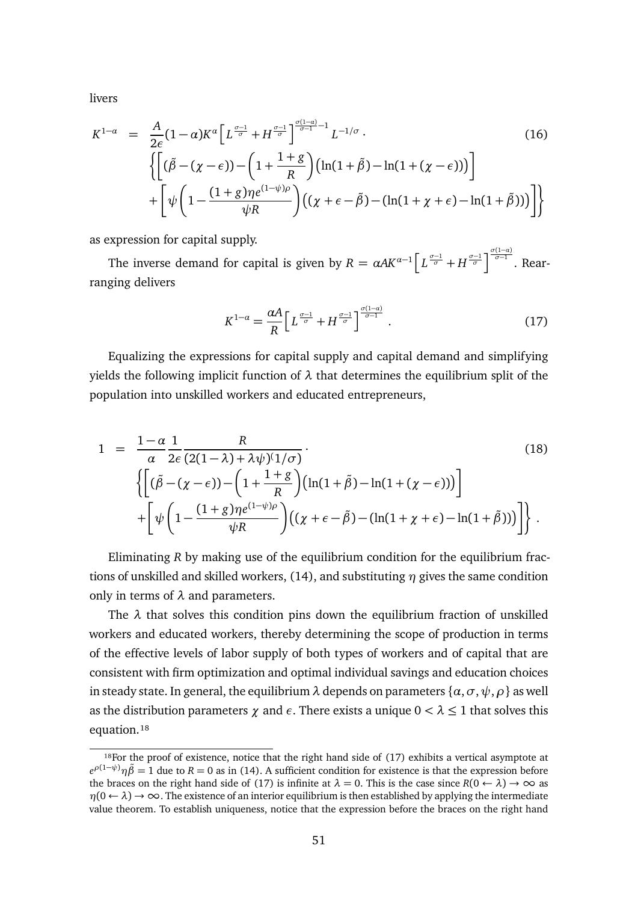livers

$$
\begin{aligned}
K^{1-\alpha} \;=\;& \frac{A}{2\epsilon}(1-\alpha)K^{\alpha}\Big[L^{\frac{\sigma-1}{\sigma}}+H^{\frac{\sigma-1}{\sigma}}\Big]^{\frac{\sigma(1-\alpha)}{\sigma-1}-1}L^{-1/\sigma}\cdot \qquad (16)\\
&\Bigg\{\bigg[(\tilde{\beta}-(\chi-\epsilon))-\Big(1+\frac{1+g}{R}\Big)\big(\ln(1+\tilde{\beta})-\ln(1+(\chi-\epsilon))\big)\bigg]\\
&+\bigg[\psi\bigg(1-\frac{(1+g)\eta e^{(1-\psi)\rho}}{\psi R}\bigg)\big((\chi+\epsilon-\tilde{\beta})-(\ln(1+\chi+\epsilon)-\ln(1+\tilde{\beta}))\big)\bigg]\Bigg\}
\end{aligned}
$$

as expression for capital supply.

The inverse demand for capital is given by $R = \alpha A K^{\alpha-1}\Big[L^{\frac{\sigma-1}{\sigma}}+H^{\frac{\sigma-1}{\sigma}}\Big]^{\frac{\sigma(1-\alpha)}{\sigma-1}}$. Rearranging delivers

$$
K^{1-\alpha} = \frac{\alpha A}{R}\Big[L^{\frac{\sigma-1}{\sigma}}+H^{\frac{\sigma-1}{\sigma}}\Big]^{\frac{\sigma(1-\alpha)}{\sigma-1}}\;. \qquad (17)
$$

Equalizing the expressions for capital supply and capital demand and simplifying yields the following implicit function of $\lambda$ that determines the equilibrium split of the population into unskilled workers and educated entrepreneurs,

$$
\begin{aligned}
1 \;=\;& \frac{1-\alpha}{\alpha}\frac{1}{2\epsilon}\frac{R}{(2(1-\lambda)+\lambda\psi)^{(}1/\sigma)}\cdot \qquad (18)\\
&\Bigg\{\bigg[(\tilde{\beta}-(\chi-\epsilon))-\Big(1+\frac{1+g}{R}\Big)\big(\ln(1+\tilde{\beta})-\ln(1+(\chi-\epsilon))\big)\bigg]\\
&+\bigg[\psi\bigg(1-\frac{(1+g)\eta e^{(1-\psi)\rho}}{\psi R}\bigg)\big((\chi+\epsilon-\tilde{\beta})-(\ln(1+\chi+\epsilon)-\ln(1+\tilde{\beta}))\big)\bigg]\Bigg\}\;.
\end{aligned}
$$

Eliminating $R$ by making use of the equilibrium condition for the equilibrium fractions of unskilled and skilled workers, (14), and substituting $\eta$ gives the same condition only in terms of $\lambda$ and parameters.

The $\lambda$ that solves this condition pins down the equilibrium fraction of unskilled workers and educated workers, thereby determining the scope of production in terms of the effective levels of labor supply of both types of workers and of capital that are consistent with firm optimization and optimal individual savings and education choices in steady state. In general, the equilibrium $\lambda$ depends on parameters $\{\alpha,\sigma,\psi,\rho\}$ as well as the distribution parameters $\chi$ and $\epsilon$. There exists a unique $0<\lambda\leq 1$ that solves this equation.[18]

[18]For the proof of existence, notice that the right hand side of (17) exhibits a vertical asymptote at $e^{\rho(1-\psi)}\eta\tilde{\beta}=1$ due to $R=0$ as in (14). A sufficient condition for existence is that the expression before the braces on the right hand side of (17) is infinite at $\lambda=0$. This is the case since $R(0\leftarrow\lambda)\to\infty$ as $\eta(0\leftarrow\lambda)\to\infty$. The existence of an interior equilibrium is then established by applying the intermediate value theorem. To establish uniqueness, notice that the expression before the braces on the right hand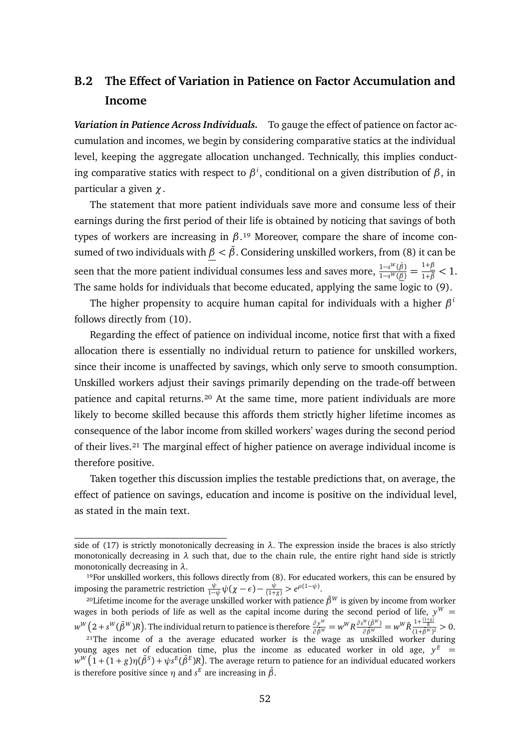## B.2 The Effect of Variation in Patience on Factor Accumulation and Income

***Variation in Patience Across Individuals.*** To gauge the effect of patience on factor accumulation and incomes, we begin by considering comparative statics at the individual level, keeping the aggregate allocation unchanged. Technically, this implies conducting comparative statics with respect to $\beta^i$, conditional on a given distribution of $\beta$, in particular a given $\chi$.

The statement that more patient individuals save more and consume less of their earnings during the first period of their life is obtained by noticing that savings of both types of workers are increasing in $\beta$.[19] Moreover, compare the share of income consumed of two individuals with $\underline{\beta} < \bar{\beta}$. Considering unskilled workers, from (8) it can be seen that the more patient individual consumes less and saves more, $\frac{1-s^W(\bar{\beta})}{1-s^W(\underline{\beta})} = \frac{1+\underline{\beta}}{1+\bar{\beta}} < 1$. The same holds for individuals that become educated, applying the same logic to (9).

The higher propensity to acquire human capital for individuals with a higher $\beta^i$ follows directly from (10).

Regarding the effect of patience on individual income, notice first that with a fixed allocation there is essentially no individual return to patience for unskilled workers, since their income is unaffected by savings, which only serve to smooth consumption. Unskilled workers adjust their savings primarily depending on the trade-off between patience and capital returns.[20] At the same time, more patient individuals are more likely to become skilled because this affords them strictly higher lifetime incomes as consequence of the labor income from skilled workers' wages during the second period of their lives.[21] The marginal effect of higher patience on average individual income is therefore positive.

Taken together this discussion implies the testable predictions that, on average, the effect of patience on savings, education and income is positive on the individual level, as stated in the main text.

---

side of (17) is strictly monotonically decreasing in $\lambda$. The expression inside the braces is also strictly monotonically decreasing in $\lambda$ such that, due to the chain rule, the entire right hand side is strictly monotonically decreasing in $\lambda$.

[19] For unskilled workers, this follows directly from (8). For educated workers, this can be ensured by imposing the parametric restriction $\frac{\psi}{1-\psi}\psi(\chi-\epsilon) - \frac{\psi}{(1+g)} > e^{\rho(1-\psi)}$.

[20] Lifetime income for the average unskilled worker with patience $\bar{\beta}^W$ is given by income from worker wages in both periods of life as well as the capital income during the second period of life, $y^W = w^W\left(2 + s^W(\bar{\beta}^W)R\right)$. The individual return to patience is therefore $\frac{\partial y^W}{\partial \bar{\beta}^W} = w^W R \frac{\partial s^W(\bar{\beta}^W)}{\partial \bar{\beta}^W} = w^W \tilde{R} \frac{1+\frac{(1+g)}{R}}{(1+\bar{\beta}^W)^2} > 0$.

[21] The income of a the average educated worker is the wage as unskilled worker during young ages net of education time, plus the income as educated worker in old age, $y^E = w^W\left(1 + (1+g)\eta(\bar{\beta}^S) + \psi s^E(\bar{\beta}^E)R\right)$. The average return to patience for an individual educated workers is therefore positive since $\eta$ and $s^E$ are increasing in $\bar{\beta}$.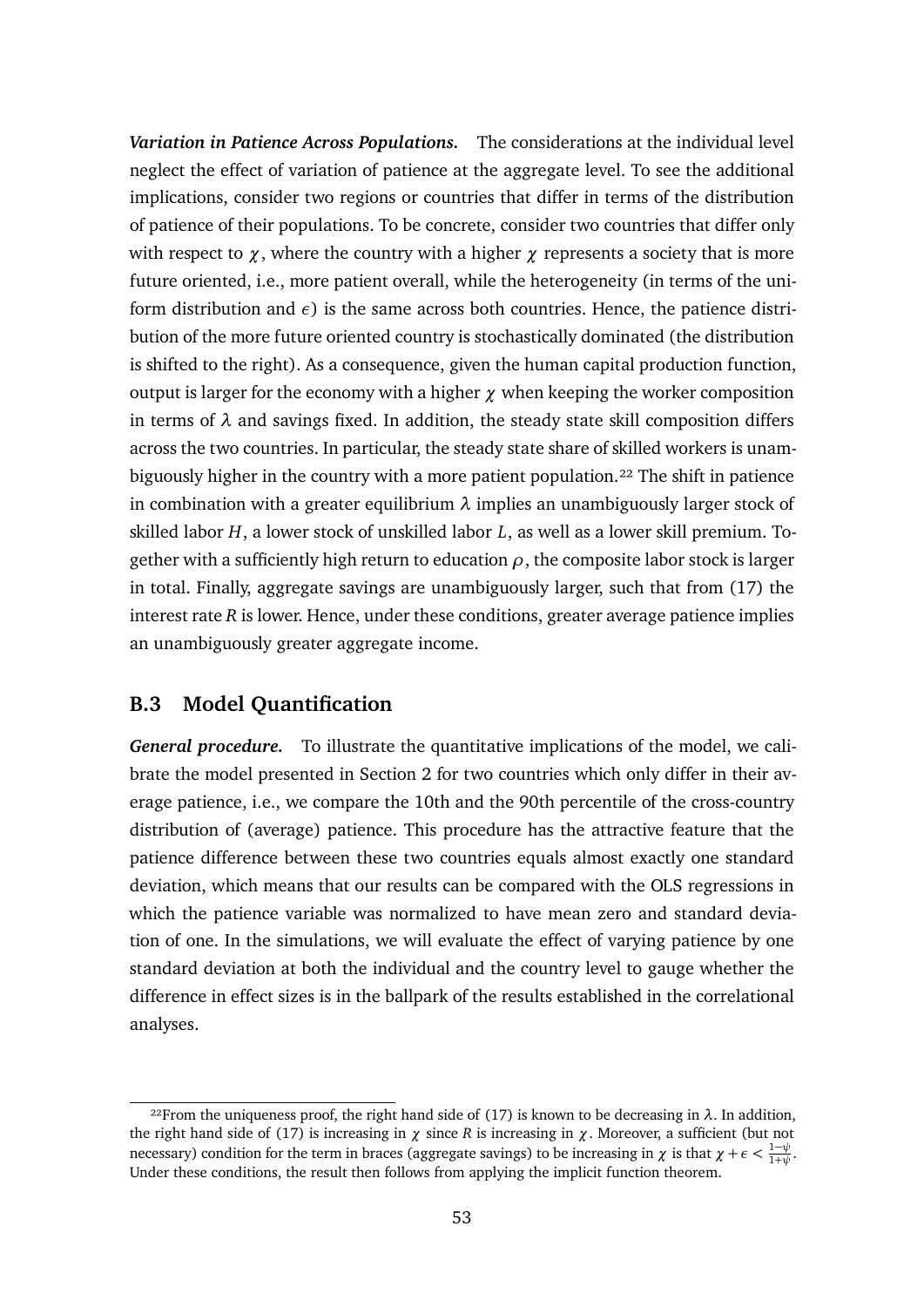***Variation in Patience Across Populations.*** The considerations at the individual level neglect the effect of variation of patience at the aggregate level. To see the additional implications, consider two regions or countries that differ in terms of the distribution of patience of their populations. To be concrete, consider two countries that differ only with respect to $\chi$, where the country with a higher $\chi$ represents a society that is more future oriented, i.e., more patient overall, while the heterogeneity (in terms of the uniform distribution and $\epsilon$) is the same across both countries. Hence, the patience distribution of the more future oriented country is stochastically dominated (the distribution is shifted to the right). As a consequence, given the human capital production function, output is larger for the economy with a higher $\chi$ when keeping the worker composition in terms of $\lambda$ and savings fixed. In addition, the steady state skill composition differs across the two countries. In particular, the steady state share of skilled workers is unambiguously higher in the country with a more patient population.[22] The shift in patience in combination with a greater equilibrium $\lambda$ implies an unambiguously larger stock of skilled labor $H$, a lower stock of unskilled labor $L$, as well as a lower skill premium. Together with a sufficiently high return to education $\rho$, the composite labor stock is larger in total. Finally, aggregate savings are unambiguously larger, such that from (17) the interest rate $R$ is lower. Hence, under these conditions, greater average patience implies an unambiguously greater aggregate income.

## B.3 Model Quantification

***General procedure.*** To illustrate the quantitative implications of the model, we calibrate the model presented in Section 2 for two countries which only differ in their average patience, i.e., we compare the 10th and the 90th percentile of the cross-country distribution of (average) patience. This procedure has the attractive feature that the patience difference between these two countries equals almost exactly one standard deviation, which means that our results can be compared with the OLS regressions in which the patience variable was normalized to have mean zero and standard deviation of one. In the simulations, we will evaluate the effect of varying patience by one standard deviation at both the individual and the country level to gauge whether the difference in effect sizes is in the ballpark of the results established in the correlational analyses.

[22] From the uniqueness proof, the right hand side of (17) is known to be decreasing in $\lambda$. In addition, the right hand side of (17) is increasing in $\chi$ since $R$ is increasing in $\chi$. Moreover, a sufficient (but not necessary) condition for the term in braces (aggregate savings) to be increasing in $\chi$ is that $\chi + \epsilon < \frac{1-\psi}{1+\psi}$. Under these conditions, the result then follows from applying the implicit function theorem.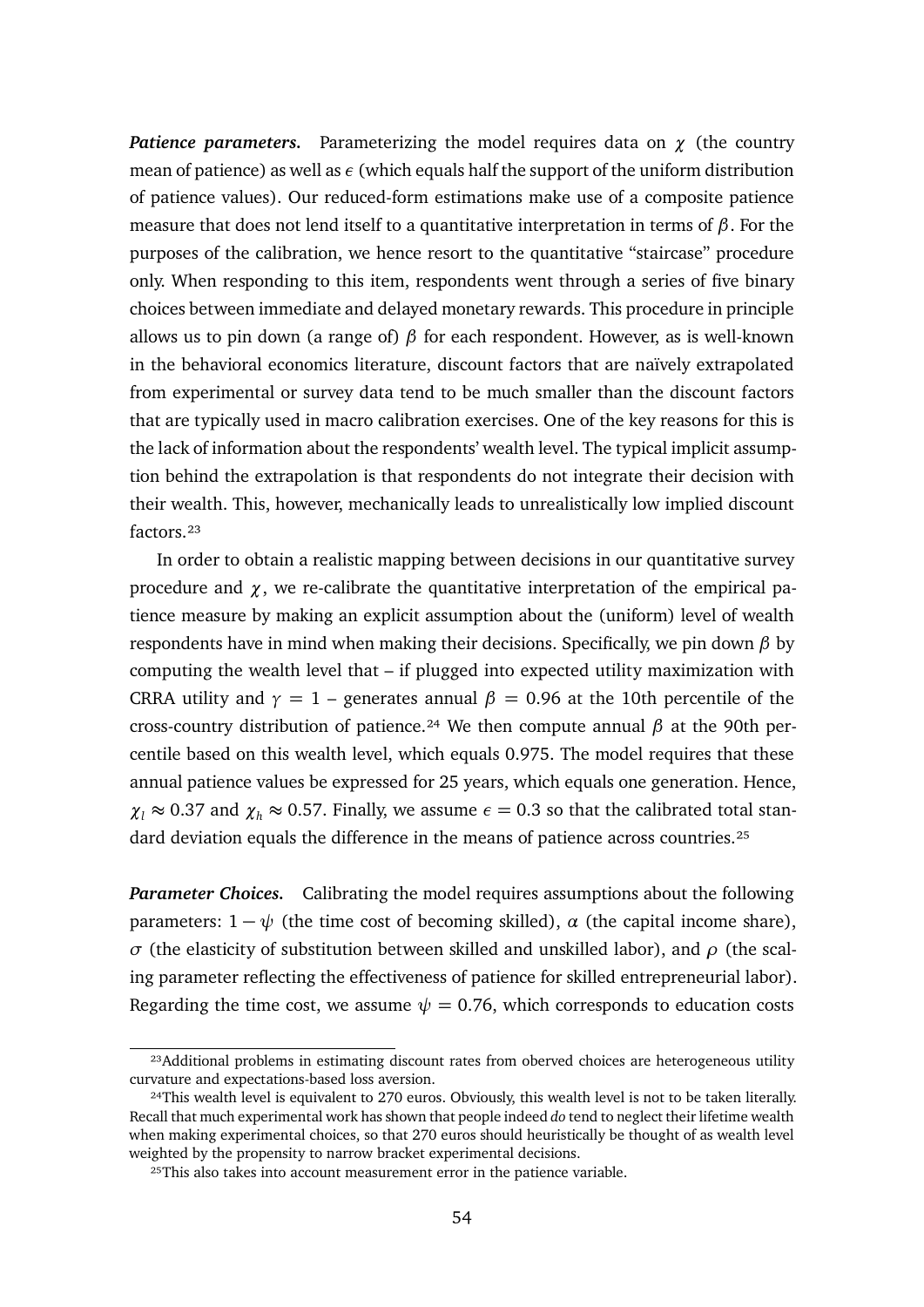***Patience parameters.*** Parameterizing the model requires data on $\chi$ (the country mean of patience) as well as $\epsilon$ (which equals half the support of the uniform distribution of patience values). Our reduced-form estimations make use of a composite patience measure that does not lend itself to a quantitative interpretation in terms of $\beta$. For the purposes of the calibration, we hence resort to the quantitative "staircase" procedure only. When responding to this item, respondents went through a series of five binary choices between immediate and delayed monetary rewards. This procedure in principle allows us to pin down (a range of) $\beta$ for each respondent. However, as is well-known in the behavioral economics literature, discount factors that are naïvely extrapolated from experimental or survey data tend to be much smaller than the discount factors that are typically used in macro calibration exercises. One of the key reasons for this is the lack of information about the respondents' wealth level. The typical implicit assumption behind the extrapolation is that respondents do not integrate their decision with their wealth. This, however, mechanically leads to unrealistically low implied discount factors.[23]

In order to obtain a realistic mapping between decisions in our quantitative survey procedure and $\chi$, we re-calibrate the quantitative interpretation of the empirical patience measure by making an explicit assumption about the (uniform) level of wealth respondents have in mind when making their decisions. Specifically, we pin down $\beta$ by computing the wealth level that – if plugged into expected utility maximization with CRRA utility and $\gamma = 1$ – generates annual $\beta = 0.96$ at the 10th percentile of the cross-country distribution of patience.[24] We then compute annual $\beta$ at the 90th percentile based on this wealth level, which equals 0.975. The model requires that these annual patience values be expressed for 25 years, which equals one generation. Hence, $\chi_l \approx 0.37$ and $\chi_h \approx 0.57$. Finally, we assume $\epsilon = 0.3$ so that the calibrated total standard deviation equals the difference in the means of patience across countries.[25]

***Parameter Choices.*** Calibrating the model requires assumptions about the following parameters: $1 - \psi$ (the time cost of becoming skilled), $\alpha$ (the capital income share), $\sigma$ (the elasticity of substitution between skilled and unskilled labor), and $\rho$ (the scaling parameter reflecting the effectiveness of patience for skilled entrepreneurial labor). Regarding the time cost, we assume $\psi = 0.76$, which corresponds to education costs

[23]Additional problems in estimating discount rates from oberved choices are heterogeneous utility curvature and expectations-based loss aversion.

[24]This wealth level is equivalent to 270 euros. Obviously, this wealth level is not to be taken literally. Recall that much experimental work has shown that people indeed *do* tend to neglect their lifetime wealth when making experimental choices, so that 270 euros should heuristically be thought of as wealth level weighted by the propensity to narrow bracket experimental decisions.

[25]This also takes into account measurement error in the patience variable.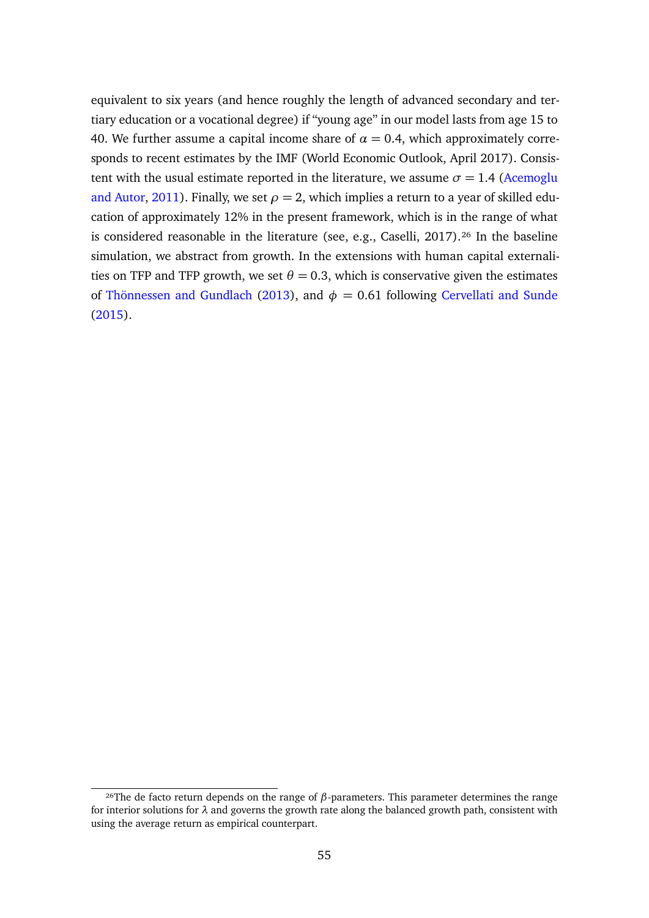equivalent to six years (and hence roughly the length of advanced secondary and tertiary education or a vocational degree) if "young age" in our model lasts from age 15 to 40. We further assume a capital income share of $\alpha = 0.4$, which approximately corresponds to recent estimates by the IMF (World Economic Outlook, April 2017). Consistent with the usual estimate reported in the literature, we assume $\sigma = 1.4$ (Acemoglu and Autor, 2011). Finally, we set $\rho = 2$, which implies a return to a year of skilled education of approximately 12% in the present framework, which is in the range of what is considered reasonable in the literature (see, e.g., Caselli, 2017).[26] In the baseline simulation, we abstract from growth. In the extensions with human capital externalities on TFP and TFP growth, we set $\theta = 0.3$, which is conservative given the estimates of Thönnessen and Gundlach (2013), and $\phi = 0.61$ following Cervellati and Sunde (2015).

---

[26]The de facto return depends on the range of $\beta$-parameters. This parameter determines the range for interior solutions for $\lambda$ and governs the growth rate along the balanced growth path, consistent with using the average return as empirical counterpart.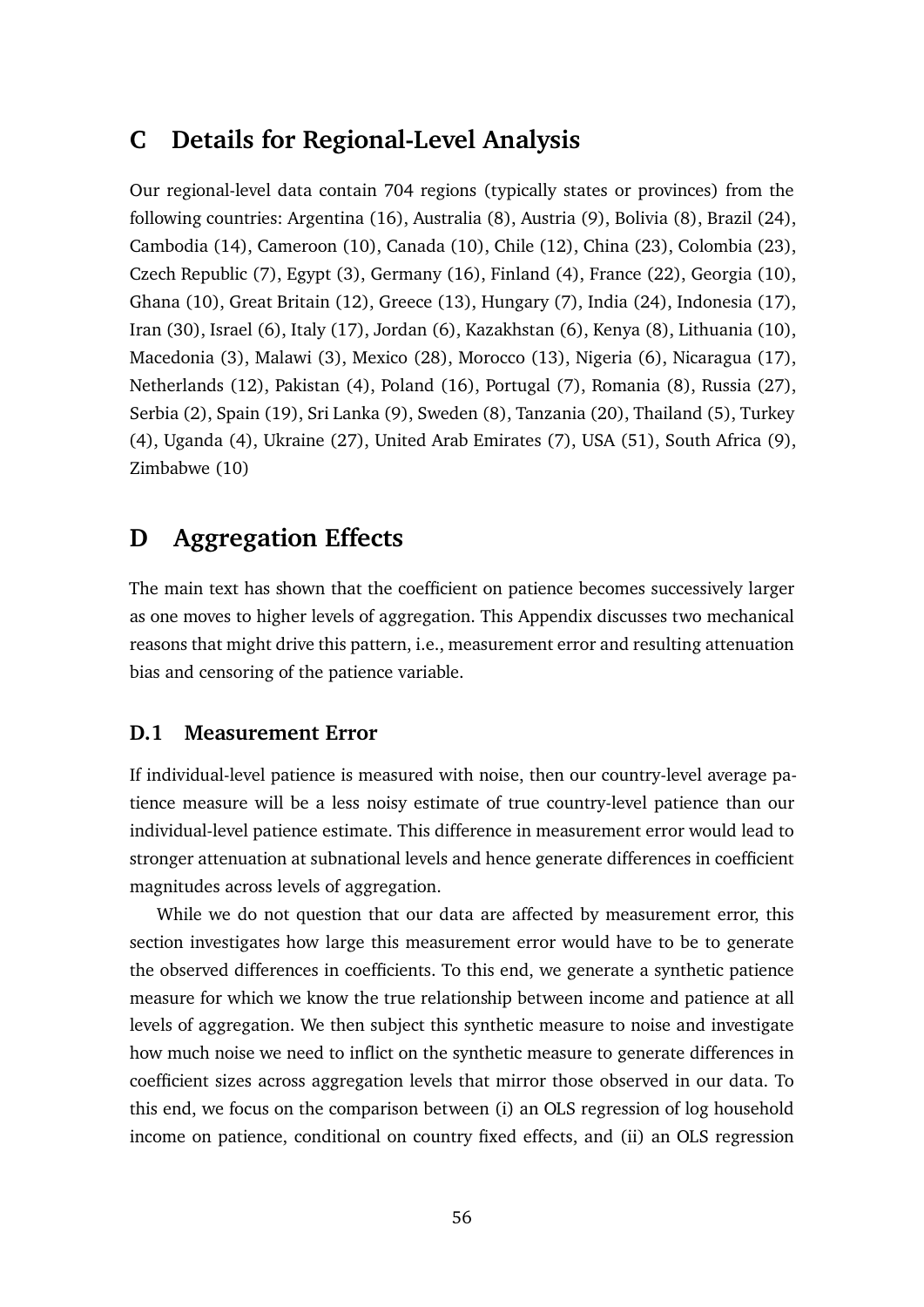# C Details for Regional-Level Analysis

Our regional-level data contain 704 regions (typically states or provinces) from the following countries: Argentina (16), Australia (8), Austria (9), Bolivia (8), Brazil (24), Cambodia (14), Cameroon (10), Canada (10), Chile (12), China (23), Colombia (23), Czech Republic (7), Egypt (3), Germany (16), Finland (4), France (22), Georgia (10), Ghana (10), Great Britain (12), Greece (13), Hungary (7), India (24), Indonesia (17), Iran (30), Israel (6), Italy (17), Jordan (6), Kazakhstan (6), Kenya (8), Lithuania (10), Macedonia (3), Malawi (3), Mexico (28), Morocco (13), Nigeria (6), Nicaragua (17), Netherlands (12), Pakistan (4), Poland (16), Portugal (7), Romania (8), Russia (27), Serbia (2), Spain (19), Sri Lanka (9), Sweden (8), Tanzania (20), Thailand (5), Turkey (4), Uganda (4), Ukraine (27), United Arab Emirates (7), USA (51), South Africa (9), Zimbabwe (10)

# D Aggregation Effects

The main text has shown that the coefficient on patience becomes successively larger as one moves to higher levels of aggregation. This Appendix discusses two mechanical reasons that might drive this pattern, i.e., measurement error and resulting attenuation bias and censoring of the patience variable.

## D.1 Measurement Error

If individual-level patience is measured with noise, then our country-level average patience measure will be a less noisy estimate of true country-level patience than our individual-level patience estimate. This difference in measurement error would lead to stronger attenuation at subnational levels and hence generate differences in coefficient magnitudes across levels of aggregation.

While we do not question that our data are affected by measurement error, this section investigates how large this measurement error would have to be to generate the observed differences in coefficients. To this end, we generate a synthetic patience measure for which we know the true relationship between income and patience at all levels of aggregation. We then subject this synthetic measure to noise and investigate how much noise we need to inflict on the synthetic measure to generate differences in coefficient sizes across aggregation levels that mirror those observed in our data. To this end, we focus on the comparison between (i) an OLS regression of log household income on patience, conditional on country fixed effects, and (ii) an OLS regression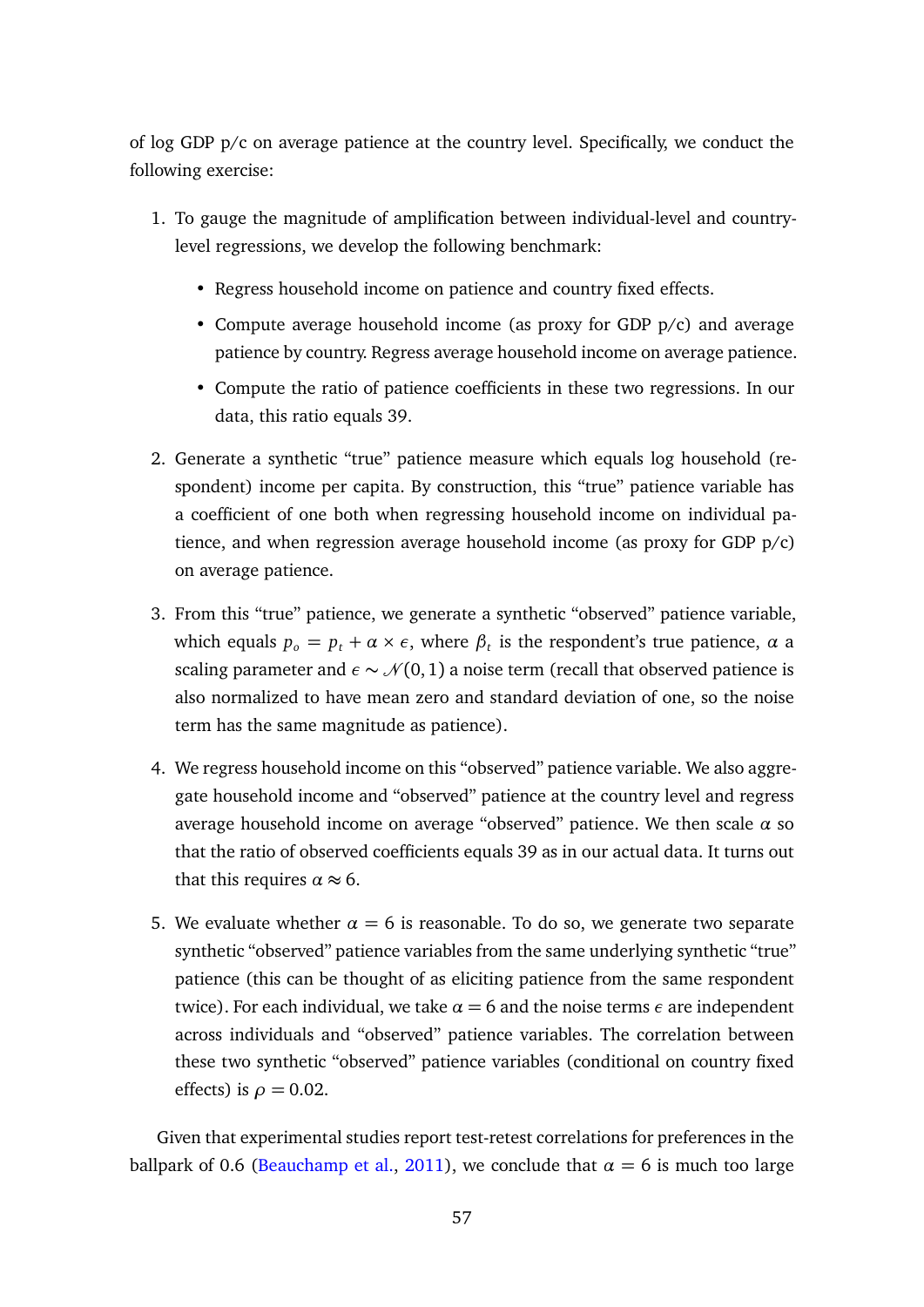of log GDP p/c on average patience at the country level. Specifically, we conduct the following exercise:

1. To gauge the magnitude of amplification between individual-level and country-level regressions, we develop the following benchmark:
   - Regress household income on patience and country fixed effects.
   - Compute average household income (as proxy for GDP p/c) and average patience by country. Regress average household income on average patience.
   - Compute the ratio of patience coefficients in these two regressions. In our data, this ratio equals 39.
2. Generate a synthetic "true" patience measure which equals log household (respondent) income per capita. By construction, this "true" patience variable has a coefficient of one both when regressing household income on individual patience, and when regression average household income (as proxy for GDP p/c) on average patience.
3. From this "true" patience, we generate a synthetic "observed" patience variable, which equals $p_o = p_t + \alpha \times \epsilon$, where $\beta_t$ is the respondent's true patience, $\alpha$ a scaling parameter and $\epsilon \sim \mathcal{N}(0, 1)$ a noise term (recall that observed patience is also normalized to have mean zero and standard deviation of one, so the noise term has the same magnitude as patience).
4. We regress household income on this "observed" patience variable. We also aggregate household income and "observed" patience at the country level and regress average household income on average "observed" patience. We then scale $\alpha$ so that the ratio of observed coefficients equals 39 as in our actual data. It turns out that this requires $\alpha \approx 6$.
5. We evaluate whether $\alpha = 6$ is reasonable. To do so, we generate two separate synthetic "observed" patience variables from the same underlying synthetic "true" patience (this can be thought of as eliciting patience from the same respondent twice). For each individual, we take $\alpha = 6$ and the noise terms $\epsilon$ are independent across individuals and "observed" patience variables. The correlation between these two synthetic "observed" patience variables (conditional on country fixed effects) is $\rho = 0.02$.

Given that experimental studies report test-retest correlations for preferences in the ballpark of 0.6 (Beauchamp et al., 2011), we conclude that $\alpha = 6$ is much too large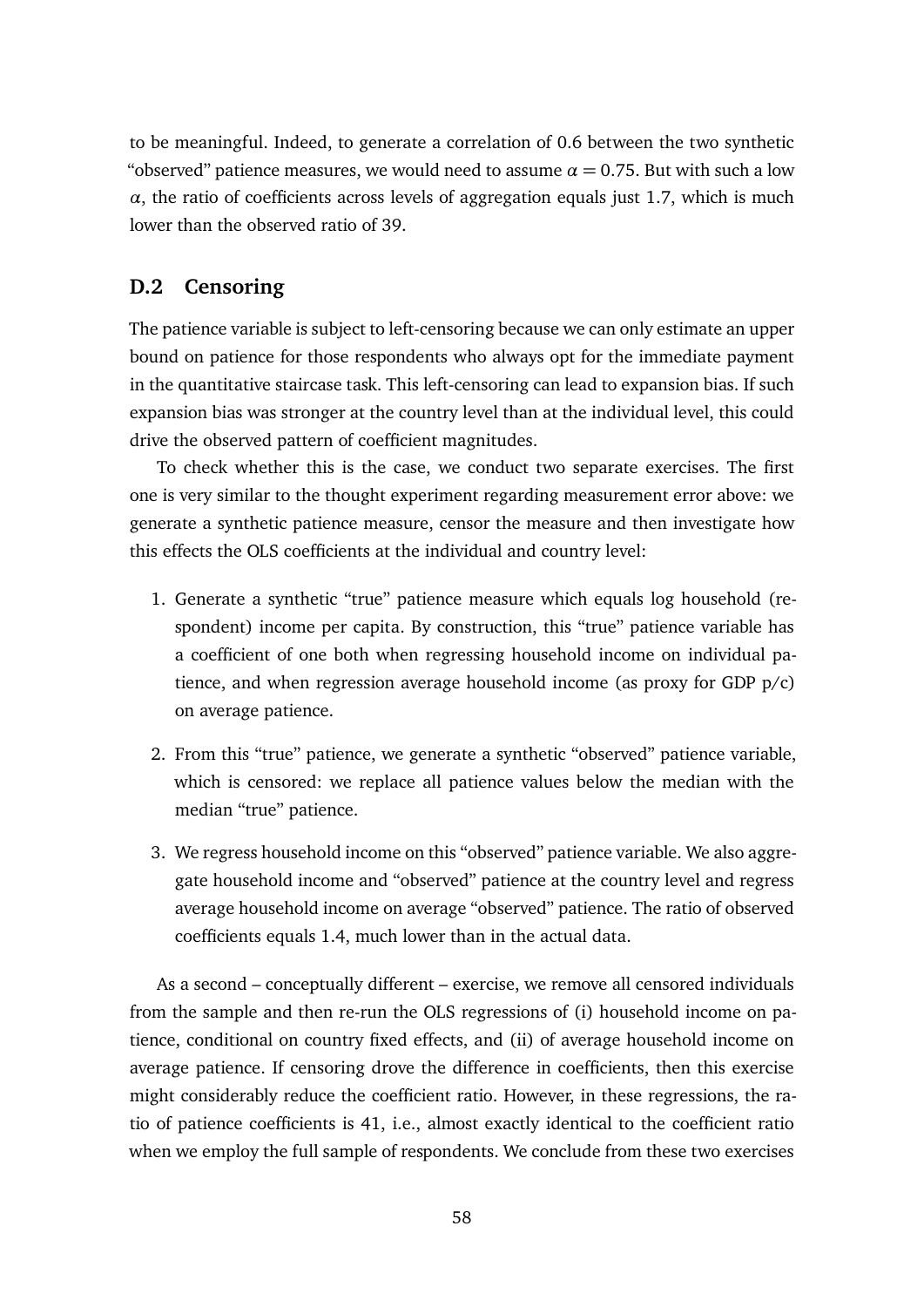to be meaningful. Indeed, to generate a correlation of 0.6 between the two synthetic "observed" patience measures, we would need to assume $\alpha = 0.75$. But with such a low $\alpha$, the ratio of coefficients across levels of aggregation equals just 1.7, which is much lower than the observed ratio of 39.

## D.2 Censoring

The patience variable is subject to left-censoring because we can only estimate an upper bound on patience for those respondents who always opt for the immediate payment in the quantitative staircase task. This left-censoring can lead to expansion bias. If such expansion bias was stronger at the country level than at the individual level, this could drive the observed pattern of coefficient magnitudes.

To check whether this is the case, we conduct two separate exercises. The first one is very similar to the thought experiment regarding measurement error above: we generate a synthetic patience measure, censor the measure and then investigate how this effects the OLS coefficients at the individual and country level:

1. Generate a synthetic "true" patience measure which equals log household (respondent) income per capita. By construction, this "true" patience variable has a coefficient of one both when regressing household income on individual patience, and when regression average household income (as proxy for GDP p/c) on average patience.
2. From this "true" patience, we generate a synthetic "observed" patience variable, which is censored: we replace all patience values below the median with the median "true" patience.
3. We regress household income on this "observed" patience variable. We also aggregate household income and "observed" patience at the country level and regress average household income on average "observed" patience. The ratio of observed coefficients equals 1.4, much lower than in the actual data.

As a second – conceptually different – exercise, we remove all censored individuals from the sample and then re-run the OLS regressions of (i) household income on patience, conditional on country fixed effects, and (ii) of average household income on average patience. If censoring drove the difference in coefficients, then this exercise might considerably reduce the coefficient ratio. However, in these regressions, the ratio of patience coefficients is 41, i.e., almost exactly identical to the coefficient ratio when we employ the full sample of respondents. We conclude from these two exercises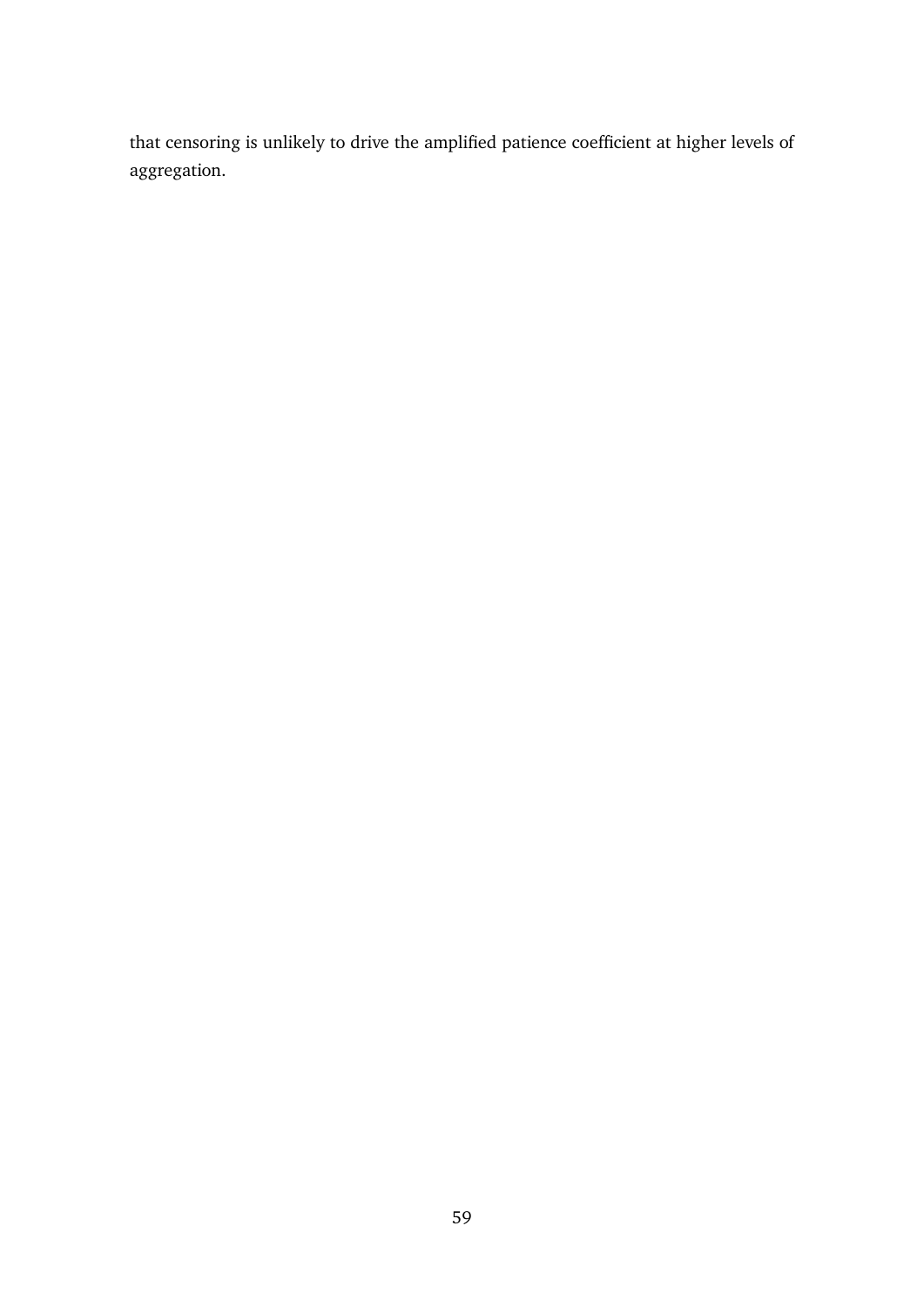that censoring is unlikely to drive the amplified patience coefficient at higher levels of aggregation.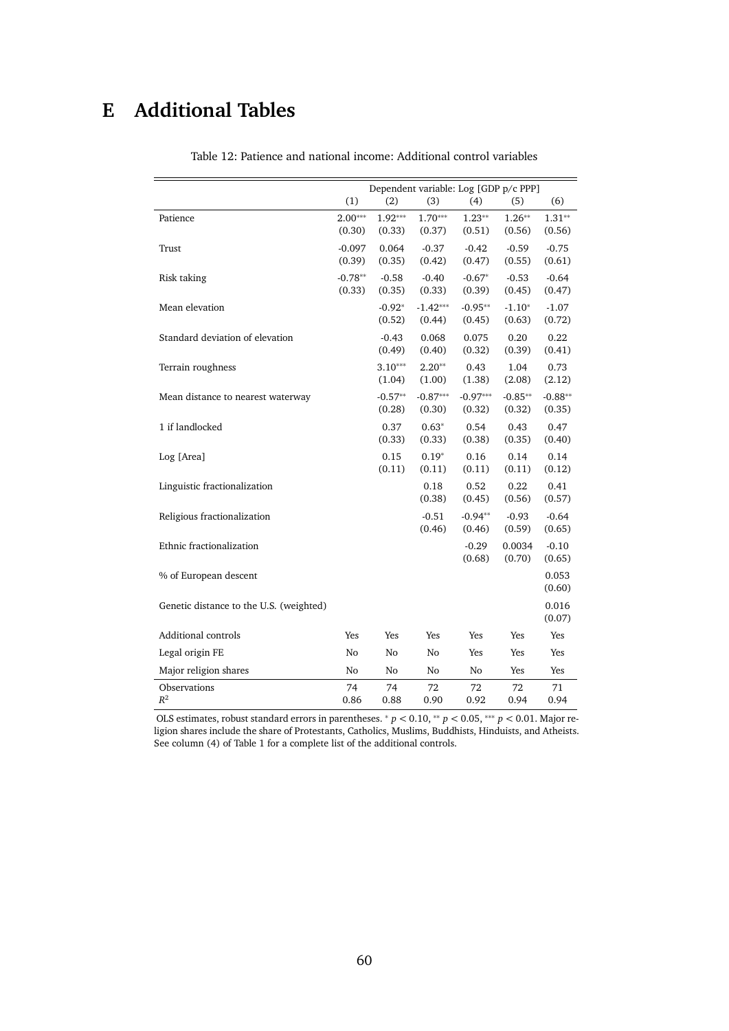# E Additional Tables

Table 12: Patience and national income: Additional control variables

| | Dependent variable: Log [GDP p/c PPP] | | | | | |
|---|---|---|---|---|---|---|
| | (1) | (2) | (3) | (4) | (5) | (6) |
| Patience | 2.00*** | 1.92*** | 1.70*** | 1.23** | 1.26** | 1.31** |
| | (0.30) | (0.33) | (0.37) | (0.51) | (0.56) | (0.56) |
| Trust | -0.097 | 0.064 | -0.37 | -0.42 | -0.59 | -0.75 |
| | (0.39) | (0.35) | (0.42) | (0.47) | (0.55) | (0.61) |
| Risk taking | -0.78** | -0.58 | -0.40 | -0.67* | -0.53 | -0.64 |
| | (0.33) | (0.35) | (0.33) | (0.39) | (0.45) | (0.47) |
| Mean elevation | | -0.92* | -1.42*** | -0.95** | -1.10* | -1.07 |
| | | (0.52) | (0.44) | (0.45) | (0.63) | (0.72) |
| Standard deviation of elevation | | -0.43 | 0.068 | 0.075 | 0.20 | 0.22 |
| | | (0.49) | (0.40) | (0.32) | (0.39) | (0.41) |
| Terrain roughness | | 3.10*** | 2.20** | 0.43 | 1.04 | 0.73 |
| | | (1.04) | (1.00) | (1.38) | (2.08) | (2.12) |
| Mean distance to nearest waterway | | -0.57** | -0.87*** | -0.97*** | -0.85** | -0.88** |
| | | (0.28) | (0.30) | (0.32) | (0.32) | (0.35) |
| 1 if landlocked | | 0.37 | 0.63* | 0.54 | 0.43 | 0.47 |
| | | (0.33) | (0.33) | (0.38) | (0.35) | (0.40) |
| Log [Area] | | 0.15 | 0.19* | 0.16 | 0.14 | 0.14 |
| | | (0.11) | (0.11) | (0.11) | (0.11) | (0.12) |
| Linguistic fractionalization | | | 0.18 | 0.52 | 0.22 | 0.41 |
| | | | (0.38) | (0.45) | (0.56) | (0.57) |
| Religious fractionalization | | | -0.51 | -0.94** | -0.93 | -0.64 |
| | | | (0.46) | (0.46) | (0.59) | (0.65) |
| Ethnic fractionalization | | | | -0.29 | 0.0034 | -0.10 |
| | | | | (0.68) | (0.70) | (0.65) |
| % of European descent | | | | | | 0.053 |
| | | | | | | (0.60) |
| Genetic distance to the U.S. (weighted) | | | | | | 0.016 |
| | | | | | | (0.07) |
| Additional controls | Yes | Yes | Yes | Yes | Yes | Yes |
| Legal origin FE | No | No | No | Yes | Yes | Yes |
| Major religion shares | No | No | No | No | Yes | Yes |
| Observations | 74 | 74 | 72 | 72 | 72 | 71 |
| $R^2$ | 0.86 | 0.88 | 0.90 | 0.92 | 0.94 | 0.94 |

OLS estimates, robust standard errors in parentheses. * $p < 0.10$, ** $p < 0.05$, *** $p < 0.01$. Major religion shares include the share of Protestants, Catholics, Muslims, Buddhists, Hinduists, and Atheists. See column (4) of Table 1 for a complete list of the additional controls.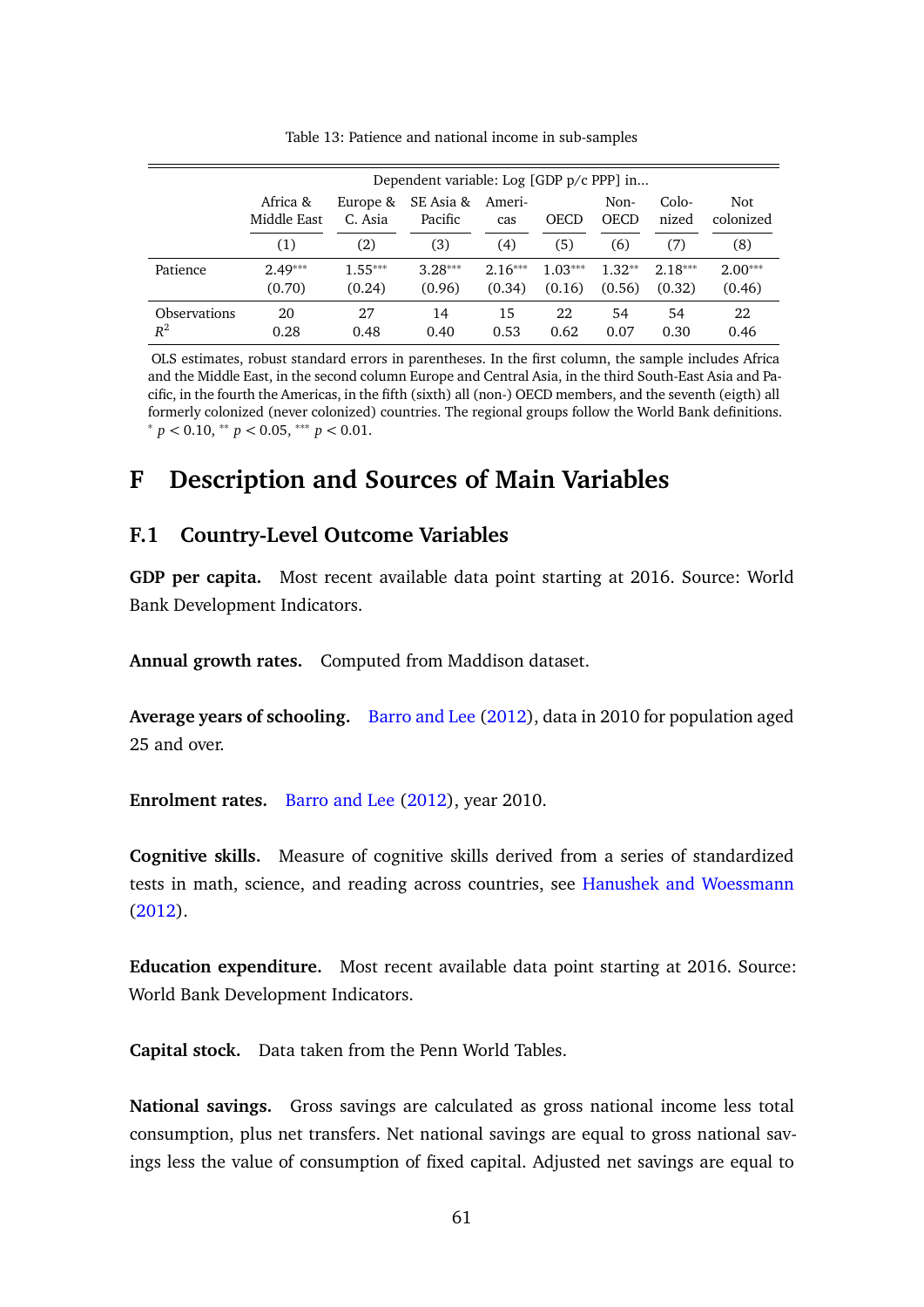Table 13: Patience and national income in sub-samples

| | Dependent variable: Log [GDP p/c PPP] in... | | | | | | | |
|---|---|---|---|---|---|---|---|---|
| | Africa & Middle East | Europe & C. Asia | SE Asia & Pacific | Americas | OECD | Non-OECD | Colonized | Not colonized |
| | (1) | (2) | (3) | (4) | (5) | (6) | (7) | (8) |
| Patience | 2.49$^{***}$ | 1.55$^{***}$ | 3.28$^{***}$ | 2.16$^{***}$ | 1.03$^{***}$ | 1.32$^{**}$ | 2.18$^{***}$ | 2.00$^{***}$ |
| | (0.70) | (0.24) | (0.96) | (0.34) | (0.16) | (0.56) | (0.32) | (0.46) |
| Observations | 20 | 27 | 14 | 15 | 22 | 54 | 54 | 22 |
| $R^2$ | 0.28 | 0.48 | 0.40 | 0.53 | 0.62 | 0.07 | 0.30 | 0.46 |

OLS estimates, robust standard errors in parentheses. In the first column, the sample includes Africa and the Middle East, in the second column Europe and Central Asia, in the third South-East Asia and Pacific, in the fourth the Americas, in the fifth (sixth) all (non-) OECD members, and the seventh (eigth) all formerly colonized (never colonized) countries. The regional groups follow the World Bank definitions. $^{*}$ $p < 0.10$, $^{**}$ $p < 0.05$, $^{***}$ $p < 0.01$.

# F Description and Sources of Main Variables

## F.1 Country-Level Outcome Variables

**GDP per capita.** Most recent available data point starting at 2016. Source: World Bank Development Indicators.

**Annual growth rates.** Computed from Maddison dataset.

**Average years of schooling.** Barro and Lee (2012), data in 2010 for population aged 25 and over.

**Enrolment rates.** Barro and Lee (2012), year 2010.

**Cognitive skills.** Measure of cognitive skills derived from a series of standardized tests in math, science, and reading across countries, see Hanushek and Woessmann (2012).

**Education expenditure.** Most recent available data point starting at 2016. Source: World Bank Development Indicators.

**Capital stock.** Data taken from the Penn World Tables.

**National savings.** Gross savings are calculated as gross national income less total consumption, plus net transfers. Net national savings are equal to gross national savings less the value of consumption of fixed capital. Adjusted net savings are equal to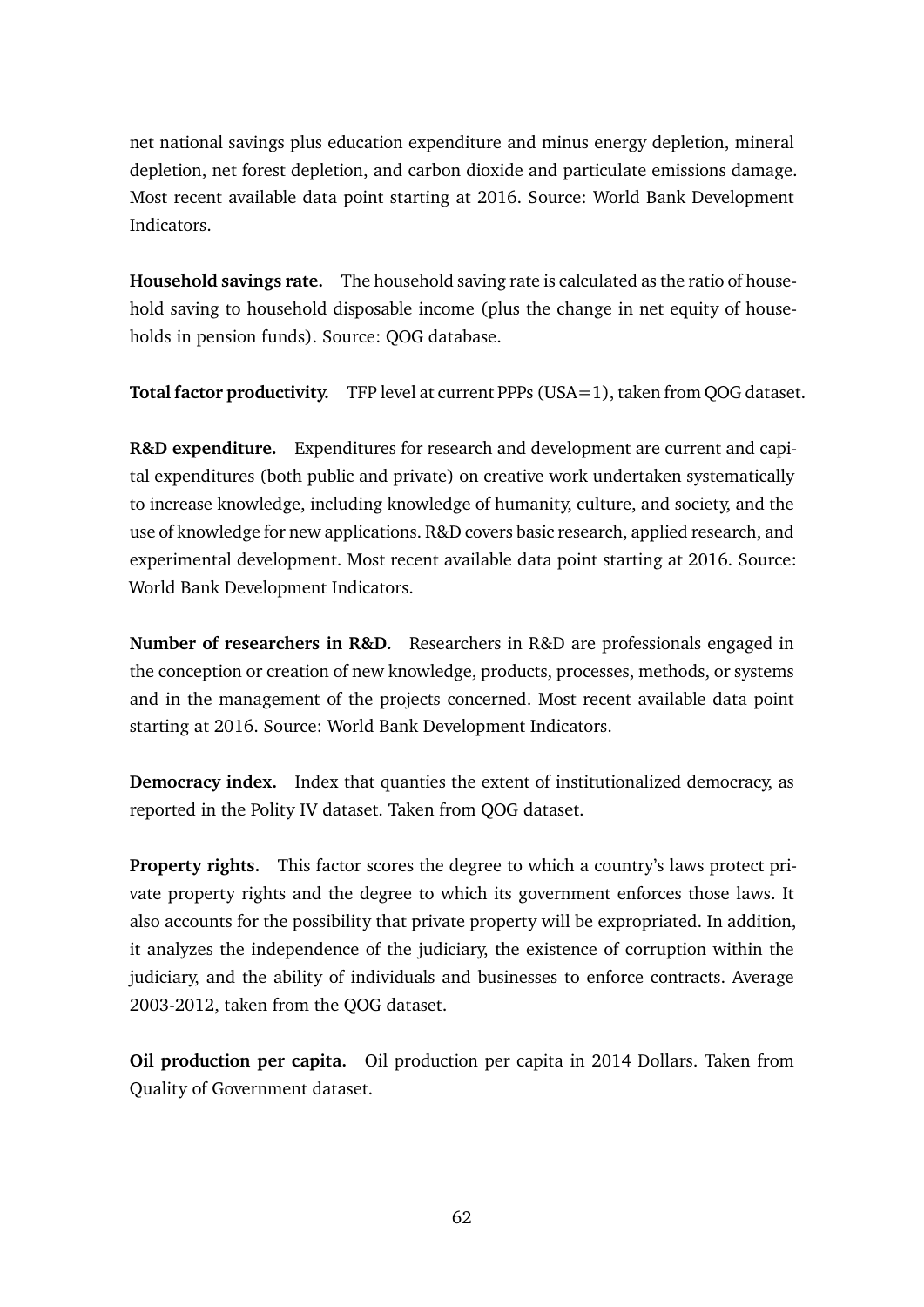net national savings plus education expenditure and minus energy depletion, mineral depletion, net forest depletion, and carbon dioxide and particulate emissions damage. Most recent available data point starting at 2016. Source: World Bank Development Indicators.

**Household savings rate.** The household saving rate is calculated as the ratio of household saving to household disposable income (plus the change in net equity of households in pension funds). Source: QOG database.

**Total factor productivity.** TFP level at current PPPs (USA=1), taken from QOG dataset.

**R&D expenditure.** Expenditures for research and development are current and capital expenditures (both public and private) on creative work undertaken systematically to increase knowledge, including knowledge of humanity, culture, and society, and the use of knowledge for new applications. R&D covers basic research, applied research, and experimental development. Most recent available data point starting at 2016. Source: World Bank Development Indicators.

**Number of researchers in R&D.** Researchers in R&D are professionals engaged in the conception or creation of new knowledge, products, processes, methods, or systems and in the management of the projects concerned. Most recent available data point starting at 2016. Source: World Bank Development Indicators.

**Democracy index.** Index that quanties the extent of institutionalized democracy, as reported in the Polity IV dataset. Taken from QOG dataset.

**Property rights.** This factor scores the degree to which a country's laws protect private property rights and the degree to which its government enforces those laws. It also accounts for the possibility that private property will be expropriated. In addition, it analyzes the independence of the judiciary, the existence of corruption within the judiciary, and the ability of individuals and businesses to enforce contracts. Average 2003-2012, taken from the QOG dataset.

**Oil production per capita.** Oil production per capita in 2014 Dollars. Taken from Quality of Government dataset.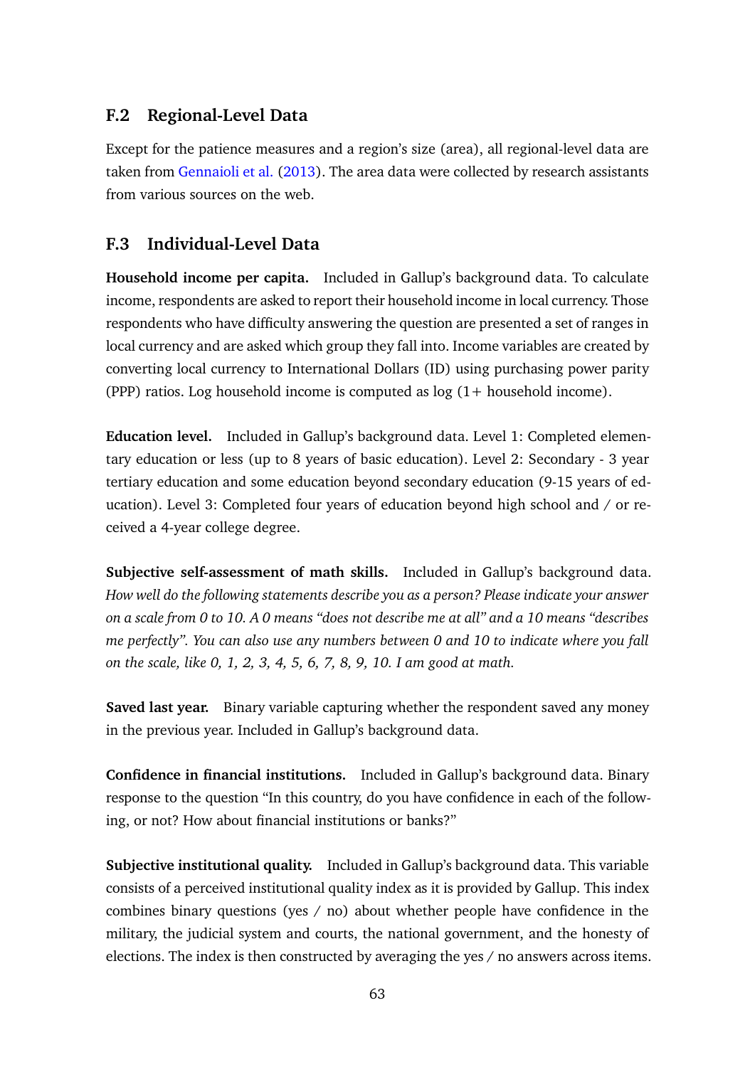## F.2 Regional-Level Data

Except for the patience measures and a region's size (area), all regional-level data are taken from Gennaioli et al. (2013). The area data were collected by research assistants from various sources on the web.

## F.3 Individual-Level Data

**Household income per capita.** Included in Gallup's background data. To calculate income, respondents are asked to report their household income in local currency. Those respondents who have difficulty answering the question are presented a set of ranges in local currency and are asked which group they fall into. Income variables are created by converting local currency to International Dollars (ID) using purchasing power parity (PPP) ratios. Log household income is computed as log (1+ household income).

**Education level.** Included in Gallup's background data. Level 1: Completed elementary education or less (up to 8 years of basic education). Level 2: Secondary - 3 year tertiary education and some education beyond secondary education (9-15 years of education). Level 3: Completed four years of education beyond high school and / or received a 4-year college degree.

**Subjective self-assessment of math skills.** Included in Gallup's background data. *How well do the following statements describe you as a person? Please indicate your answer on a scale from 0 to 10. A 0 means "does not describe me at all" and a 10 means "describes me perfectly". You can also use any numbers between 0 and 10 to indicate where you fall on the scale, like 0, 1, 2, 3, 4, 5, 6, 7, 8, 9, 10. I am good at math.*

**Saved last year.** Binary variable capturing whether the respondent saved any money in the previous year. Included in Gallup's background data.

**Confidence in financial institutions.** Included in Gallup's background data. Binary response to the question "In this country, do you have confidence in each of the following, or not? How about financial institutions or banks?"

**Subjective institutional quality.** Included in Gallup's background data. This variable consists of a perceived institutional quality index as it is provided by Gallup. This index combines binary questions (yes / no) about whether people have confidence in the military, the judicial system and courts, the national government, and the honesty of elections. The index is then constructed by averaging the yes / no answers across items.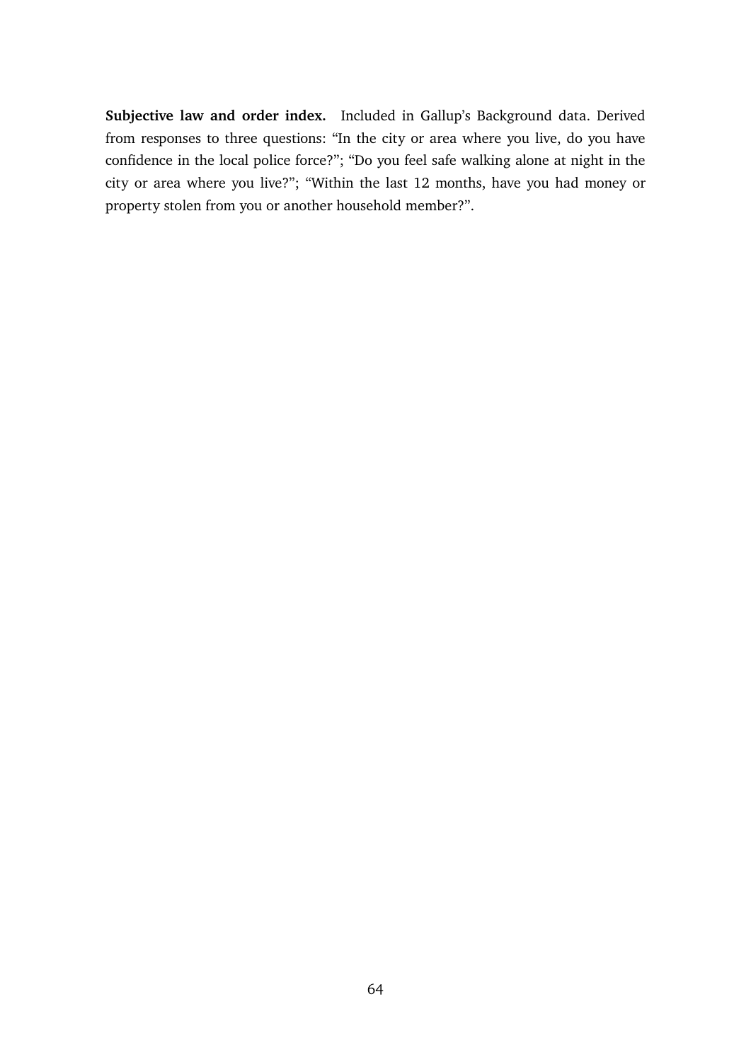**Subjective law and order index.** Included in Gallup's Background data. Derived from responses to three questions: "In the city or area where you live, do you have confidence in the local police force?"; "Do you feel safe walking alone at night in the city or area where you live?"; "Within the last 12 months, have you had money or property stolen from you or another household member?".